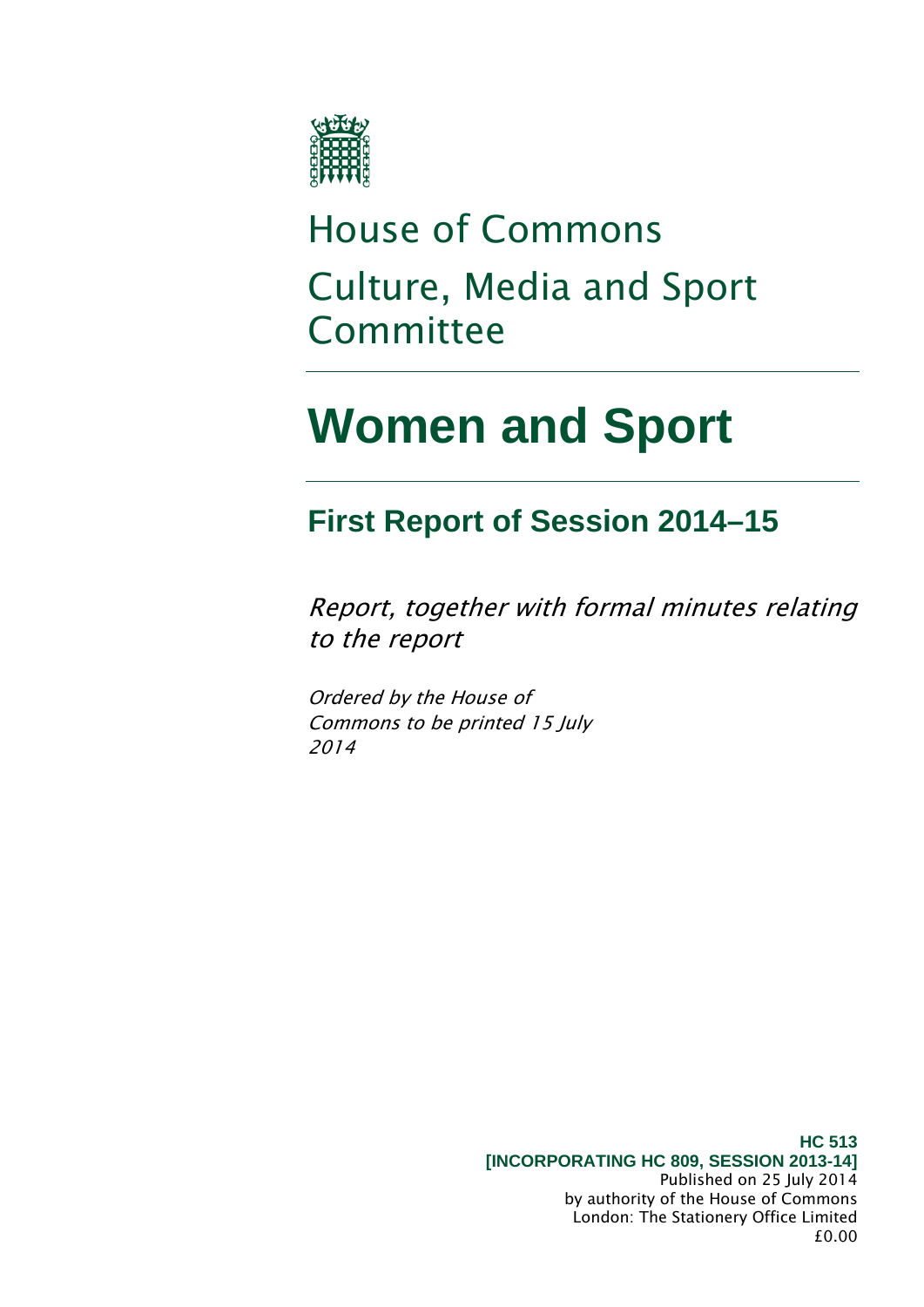House of Commons

Culture, Media and Sport Committee

# Women and Sport

## First Report of Session 2014–15

*Report, together with formal minutes relating to the report*

*Ordered by the House of Commons to be printed 15 July 2014*

**HC 513**
**[INCORPORATING HC 809, SESSION 2013-14]**
Published on 25 July 2014
by authority of the House of Commons
London: The Stationery Office Limited
£0.00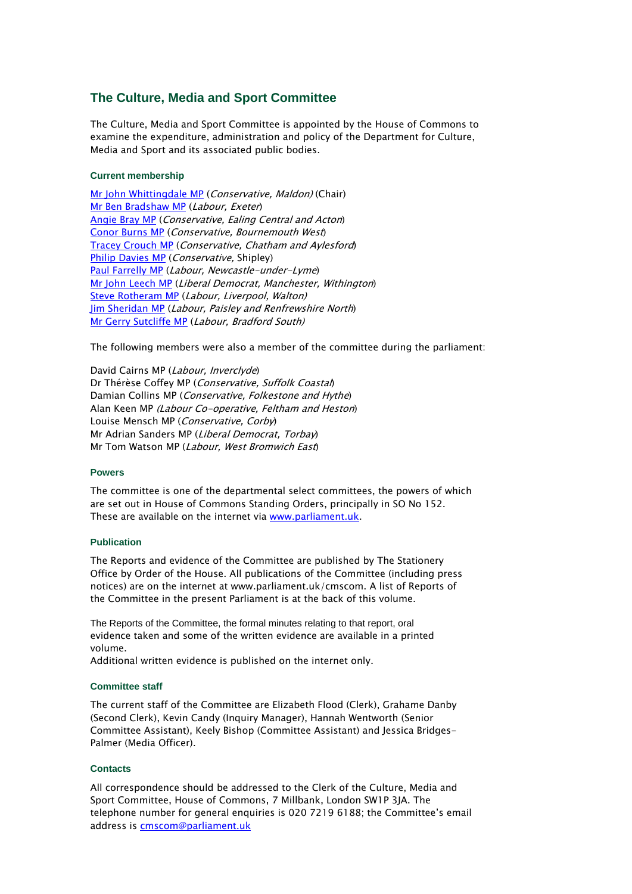## The Culture, Media and Sport Committee

The Culture, Media and Sport Committee is appointed by the House of Commons to examine the expenditure, administration and policy of the Department for Culture, Media and Sport and its associated public bodies.

### Current membership

[Mr John Whittingdale MP](#) (*Conservative, Maldon)* (Chair)
[Mr Ben Bradshaw MP](#) (*Labour, Exeter*)
[Angie Bray MP](#) (*Conservative, Ealing Central and Acton*)
[Conor Burns MP](#) (*Conservative, Bournemouth West*)
[Tracey Crouch MP](#) (*Conservative, Chatham and Aylesford*)
[Philip Davies MP](#) (*Conservative,* Shipley)
[Paul Farrelly MP](#) (*Labour, Newcastle-under-Lyme*)
[Mr John Leech MP](#) (*Liberal Democrat, Manchester, Withington*)
[Steve Rotheram MP](#) (*Labour, Liverpool, Walton)*
[Jim Sheridan MP](#) (*Labour, Paisley and Renfrewshire North*)
[Mr Gerry Sutcliffe MP](#) (*Labour, Bradford South)*

The following members were also a member of the committee during the parliament:

David Cairns MP (*Labour, Inverclyde*)
Dr Thérèse Coffey MP (*Conservative, Suffolk Coastal*)
Damian Collins MP (*Conservative, Folkestone and Hythe*)
Alan Keen MP *(Labour Co-operative, Feltham and Heston*)
Louise Mensch MP (*Conservative, Corby*)
Mr Adrian Sanders MP (*Liberal Democrat, Torbay*)
Mr Tom Watson MP (*Labour, West Bromwich East*)

### Powers

The committee is one of the departmental select committees, the powers of which are set out in House of Commons Standing Orders, principally in SO No 152. These are available on the internet via [www.parliament.uk](www.parliament.uk).

### Publication

The Reports and evidence of the Committee are published by The Stationery Office by Order of the House. All publications of the Committee (including press notices) are on the internet at www.parliament.uk/cmscom. A list of Reports of the Committee in the present Parliament is at the back of this volume.

The Reports of the Committee, the formal minutes relating to that report, oral evidence taken and some of the written evidence are available in a printed volume.
Additional written evidence is published on the internet only.

### Committee staff

The current staff of the Committee are Elizabeth Flood (Clerk), Grahame Danby (Second Clerk), Kevin Candy (Inquiry Manager), Hannah Wentworth (Senior Committee Assistant), Keely Bishop (Committee Assistant) and Jessica Bridges-Palmer (Media Officer).

### Contacts

All correspondence should be addressed to the Clerk of the Culture, Media and Sport Committee, House of Commons, 7 Millbank, London SW1P 3JA. The telephone number for general enquiries is 020 7219 6188; the Committee's email address is [cmscom@parliament.uk](mailto:cmscom@parliament.uk)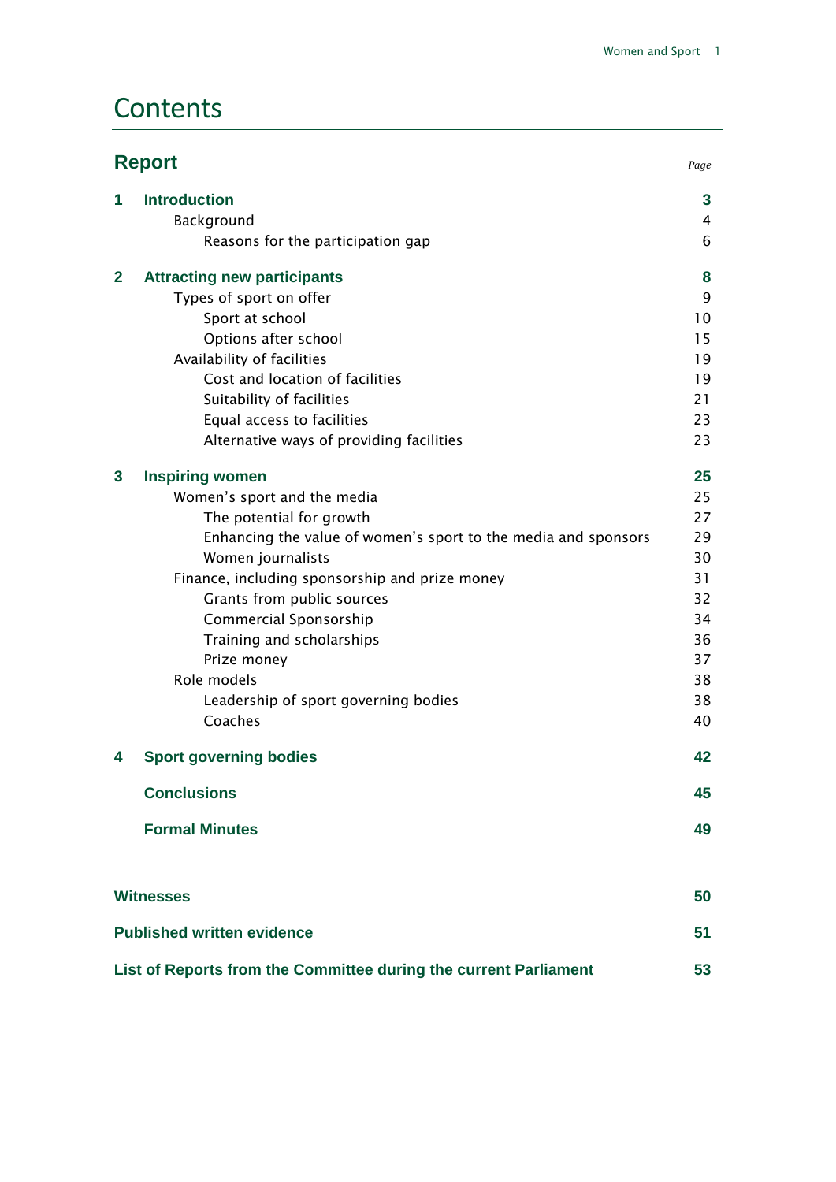# Contents

| **Report** | *Page* |
|---|---|
| **1 Introduction** | **3** |
| Background | 4 |
| Reasons for the participation gap | 6 |
| **2 Attracting new participants** | **8** |
| Types of sport on offer | 9 |
| Sport at school | 10 |
| Options after school | 15 |
| Availability of facilities | 19 |
| Cost and location of facilities | 19 |
| Suitability of facilities | 21 |
| Equal access to facilities | 23 |
| Alternative ways of providing facilities | 23 |
| **3 Inspiring women** | **25** |
| Women's sport and the media | 25 |
| The potential for growth | 27 |
| Enhancing the value of women's sport to the media and sponsors | 29 |
| Women journalists | 30 |
| Finance, including sponsorship and prize money | 31 |
| Grants from public sources | 32 |
| Commercial Sponsorship | 34 |
| Training and scholarships | 36 |
| Prize money | 37 |
| Role models | 38 |
| Leadership of sport governing bodies | 38 |
| Coaches | 40 |
| **4 Sport governing bodies** | **42** |
| **Conclusions** | **45** |
| **Formal Minutes** | **49** |
| **Witnesses** | **50** |
| **Published written evidence** | **51** |
| **List of Reports from the Committee during the current Parliament** | **53** |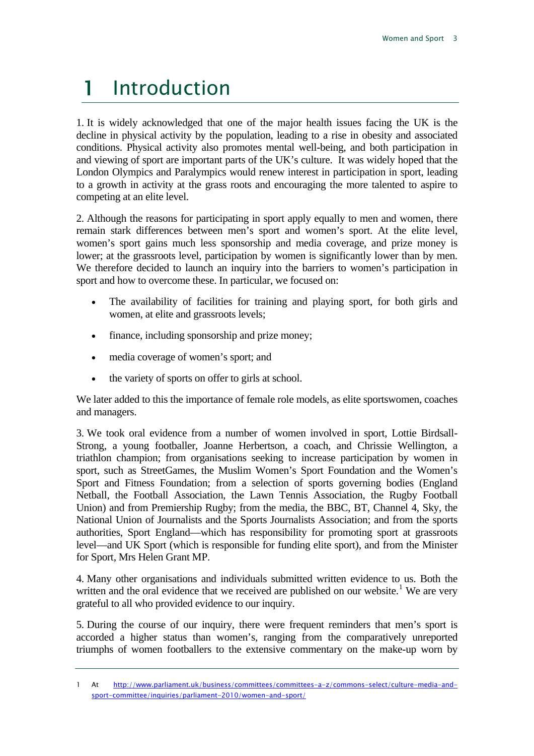# 1 Introduction

1. It is widely acknowledged that one of the major health issues facing the UK is the decline in physical activity by the population, leading to a rise in obesity and associated conditions. Physical activity also promotes mental well-being, and both participation in and viewing of sport are important parts of the UK's culture. It was widely hoped that the London Olympics and Paralympics would renew interest in participation in sport, leading to a growth in activity at the grass roots and encouraging the more talented to aspire to competing at an elite level.

2. Although the reasons for participating in sport apply equally to men and women, there remain stark differences between men's sport and women's sport. At the elite level, women's sport gains much less sponsorship and media coverage, and prize money is lower; at the grassroots level, participation by women is significantly lower than by men. We therefore decided to launch an inquiry into the barriers to women's participation in sport and how to overcome these. In particular, we focused on:

- The availability of facilities for training and playing sport, for both girls and women, at elite and grassroots levels;
- finance, including sponsorship and prize money;
- media coverage of women's sport; and
- the variety of sports on offer to girls at school.

We later added to this the importance of female role models, as elite sportswomen, coaches and managers.

3. We took oral evidence from a number of women involved in sport, Lottie Birdsall-Strong, a young footballer, Joanne Herbertson, a coach, and Chrissie Wellington, a triathlon champion; from organisations seeking to increase participation by women in sport, such as StreetGames, the Muslim Women's Sport Foundation and the Women's Sport and Fitness Foundation; from a selection of sports governing bodies (England Netball, the Football Association, the Lawn Tennis Association, the Rugby Football Union) and from Premiership Rugby; from the media, the BBC, BT, Channel 4, Sky, the National Union of Journalists and the Sports Journalists Association; and from the sports authorities, Sport England—which has responsibility for promoting sport at grassroots level—and UK Sport (which is responsible for funding elite sport), and from the Minister for Sport, Mrs Helen Grant MP.

4. Many other organisations and individuals submitted written evidence to us. Both the written and the oral evidence that we received are published on our website.[1] We are very grateful to all who provided evidence to our inquiry.

5. During the course of our inquiry, there were frequent reminders that men's sport is accorded a higher status than women's, ranging from the comparatively unreported triumphs of women footballers to the extensive commentary on the make-up worn by

---

1 At http://www.parliament.uk/business/committees/committees-a-z/commons-select/culture-media-and-sport-committee/inquiries/parliament-2010/women-and-sport/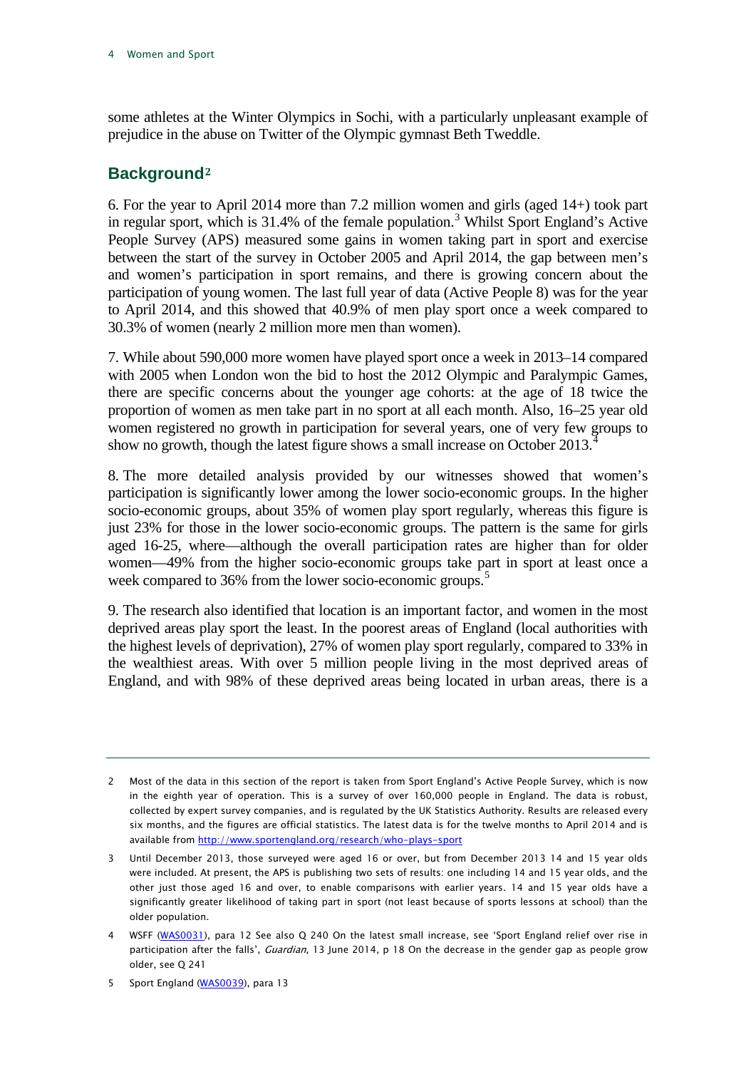some athletes at the Winter Olympics in Sochi, with a particularly unpleasant example of prejudice in the abuse on Twitter of the Olympic gymnast Beth Tweddle.

## Background[2]

6. For the year to April 2014 more than 7.2 million women and girls (aged 14+) took part in regular sport, which is 31.4% of the female population.[3] Whilst Sport England's Active People Survey (APS) measured some gains in women taking part in sport and exercise between the start of the survey in October 2005 and April 2014, the gap between men's and women's participation in sport remains, and there is growing concern about the participation of young women. The last full year of data (Active People 8) was for the year to April 2014, and this showed that 40.9% of men play sport once a week compared to 30.3% of women (nearly 2 million more men than women).

7. While about 590,000 more women have played sport once a week in 2013–14 compared with 2005 when London won the bid to host the 2012 Olympic and Paralympic Games, there are specific concerns about the younger age cohorts: at the age of 18 twice the proportion of women as men take part in no sport at all each month. Also, 16–25 year old women registered no growth in participation for several years, one of very few groups to show no growth, though the latest figure shows a small increase on October 2013.[4]

8. The more detailed analysis provided by our witnesses showed that women's participation is significantly lower among the lower socio-economic groups. In the higher socio-economic groups, about 35% of women play sport regularly, whereas this figure is just 23% for those in the lower socio-economic groups. The pattern is the same for girls aged 16-25, where—although the overall participation rates are higher than for older women—49% from the higher socio-economic groups take part in sport at least once a week compared to 36% from the lower socio-economic groups.[5]

9. The research also identified that location is an important factor, and women in the most deprived areas play sport the least. In the poorest areas of England (local authorities with the highest levels of deprivation), 27% of women play sport regularly, compared to 33% in the wealthiest areas. With over 5 million people living in the most deprived areas of England, and with 98% of these deprived areas being located in urban areas, there is a

---

2 Most of the data in this section of the report is taken from Sport England's Active People Survey, which is now in the eighth year of operation. This is a survey of over 160,000 people in England. The data is robust, collected by expert survey companies, and is regulated by the UK Statistics Authority. Results are released every six months, and the figures are official statistics. The latest data is for the twelve months to April 2014 and is available from http://www.sportengland.org/research/who-plays-sport

3 Until December 2013, those surveyed were aged 16 or over, but from December 2013 14 and 15 year olds were included. At present, the APS is publishing two sets of results: one including 14 and 15 year olds, and the other just those aged 16 and over, to enable comparisons with earlier years. 14 and 15 year olds have a significantly greater likelihood of taking part in sport (not least because of sports lessons at school) than the older population.

4 WSFF (WAS0031), para 12 See also Q 240 On the latest small increase, see 'Sport England relief over rise in participation after the falls', *Guardian*, 13 June 2014, p 18 On the decrease in the gender gap as people grow older, see Q 241

5 Sport England (WAS0039), para 13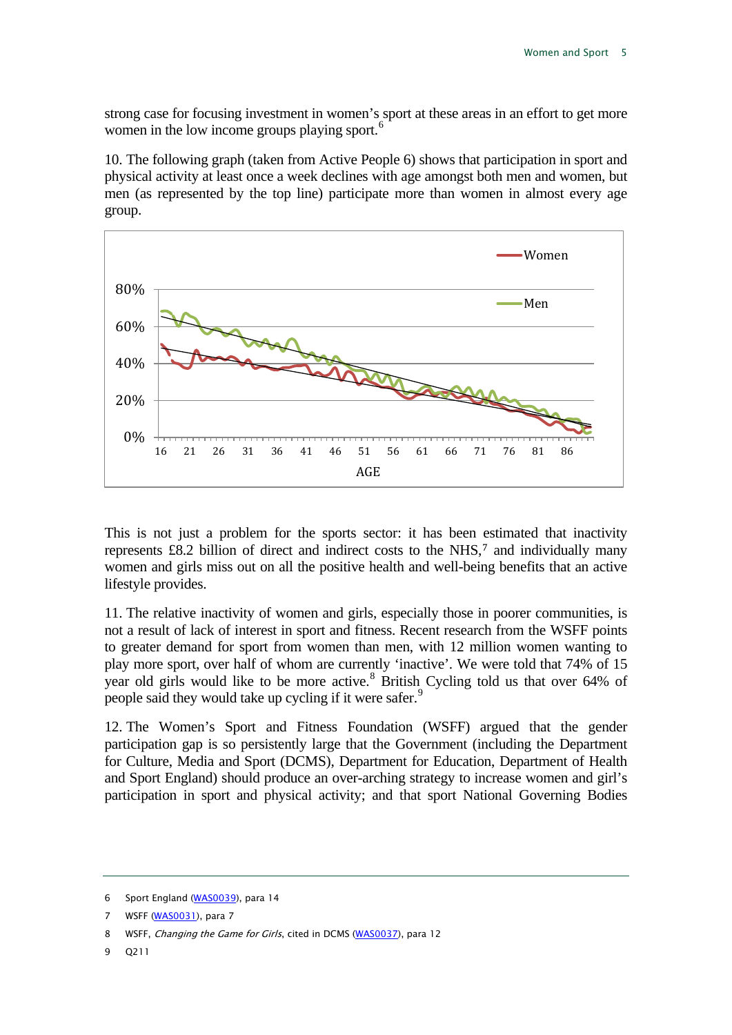strong case for focusing investment in women's sport at these areas in an effort to get more women in the low income groups playing sport.[6]

10. The following graph (taken from Active People 6) shows that participation in sport and physical activity at least once a week declines with age amongst both men and women, but men (as represented by the top line) participate more than women in almost every age group.

This is not just a problem for the sports sector: it has been estimated that inactivity represents £8.2 billion of direct and indirect costs to the NHS,[7] and individually many women and girls miss out on all the positive health and well-being benefits that an active lifestyle provides.

11. The relative inactivity of women and girls, especially those in poorer communities, is not a result of lack of interest in sport and fitness. Recent research from the WSFF points to greater demand for sport from women than men, with 12 million women wanting to play more sport, over half of whom are currently 'inactive'. We were told that 74% of 15 year old girls would like to be more active.[8] British Cycling told us that over 64% of people said they would take up cycling if it were safer.[9]

12. The Women's Sport and Fitness Foundation (WSFF) argued that the gender participation gap is so persistently large that the Government (including the Department for Culture, Media and Sport (DCMS), Department for Education, Department of Health and Sport England) should produce an over-arching strategy to increase women and girl's participation in sport and physical activity; and that sport National Governing Bodies

---

6 Sport England (WAS0039), para 14

7 WSFF (WAS0031), para 7

8 WSFF, *Changing the Game for Girls*, cited in DCMS (WAS0037), para 12

9 Q211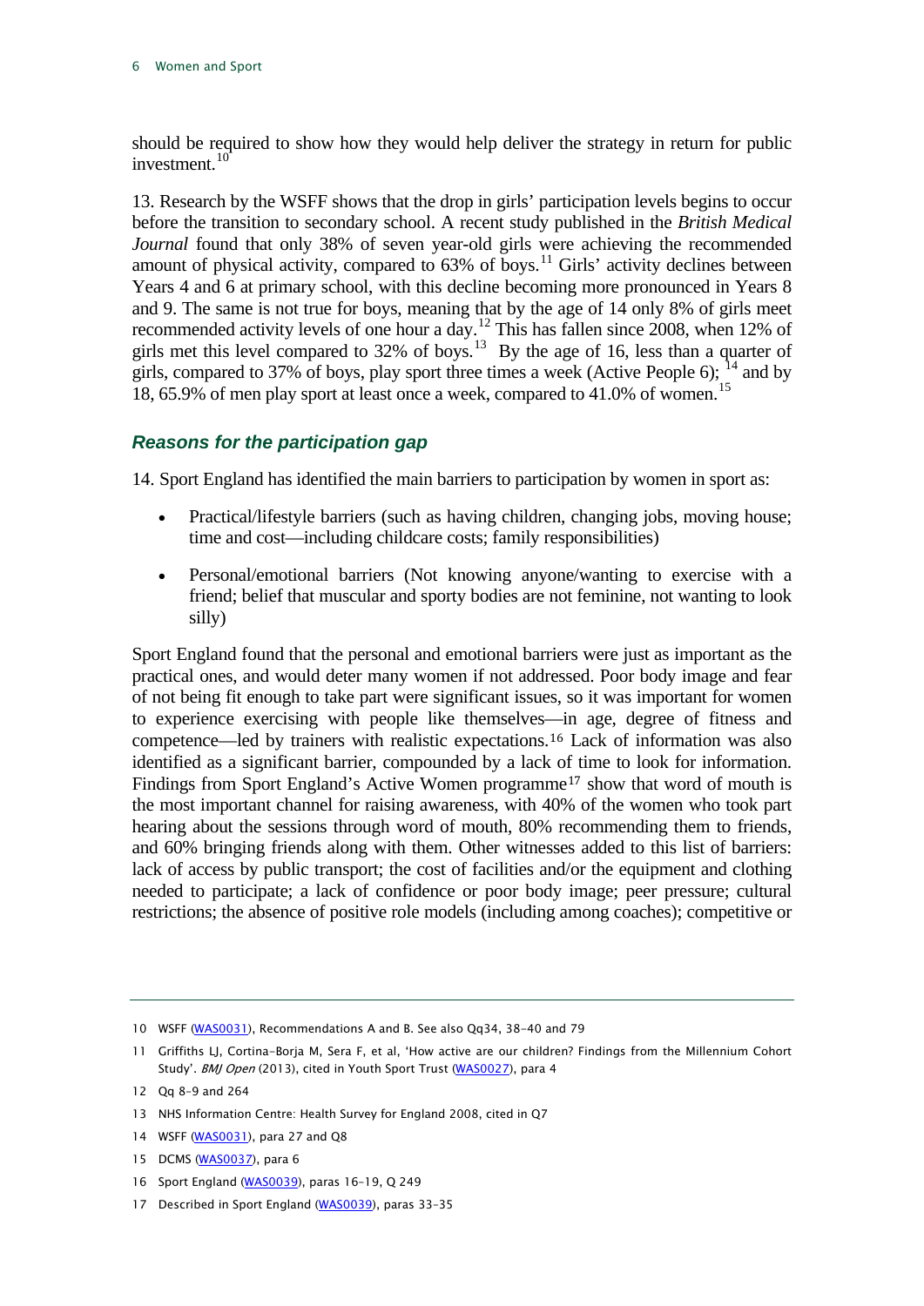should be required to show how they would help deliver the strategy in return for public investment.[10]

13. Research by the WSFF shows that the drop in girls' participation levels begins to occur before the transition to secondary school. A recent study published in the *British Medical Journal* found that only 38% of seven year-old girls were achieving the recommended amount of physical activity, compared to 63% of boys.[11] Girls' activity declines between Years 4 and 6 at primary school, with this decline becoming more pronounced in Years 8 and 9. The same is not true for boys, meaning that by the age of 14 only 8% of girls meet recommended activity levels of one hour a day.[12] This has fallen since 2008, when 12% of girls met this level compared to 32% of boys.[13] By the age of 16, less than a quarter of girls, compared to 37% of boys, play sport three times a week (Active People 6);[14] and by 18, 65.9% of men play sport at least once a week, compared to 41.0% of women.[15]

### *Reasons for the participation gap*

14. Sport England has identified the main barriers to participation by women in sport as:

- Practical/lifestyle barriers (such as having children, changing jobs, moving house; time and cost—including childcare costs; family responsibilities)
- Personal/emotional barriers (Not knowing anyone/wanting to exercise with a friend; belief that muscular and sporty bodies are not feminine, not wanting to look silly)

Sport England found that the personal and emotional barriers were just as important as the practical ones, and would deter many women if not addressed. Poor body image and fear of not being fit enough to take part were significant issues, so it was important for women to experience exercising with people like themselves—in age, degree of fitness and competence—led by trainers with realistic expectations.[16] Lack of information was also identified as a significant barrier, compounded by a lack of time to look for information. Findings from Sport England's Active Women programme[17] show that word of mouth is the most important channel for raising awareness, with 40% of the women who took part hearing about the sessions through word of mouth, 80% recommending them to friends, and 60% bringing friends along with them. Other witnesses added to this list of barriers: lack of access by public transport; the cost of facilities and/or the equipment and clothing needed to participate; a lack of confidence or poor body image; peer pressure; cultural restrictions; the absence of positive role models (including among coaches); competitive or

---

10 WSFF (WAS0031), Recommendations A and B. See also Qq34, 38-40 and 79

11 Griffiths LJ, Cortina-Borja M, Sera F, et al, 'How active are our children? Findings from the Millennium Cohort Study'. *BMJ Open* (2013), cited in Youth Sport Trust (WAS0027), para 4

12 Qq 8-9 and 264

13 NHS Information Centre: Health Survey for England 2008, cited in Q7

14 WSFF (WAS0031), para 27 and Q8

15 DCMS (WAS0037), para 6

16 Sport England (WAS0039), paras 16-19, Q 249

17 Described in Sport England (WAS0039), paras 33-35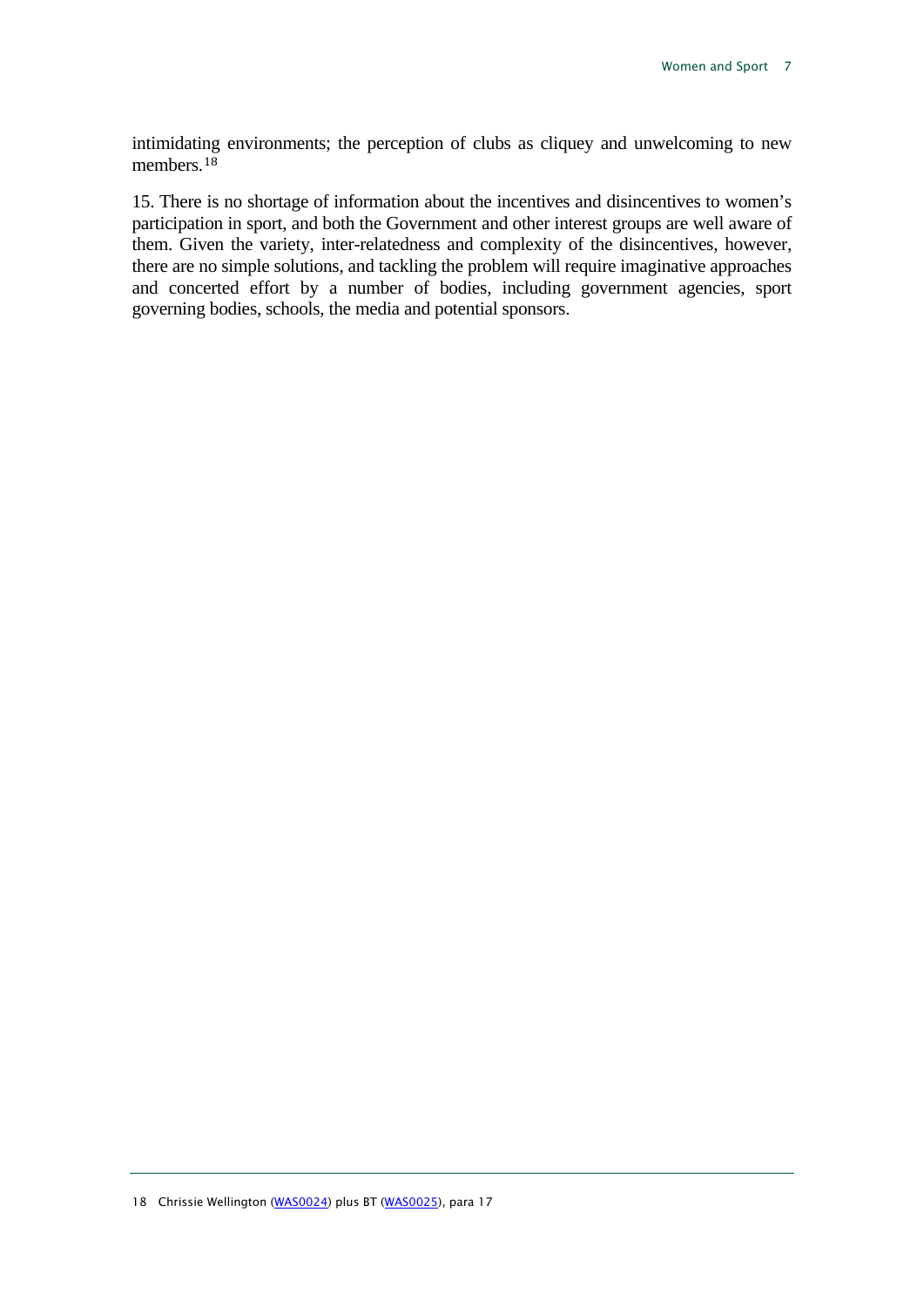intimidating environments; the perception of clubs as cliquey and unwelcoming to new members.[18]

15. There is no shortage of information about the incentives and disincentives to women's participation in sport, and both the Government and other interest groups are well aware of them. Given the variety, inter-relatedness and complexity of the disincentives, however, there are no simple solutions, and tackling the problem will require imaginative approaches and concerted effort by a number of bodies, including government agencies, sport governing bodies, schools, the media and potential sponsors.

18 Chrissie Wellington (WAS0024) plus BT (WAS0025), para 17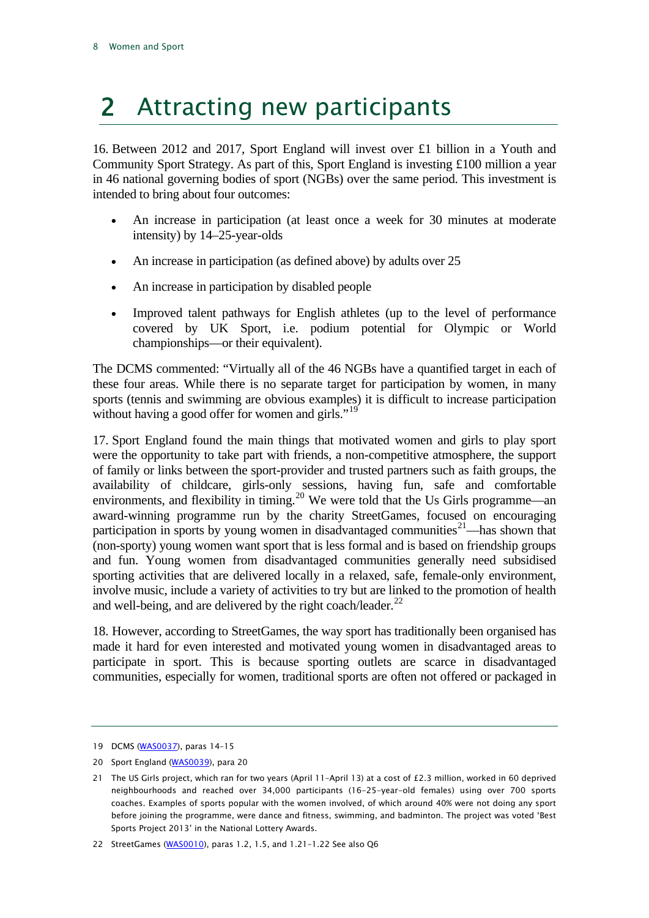# 2 Attracting new participants

16. Between 2012 and 2017, Sport England will invest over £1 billion in a Youth and Community Sport Strategy. As part of this, Sport England is investing £100 million a year in 46 national governing bodies of sport (NGBs) over the same period. This investment is intended to bring about four outcomes:

- An increase in participation (at least once a week for 30 minutes at moderate intensity) by 14–25-year-olds
- An increase in participation (as defined above) by adults over 25
- An increase in participation by disabled people
- Improved talent pathways for English athletes (up to the level of performance covered by UK Sport, i.e. podium potential for Olympic or World championships—or their equivalent).

The DCMS commented: "Virtually all of the 46 NGBs have a quantified target in each of these four areas. While there is no separate target for participation by women, in many sports (tennis and swimming are obvious examples) it is difficult to increase participation without having a good offer for women and girls."[19]

17. Sport England found the main things that motivated women and girls to play sport were the opportunity to take part with friends, a non-competitive atmosphere, the support of family or links between the sport-provider and trusted partners such as faith groups, the availability of childcare, girls-only sessions, having fun, safe and comfortable environments, and flexibility in timing.[20] We were told that the Us Girls programme—an award-winning programme run by the charity StreetGames, focused on encouraging participation in sports by young women in disadvantaged communities[21]—has shown that (non-sporty) young women want sport that is less formal and is based on friendship groups and fun. Young women from disadvantaged communities generally need subsidised sporting activities that are delivered locally in a relaxed, safe, female-only environment, involve music, include a variety of activities to try but are linked to the promotion of health and well-being, and are delivered by the right coach/leader.[22]

18. However, according to StreetGames, the way sport has traditionally been organised has made it hard for even interested and motivated young women in disadvantaged areas to participate in sport. This is because sporting outlets are scarce in disadvantaged communities, especially for women, traditional sports are often not offered or packaged in

---

19 DCMS (WAS0037), paras 14–15

20 Sport England (WAS0039), para 20

21 The US Girls project, which ran for two years (April 11–April 13) at a cost of £2.3 million, worked in 60 deprived neighbourhoods and reached over 34,000 participants (16–25-year-old females) using over 700 sports coaches. Examples of sports popular with the women involved, of which around 40% were not doing any sport before joining the programme, were dance and fitness, swimming, and badminton. The project was voted 'Best Sports Project 2013' in the National Lottery Awards.

22 StreetGames (WAS0010), paras 1.2, 1.5, and 1.21–1.22 See also Q6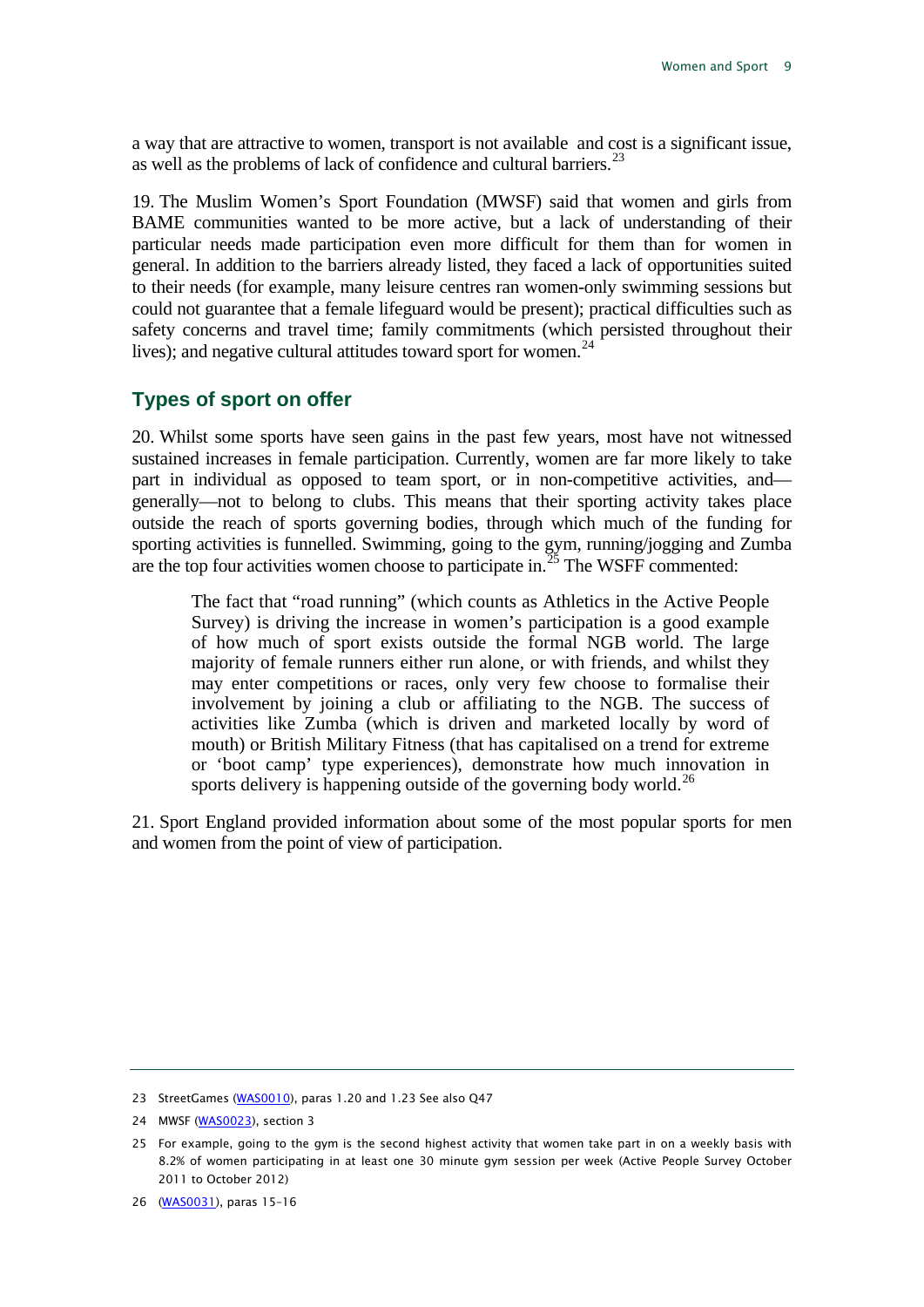a way that are attractive to women, transport is not available and cost is a significant issue, as well as the problems of lack of confidence and cultural barriers.[23]

19. The Muslim Women's Sport Foundation (MWSF) said that women and girls from BAME communities wanted to be more active, but a lack of understanding of their particular needs made participation even more difficult for them than for women in general. In addition to the barriers already listed, they faced a lack of opportunities suited to their needs (for example, many leisure centres ran women-only swimming sessions but could not guarantee that a female lifeguard would be present); practical difficulties such as safety concerns and travel time; family commitments (which persisted throughout their lives); and negative cultural attitudes toward sport for women.[24]

## Types of sport on offer

20. Whilst some sports have seen gains in the past few years, most have not witnessed sustained increases in female participation. Currently, women are far more likely to take part in individual as opposed to team sport, or in non-competitive activities, and—generally—not to belong to clubs. This means that their sporting activity takes place outside the reach of sports governing bodies, through which much of the funding for sporting activities is funnelled. Swimming, going to the gym, running/jogging and Zumba are the top four activities women choose to participate in.[25] The WSFF commented:

> The fact that "road running" (which counts as Athletics in the Active People Survey) is driving the increase in women's participation is a good example of how much of sport exists outside the formal NGB world. The large majority of female runners either run alone, or with friends, and whilst they may enter competitions or races, only very few choose to formalise their involvement by joining a club or affiliating to the NGB. The success of activities like Zumba (which is driven and marketed locally by word of mouth) or British Military Fitness (that has capitalised on a trend for extreme or 'boot camp' type experiences), demonstrate how much innovation in sports delivery is happening outside of the governing body world.[26]

21. Sport England provided information about some of the most popular sports for men and women from the point of view of participation.

---

23 StreetGames (WAS0010), paras 1.20 and 1.23 See also Q47

24 MWSF (WAS0023), section 3

25 For example, going to the gym is the second highest activity that women take part in on a weekly basis with 8.2% of women participating in at least one 30 minute gym session per week (Active People Survey October 2011 to October 2012)

26 (WAS0031), paras 15–16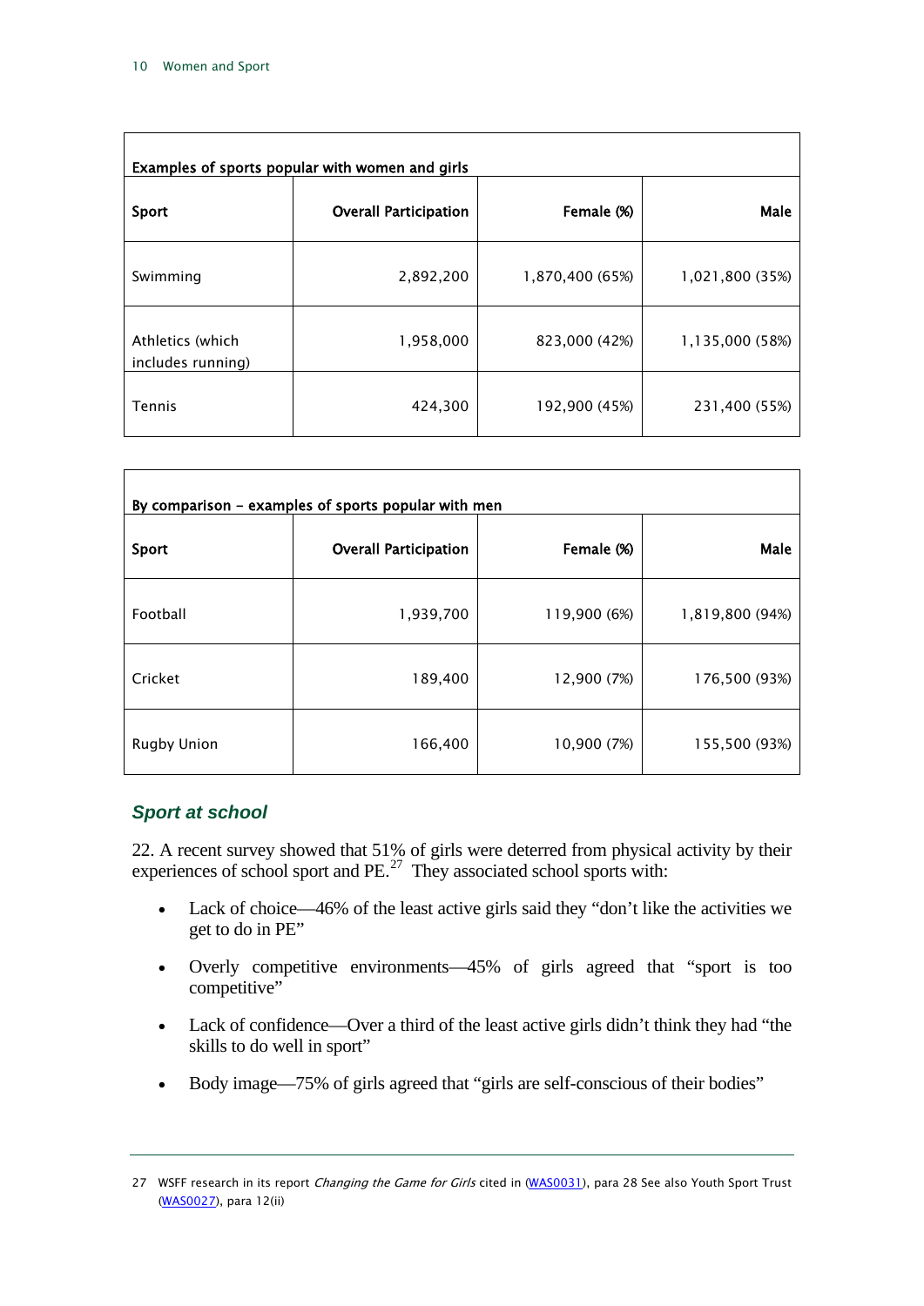| Examples of sports popular with women and girls | | | |
|---|---|---|---|
| **Sport** | **Overall Participation** | **Female (%)** | **Male** |
| Swimming | 2,892,200 | 1,870,400 (65%) | 1,021,800 (35%) |
| Athletics (which includes running) | 1,958,000 | 823,000 (42%) | 1,135,000 (58%) |
| Tennis | 424,300 | 192,900 (45%) | 231,400 (55%) |

| By comparison – examples of sports popular with men | | | |
|---|---|---|---|
| **Sport** | **Overall Participation** | **Female (%)** | **Male** |
| Football | 1,939,700 | 119,900 (6%) | 1,819,800 (94%) |
| Cricket | 189,400 | 12,900 (7%) | 176,500 (93%) |
| Rugby Union | 166,400 | 10,900 (7%) | 155,500 (93%) |

### *Sport at school*

22. A recent survey showed that 51% of girls were deterred from physical activity by their experiences of school sport and PE.[27] They associated school sports with:

- Lack of choice—46% of the least active girls said they "don't like the activities we get to do in PE"
- Overly competitive environments—45% of girls agreed that "sport is too competitive"
- Lack of confidence—Over a third of the least active girls didn't think they had "the skills to do well in sport"
- Body image—75% of girls agreed that "girls are self-conscious of their bodies"

27 WSFF research in its report *Changing the Game for Girls* cited in (WAS0031), para 28 See also Youth Sport Trust (WAS0027), para 12(ii)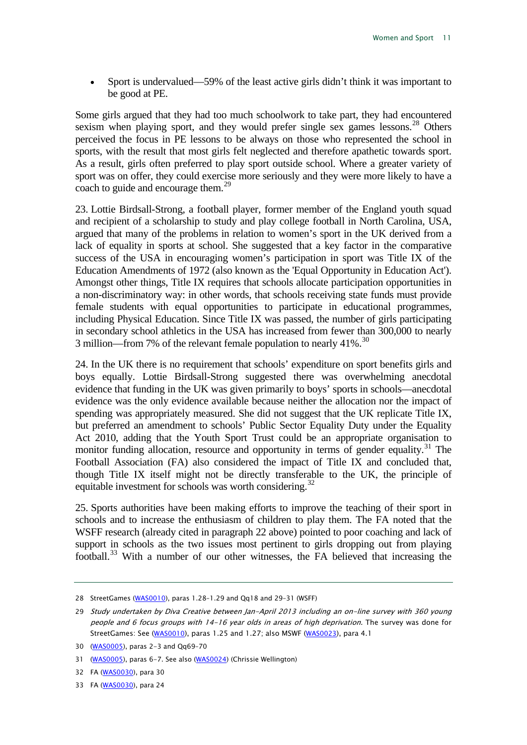- Sport is undervalued—59% of the least active girls didn't think it was important to be good at PE.

Some girls argued that they had too much schoolwork to take part, they had encountered sexism when playing sport, and they would prefer single sex games lessons.[28] Others perceived the focus in PE lessons to be always on those who represented the school in sports, with the result that most girls felt neglected and therefore apathetic towards sport. As a result, girls often preferred to play sport outside school. Where a greater variety of sport was on offer, they could exercise more seriously and they were more likely to have a coach to guide and encourage them.[29]

23. Lottie Birdsall-Strong, a football player, former member of the England youth squad and recipient of a scholarship to study and play college football in North Carolina, USA, argued that many of the problems in relation to women's sport in the UK derived from a lack of equality in sports at school. She suggested that a key factor in the comparative success of the USA in encouraging women's participation in sport was Title IX of the Education Amendments of 1972 (also known as the 'Equal Opportunity in Education Act'). Amongst other things, Title IX requires that schools allocate participation opportunities in a non-discriminatory way: in other words, that schools receiving state funds must provide female students with equal opportunities to participate in educational programmes, including Physical Education. Since Title IX was passed, the number of girls participating in secondary school athletics in the USA has increased from fewer than 300,000 to nearly 3 million—from 7% of the relevant female population to nearly 41%.[30]

24. In the UK there is no requirement that schools' expenditure on sport benefits girls and boys equally. Lottie Birdsall-Strong suggested there was overwhelming anecdotal evidence that funding in the UK was given primarily to boys' sports in schools—anecdotal evidence was the only evidence available because neither the allocation nor the impact of spending was appropriately measured. She did not suggest that the UK replicate Title IX, but preferred an amendment to schools' Public Sector Equality Duty under the Equality Act 2010, adding that the Youth Sport Trust could be an appropriate organisation to monitor funding allocation, resource and opportunity in terms of gender equality.[31] The Football Association (FA) also considered the impact of Title IX and concluded that, though Title IX itself might not be directly transferable to the UK, the principle of equitable investment for schools was worth considering.[32]

25. Sports authorities have been making efforts to improve the teaching of their sport in schools and to increase the enthusiasm of children to play them. The FA noted that the WSFF research (already cited in paragraph 22 above) pointed to poor coaching and lack of support in schools as the two issues most pertinent to girls dropping out from playing football.[33] With a number of our other witnesses, the FA believed that increasing the

---

28 StreetGames (WAS0010), paras 1.28–1.29 and Qq18 and 29–31 (WSFF)

29 *Study undertaken by Diva Creative between Jan–April 2013 including an on-line survey with 360 young people and 6 focus groups with 14–16 year olds in areas of high deprivation.* The survey was done for StreetGames: See (WAS0010), paras 1.25 and 1.27; also MSWF (WAS0023), para 4.1

30 (WAS0005), paras 2–3 and Qq69–70

31 (WAS0005), paras 6–7. See also (WAS0024) (Chrissie Wellington)

32 FA (WAS0030), para 30

33 FA (WAS0030), para 24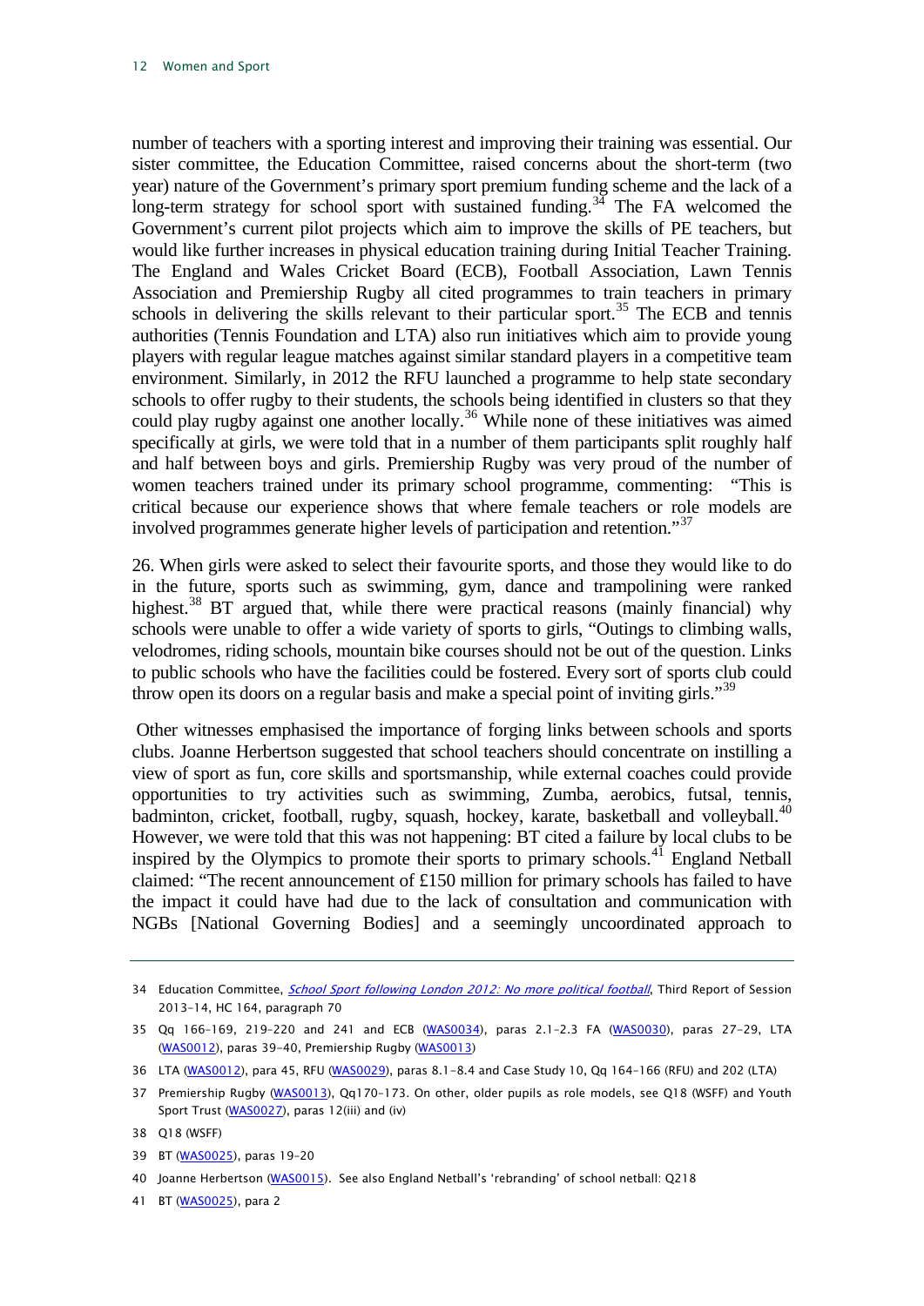number of teachers with a sporting interest and improving their training was essential. Our sister committee, the Education Committee, raised concerns about the short-term (two year) nature of the Government's primary sport premium funding scheme and the lack of a long-term strategy for school sport with sustained funding.[34] The FA welcomed the Government's current pilot projects which aim to improve the skills of PE teachers, but would like further increases in physical education training during Initial Teacher Training. The England and Wales Cricket Board (ECB), Football Association, Lawn Tennis Association and Premiership Rugby all cited programmes to train teachers in primary schools in delivering the skills relevant to their particular sport.[35] The ECB and tennis authorities (Tennis Foundation and LTA) also run initiatives which aim to provide young players with regular league matches against similar standard players in a competitive team environment. Similarly, in 2012 the RFU launched a programme to help state secondary schools to offer rugby to their students, the schools being identified in clusters so that they could play rugby against one another locally.[36] While none of these initiatives was aimed specifically at girls, we were told that in a number of them participants split roughly half and half between boys and girls. Premiership Rugby was very proud of the number of women teachers trained under its primary school programme, commenting: "This is critical because our experience shows that where female teachers or role models are involved programmes generate higher levels of participation and retention."[37]

26. When girls were asked to select their favourite sports, and those they would like to do in the future, sports such as swimming, gym, dance and trampolining were ranked highest.[38] BT argued that, while there were practical reasons (mainly financial) why schools were unable to offer a wide variety of sports to girls, "Outings to climbing walls, velodromes, riding schools, mountain bike courses should not be out of the question. Links to public schools who have the facilities could be fostered. Every sort of sports club could throw open its doors on a regular basis and make a special point of inviting girls."[39]

Other witnesses emphasised the importance of forging links between schools and sports clubs. Joanne Herbertson suggested that school teachers should concentrate on instilling a view of sport as fun, core skills and sportsmanship, while external coaches could provide opportunities to try activities such as swimming, Zumba, aerobics, futsal, tennis, badminton, cricket, football, rugby, squash, hockey, karate, basketball and volleyball.[40] However, we were told that this was not happening: BT cited a failure by local clubs to be inspired by the Olympics to promote their sports to primary schools.[41] England Netball claimed: "The recent announcement of £150 million for primary schools has failed to have the impact it could have had due to the lack of consultation and communication with NGBs [National Governing Bodies] and a seemingly uncoordinated approach to

---

34 Education Committee, *School Sport following London 2012: No more political football*, Third Report of Session 2013–14, HC 164, paragraph 70

35 Qq 166-169, 219-220 and 241 and ECB (WAS0034), paras 2.1-2.3 FA (WAS0030), paras 27-29, LTA (WAS0012), paras 39-40, Premiership Rugby (WAS0013)

36 LTA (WAS0012), para 45, RFU (WAS0029), paras 8.1-8.4 and Case Study 10, Qq 164-166 (RFU) and 202 (LTA)

37 Premiership Rugby (WAS0013), Qq170-173. On other, older pupils as role models, see Q18 (WSFF) and Youth Sport Trust (WAS0027), paras 12(iii) and (iv)

38 Q18 (WSFF)

39 BT (WAS0025), paras 19-20

40 Joanne Herbertson (WAS0015). See also England Netball's 'rebranding' of school netball: Q218

41 BT (WAS0025), para 2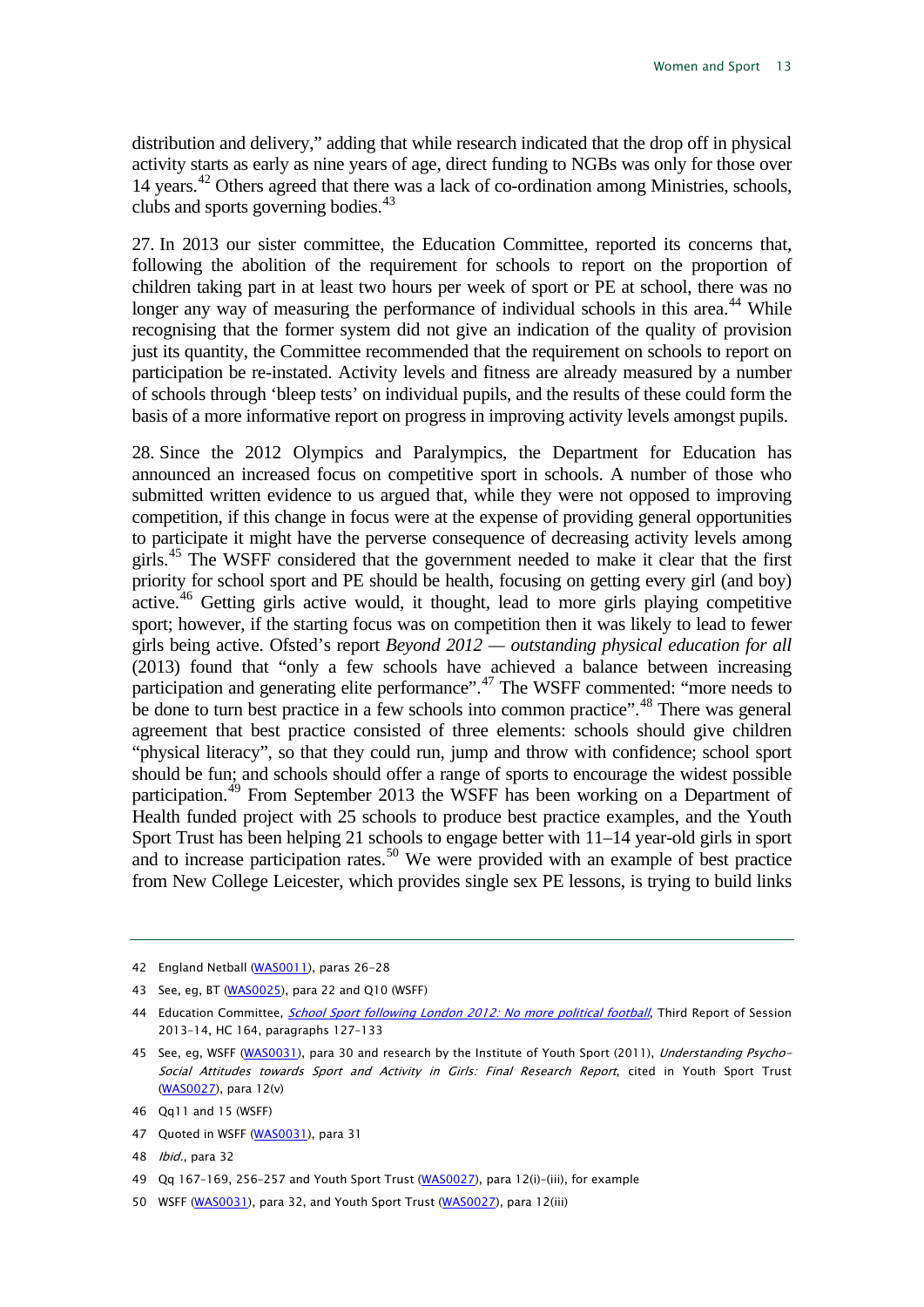distribution and delivery," adding that while research indicated that the drop off in physical activity starts as early as nine years of age, direct funding to NGBs was only for those over 14 years.[42] Others agreed that there was a lack of co-ordination among Ministries, schools, clubs and sports governing bodies.[43]

27. In 2013 our sister committee, the Education Committee, reported its concerns that, following the abolition of the requirement for schools to report on the proportion of children taking part in at least two hours per week of sport or PE at school, there was no longer any way of measuring the performance of individual schools in this area.[44] While recognising that the former system did not give an indication of the quality of provision just its quantity, the Committee recommended that the requirement on schools to report on participation be re-instated. Activity levels and fitness are already measured by a number of schools through 'bleep tests' on individual pupils, and the results of these could form the basis of a more informative report on progress in improving activity levels amongst pupils.

28. Since the 2012 Olympics and Paralympics, the Department for Education has announced an increased focus on competitive sport in schools. A number of those who submitted written evidence to us argued that, while they were not opposed to improving competition, if this change in focus were at the expense of providing general opportunities to participate it might have the perverse consequence of decreasing activity levels among girls.[45] The WSFF considered that the government needed to make it clear that the first priority for school sport and PE should be health, focusing on getting every girl (and boy) active.[46] Getting girls active would, it thought, lead to more girls playing competitive sport; however, if the starting focus was on competition then it was likely to lead to fewer girls being active. Ofsted's report *Beyond 2012 — outstanding physical education for all* (2013) found that "only a few schools have achieved a balance between increasing participation and generating elite performance".[47] The WSFF commented: "more needs to be done to turn best practice in a few schools into common practice".[48] There was general agreement that best practice consisted of three elements: schools should give children "physical literacy", so that they could run, jump and throw with confidence; school sport should be fun; and schools should offer a range of sports to encourage the widest possible participation.[49] From September 2013 the WSFF has been working on a Department of Health funded project with 25 schools to produce best practice examples, and the Youth Sport Trust has been helping 21 schools to engage better with 11–14 year-old girls in sport and to increase participation rates.[50] We were provided with an example of best practice from New College Leicester, which provides single sex PE lessons, is trying to build links

---

42 England Netball (WAS0011), paras 26–28

43 See, eg, BT (WAS0025), para 22 and Q10 (WSFF)

44 Education Committee, *School Sport following London 2012: No more political football*, Third Report of Session 2013–14, HC 164, paragraphs 127–133

45 See, eg, WSFF (WAS0031), para 30 and research by the Institute of Youth Sport (2011), *Understanding Psycho-Social Attitudes towards Sport and Activity in Girls: Final Research Report*, cited in Youth Sport Trust (WAS0027), para 12(v)

46 Qq11 and 15 (WSFF)

47 Quoted in WSFF (WAS0031), para 31

48 *Ibid.*, para 32

49 Qq 167–169, 256–257 and Youth Sport Trust (WAS0027), para 12(i)–(iii), for example

50 WSFF (WAS0031), para 32, and Youth Sport Trust (WAS0027), para 12(iii)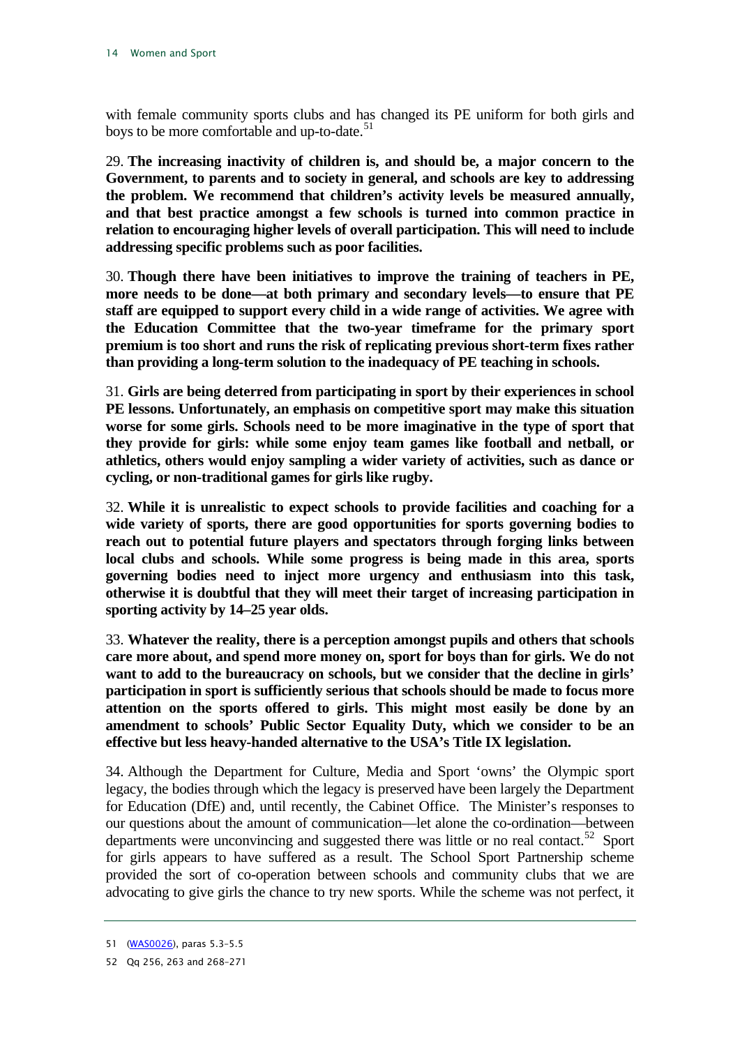with female community sports clubs and has changed its PE uniform for both girls and boys to be more comfortable and up-to-date.[51]

29. **The increasing inactivity of children is, and should be, a major concern to the Government, to parents and to society in general, and schools are key to addressing the problem. We recommend that children's activity levels be measured annually, and that best practice amongst a few schools is turned into common practice in relation to encouraging higher levels of overall participation. This will need to include addressing specific problems such as poor facilities.**

30. **Though there have been initiatives to improve the training of teachers in PE, more needs to be done—at both primary and secondary levels—to ensure that PE staff are equipped to support every child in a wide range of activities. We agree with the Education Committee that the two-year timeframe for the primary sport premium is too short and runs the risk of replicating previous short-term fixes rather than providing a long-term solution to the inadequacy of PE teaching in schools.**

31. **Girls are being deterred from participating in sport by their experiences in school PE lessons. Unfortunately, an emphasis on competitive sport may make this situation worse for some girls. Schools need to be more imaginative in the type of sport that they provide for girls: while some enjoy team games like football and netball, or athletics, others would enjoy sampling a wider variety of activities, such as dance or cycling, or non-traditional games for girls like rugby.**

32. **While it is unrealistic to expect schools to provide facilities and coaching for a wide variety of sports, there are good opportunities for sports governing bodies to reach out to potential future players and spectators through forging links between local clubs and schools. While some progress is being made in this area, sports governing bodies need to inject more urgency and enthusiasm into this task, otherwise it is doubtful that they will meet their target of increasing participation in sporting activity by 14–25 year olds.**

33. **Whatever the reality, there is a perception amongst pupils and others that schools care more about, and spend more money on, sport for boys than for girls. We do not want to add to the bureaucracy on schools, but we consider that the decline in girls' participation in sport is sufficiently serious that schools should be made to focus more attention on the sports offered to girls. This might most easily be done by an amendment to schools' Public Sector Equality Duty, which we consider to be an effective but less heavy-handed alternative to the USA's Title IX legislation.**

34. Although the Department for Culture, Media and Sport 'owns' the Olympic sport legacy, the bodies through which the legacy is preserved have been largely the Department for Education (DfE) and, until recently, the Cabinet Office. The Minister's responses to our questions about the amount of communication—let alone the co-ordination—between departments were unconvincing and suggested there was little or no real contact.[52] Sport for girls appears to have suffered as a result. The School Sport Partnership scheme provided the sort of co-operation between schools and community clubs that we are advocating to give girls the chance to try new sports. While the scheme was not perfect, it

51 (WAS0026), paras 5.3–5.5

52 Qq 256, 263 and 268–271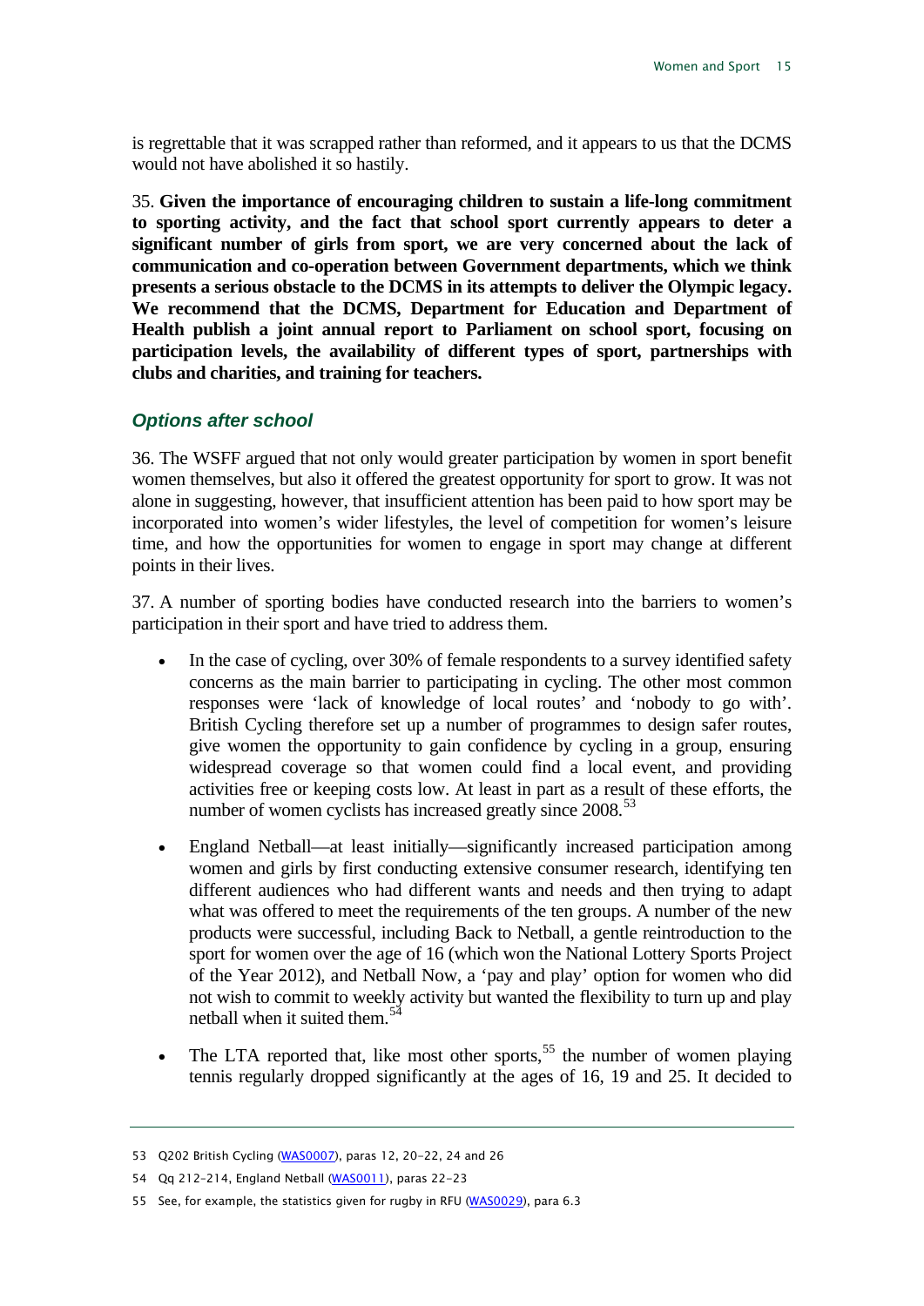is regrettable that it was scrapped rather than reformed, and it appears to us that the DCMS would not have abolished it so hastily.

35. **Given the importance of encouraging children to sustain a life-long commitment to sporting activity, and the fact that school sport currently appears to deter a significant number of girls from sport, we are very concerned about the lack of communication and co-operation between Government departments, which we think presents a serious obstacle to the DCMS in its attempts to deliver the Olympic legacy. We recommend that the DCMS, Department for Education and Department of Health publish a joint annual report to Parliament on school sport, focusing on participation levels, the availability of different types of sport, partnerships with clubs and charities, and training for teachers.**

### *Options after school*

36. The WSFF argued that not only would greater participation by women in sport benefit women themselves, but also it offered the greatest opportunity for sport to grow. It was not alone in suggesting, however, that insufficient attention has been paid to how sport may be incorporated into women's wider lifestyles, the level of competition for women's leisure time, and how the opportunities for women to engage in sport may change at different points in their lives.

37. A number of sporting bodies have conducted research into the barriers to women's participation in their sport and have tried to address them.

- In the case of cycling, over 30% of female respondents to a survey identified safety concerns as the main barrier to participating in cycling. The other most common responses were 'lack of knowledge of local routes' and 'nobody to go with'. British Cycling therefore set up a number of programmes to design safer routes, give women the opportunity to gain confidence by cycling in a group, ensuring widespread coverage so that women could find a local event, and providing activities free or keeping costs low. At least in part as a result of these efforts, the number of women cyclists has increased greatly since 2008.[53]

- England Netball—at least initially—significantly increased participation among women and girls by first conducting extensive consumer research, identifying ten different audiences who had different wants and needs and then trying to adapt what was offered to meet the requirements of the ten groups. A number of the new products were successful, including Back to Netball, a gentle reintroduction to the sport for women over the age of 16 (which won the National Lottery Sports Project of the Year 2012), and Netball Now, a 'pay and play' option for women who did not wish to commit to weekly activity but wanted the flexibility to turn up and play netball when it suited them.[54]

- The LTA reported that, like most other sports,[55] the number of women playing tennis regularly dropped significantly at the ages of 16, 19 and 25. It decided to

---

53 Q202 British Cycling (WAS0007), paras 12, 20–22, 24 and 26

54 Qq 212–214, England Netball (WAS0011), paras 22–23

55 See, for example, the statistics given for rugby in RFU (WAS0029), para 6.3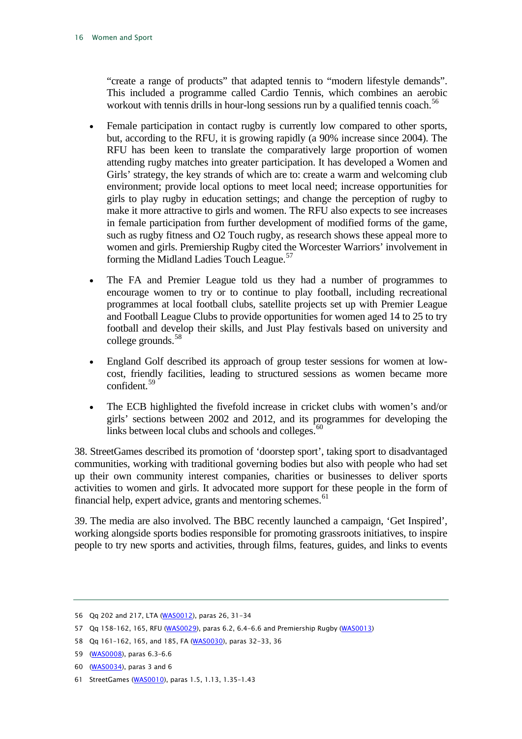"create a range of products" that adapted tennis to "modern lifestyle demands". This included a programme called Cardio Tennis, which combines an aerobic workout with tennis drills in hour-long sessions run by a qualified tennis coach.[56]

- Female participation in contact rugby is currently low compared to other sports, but, according to the RFU, it is growing rapidly (a 90% increase since 2004). The RFU has been keen to translate the comparatively large proportion of women attending rugby matches into greater participation. It has developed a Women and Girls' strategy, the key strands of which are to: create a warm and welcoming club environment; provide local options to meet local need; increase opportunities for girls to play rugby in education settings; and change the perception of rugby to make it more attractive to girls and women. The RFU also expects to see increases in female participation from further development of modified forms of the game, such as rugby fitness and O2 Touch rugby, as research shows these appeal more to women and girls. Premiership Rugby cited the Worcester Warriors' involvement in forming the Midland Ladies Touch League.[57]

- The FA and Premier League told us they had a number of programmes to encourage women to try or to continue to play football, including recreational programmes at local football clubs, satellite projects set up with Premier League and Football League Clubs to provide opportunities for women aged 14 to 25 to try football and develop their skills, and Just Play festivals based on university and college grounds.[58]

- England Golf described its approach of group tester sessions for women at low-cost, friendly facilities, leading to structured sessions as women became more confident.[59]

- The ECB highlighted the fivefold increase in cricket clubs with women's and/or girls' sections between 2002 and 2012, and its programmes for developing the links between local clubs and schools and colleges.[60]

38. StreetGames described its promotion of 'doorstep sport', taking sport to disadvantaged communities, working with traditional governing bodies but also with people who had set up their own community interest companies, charities or businesses to deliver sports activities to women and girls. It advocated more support for these people in the form of financial help, expert advice, grants and mentoring schemes.[61]

39. The media are also involved. The BBC recently launched a campaign, 'Get Inspired', working alongside sports bodies responsible for promoting grassroots initiatives, to inspire people to try new sports and activities, through films, features, guides, and links to events

---

56 Qq 202 and 217, LTA (WAS0012), paras 26, 31–34

57 Qq 158–162, 165, RFU (WAS0029), paras 6.2, 6.4–6.6 and Premiership Rugby (WAS0013)

58 Qq 161–162, 165, and 185, FA (WAS0030), paras 32–33, 36

59 (WAS0008), paras 6.3–6.6

60 (WAS0034), paras 3 and 6

61 StreetGames (WAS0010), paras 1.5, 1.13, 1.35–1.43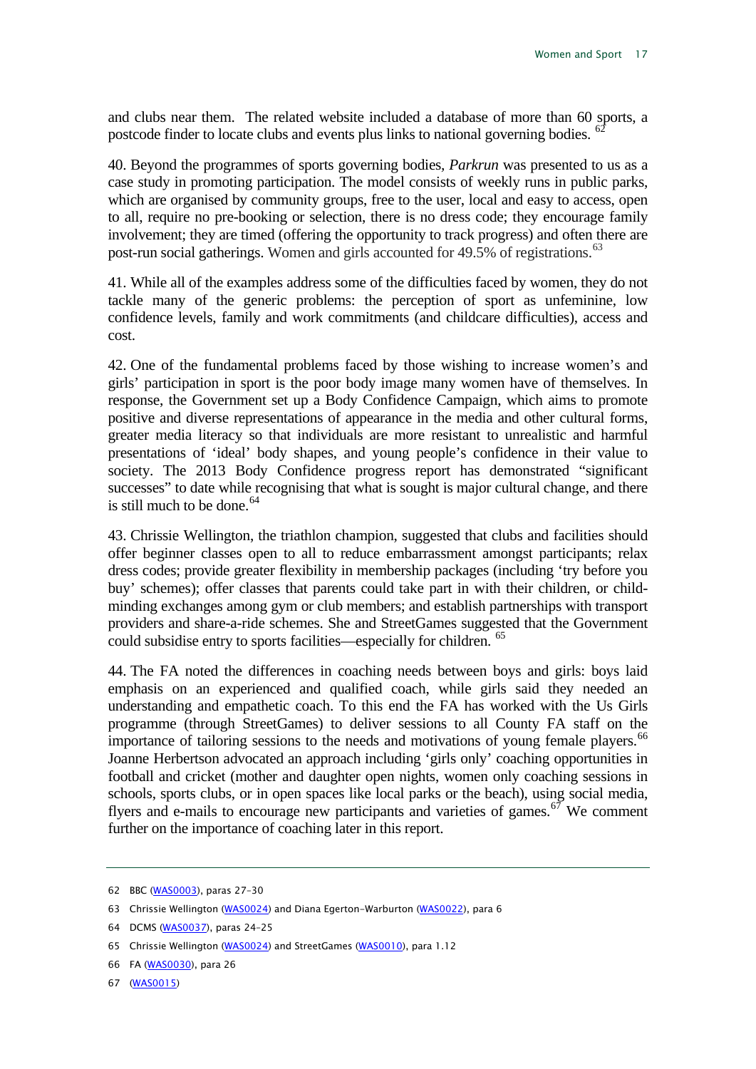and clubs near them. The related website included a database of more than 60 sports, a postcode finder to locate clubs and events plus links to national governing bodies. [62]

40. Beyond the programmes of sports governing bodies, *Parkrun* was presented to us as a case study in promoting participation. The model consists of weekly runs in public parks, which are organised by community groups, free to the user, local and easy to access, open to all, require no pre-booking or selection, there is no dress code; they encourage family involvement; they are timed (offering the opportunity to track progress) and often there are post-run social gatherings. Women and girls accounted for 49.5% of registrations. [63]

41. While all of the examples address some of the difficulties faced by women, they do not tackle many of the generic problems: the perception of sport as unfeminine, low confidence levels, family and work commitments (and childcare difficulties), access and cost.

42. One of the fundamental problems faced by those wishing to increase women's and girls' participation in sport is the poor body image many women have of themselves. In response, the Government set up a Body Confidence Campaign, which aims to promote positive and diverse representations of appearance in the media and other cultural forms, greater media literacy so that individuals are more resistant to unrealistic and harmful presentations of 'ideal' body shapes, and young people's confidence in their value to society. The 2013 Body Confidence progress report has demonstrated "significant successes" to date while recognising that what is sought is major cultural change, and there is still much to be done. [64]

43. Chrissie Wellington, the triathlon champion, suggested that clubs and facilities should offer beginner classes open to all to reduce embarrassment amongst participants; relax dress codes; provide greater flexibility in membership packages (including 'try before you buy' schemes); offer classes that parents could take part in with their children, or child-minding exchanges among gym or club members; and establish partnerships with transport providers and share-a-ride schemes. She and StreetGames suggested that the Government could subsidise entry to sports facilities—especially for children. [65]

44. The FA noted the differences in coaching needs between boys and girls: boys laid emphasis on an experienced and qualified coach, while girls said they needed an understanding and empathetic coach. To this end the FA has worked with the Us Girls programme (through StreetGames) to deliver sessions to all County FA staff on the importance of tailoring sessions to the needs and motivations of young female players. [66] Joanne Herbertson advocated an approach including 'girls only' coaching opportunities in football and cricket (mother and daughter open nights, women only coaching sessions in schools, sports clubs, or in open spaces like local parks or the beach), using social media, flyers and e-mails to encourage new participants and varieties of games. [67] We comment further on the importance of coaching later in this report.

---

62 BBC (WAS0003), paras 27–30

63 Chrissie Wellington (WAS0024) and Diana Egerton-Warburton (WAS0022), para 6

64 DCMS (WAS0037), paras 24–25

65 Chrissie Wellington (WAS0024) and StreetGames (WAS0010), para 1.12

66 FA (WAS0030), para 26

67 (WAS0015)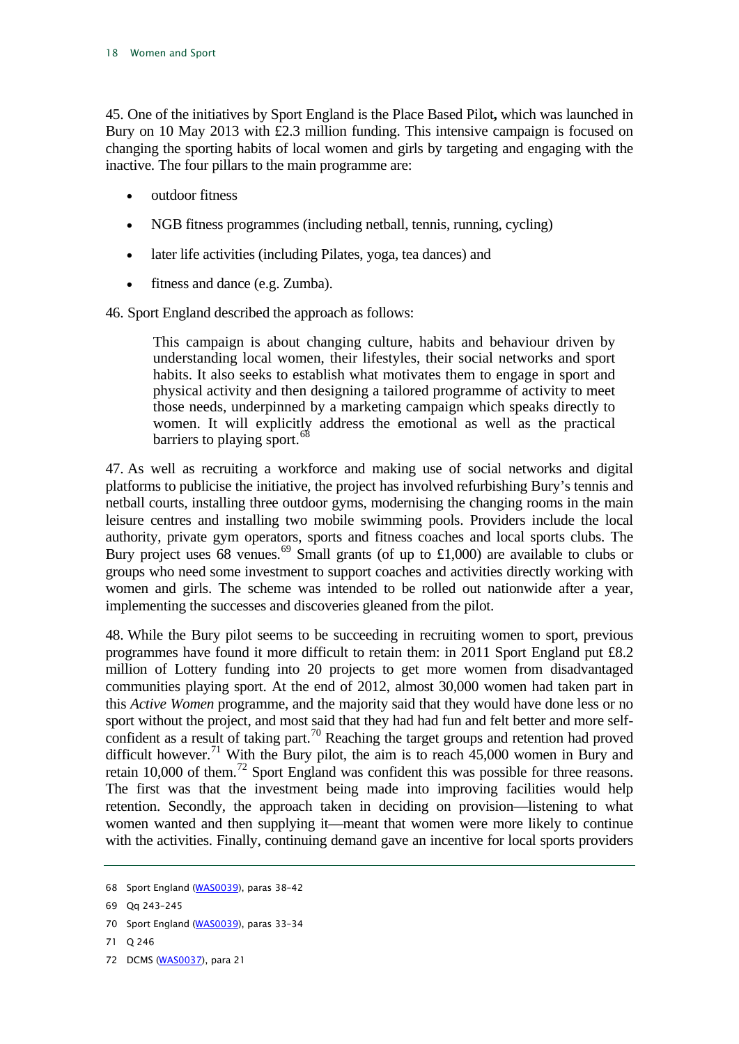45. One of the initiatives by Sport England is the Place Based Pilot**,** which was launched in Bury on 10 May 2013 with £2.3 million funding. This intensive campaign is focused on changing the sporting habits of local women and girls by targeting and engaging with the inactive. The four pillars to the main programme are:

- outdoor fitness
- NGB fitness programmes (including netball, tennis, running, cycling)
- later life activities (including Pilates, yoga, tea dances) and
- fitness and dance (e.g. Zumba).

46. Sport England described the approach as follows:

> This campaign is about changing culture, habits and behaviour driven by understanding local women, their lifestyles, their social networks and sport habits. It also seeks to establish what motivates them to engage in sport and physical activity and then designing a tailored programme of activity to meet those needs, underpinned by a marketing campaign which speaks directly to women. It will explicitly address the emotional as well as the practical barriers to playing sport.[68]

47. As well as recruiting a workforce and making use of social networks and digital platforms to publicise the initiative, the project has involved refurbishing Bury's tennis and netball courts, installing three outdoor gyms, modernising the changing rooms in the main leisure centres and installing two mobile swimming pools. Providers include the local authority, private gym operators, sports and fitness coaches and local sports clubs. The Bury project uses 68 venues.[69] Small grants (of up to £1,000) are available to clubs or groups who need some investment to support coaches and activities directly working with women and girls. The scheme was intended to be rolled out nationwide after a year, implementing the successes and discoveries gleaned from the pilot.

48. While the Bury pilot seems to be succeeding in recruiting women to sport, previous programmes have found it more difficult to retain them: in 2011 Sport England put £8.2 million of Lottery funding into 20 projects to get more women from disadvantaged communities playing sport. At the end of 2012, almost 30,000 women had taken part in this *Active Women* programme, and the majority said that they would have done less or no sport without the project, and most said that they had had fun and felt better and more self-confident as a result of taking part.[70] Reaching the target groups and retention had proved difficult however.[71] With the Bury pilot, the aim is to reach 45,000 women in Bury and retain 10,000 of them.[72] Sport England was confident this was possible for three reasons. The first was that the investment being made into improving facilities would help retention. Secondly, the approach taken in deciding on provision—listening to what women wanted and then supplying it—meant that women were more likely to continue with the activities. Finally, continuing demand gave an incentive for local sports providers

---

68 Sport England (WAS0039), paras 38–42

69 Qq 243–245

70 Sport England (WAS0039), paras 33–34

71 Q 246

72 DCMS (WAS0037), para 21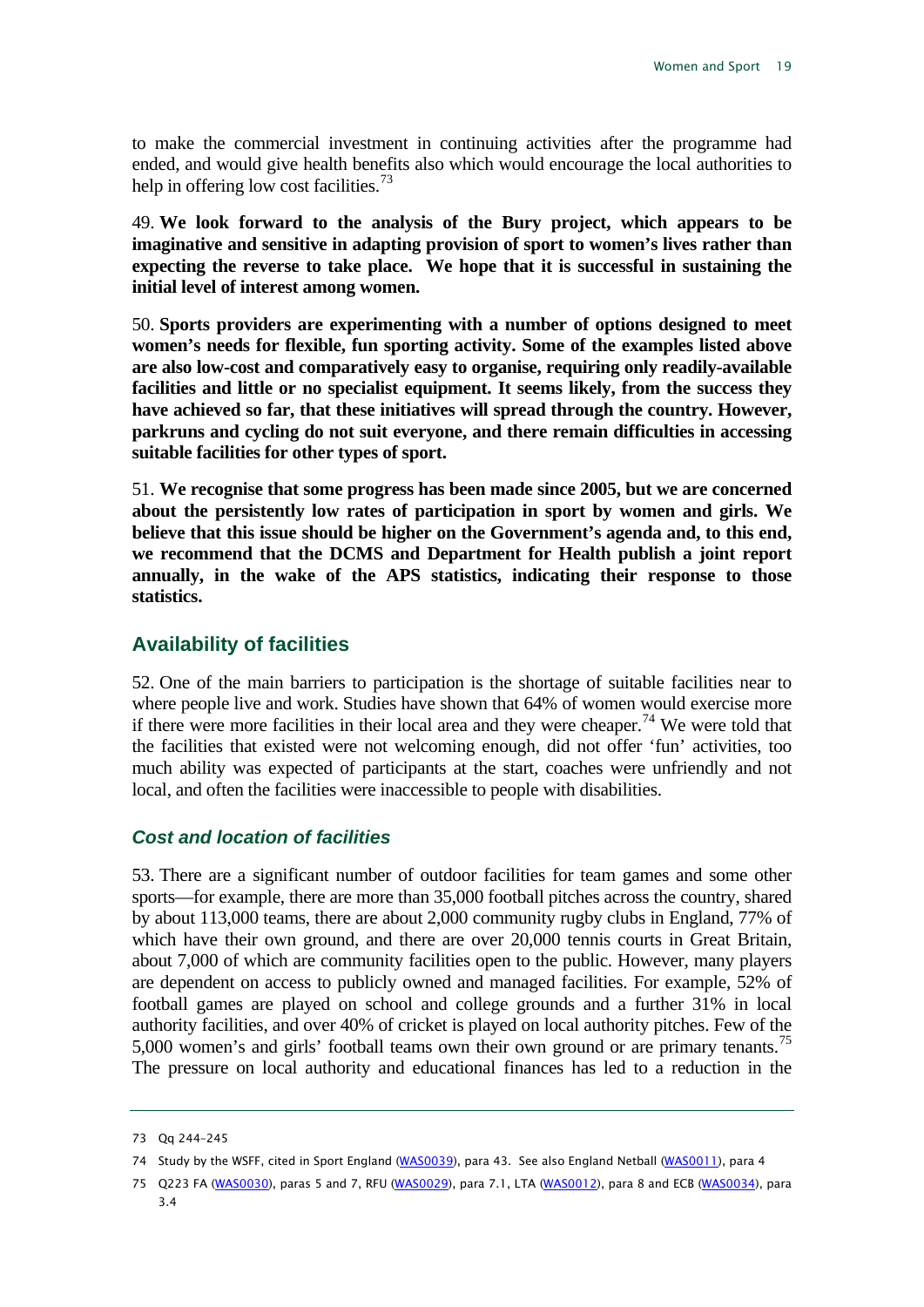to make the commercial investment in continuing activities after the programme had ended, and would give health benefits also which would encourage the local authorities to help in offering low cost facilities.[73]

49. **We look forward to the analysis of the Bury project, which appears to be imaginative and sensitive in adapting provision of sport to women's lives rather than expecting the reverse to take place. We hope that it is successful in sustaining the initial level of interest among women.**

50. **Sports providers are experimenting with a number of options designed to meet women's needs for flexible, fun sporting activity. Some of the examples listed above are also low-cost and comparatively easy to organise, requiring only readily-available facilities and little or no specialist equipment. It seems likely, from the success they have achieved so far, that these initiatives will spread through the country. However, parkruns and cycling do not suit everyone, and there remain difficulties in accessing suitable facilities for other types of sport.**

51. **We recognise that some progress has been made since 2005, but we are concerned about the persistently low rates of participation in sport by women and girls. We believe that this issue should be higher on the Government's agenda and, to this end, we recommend that the DCMS and Department for Health publish a joint report annually, in the wake of the APS statistics, indicating their response to those statistics.**

## Availability of facilities

52. One of the main barriers to participation is the shortage of suitable facilities near to where people live and work. Studies have shown that 64% of women would exercise more if there were more facilities in their local area and they were cheaper.[74] We were told that the facilities that existed were not welcoming enough, did not offer 'fun' activities, too much ability was expected of participants at the start, coaches were unfriendly and not local, and often the facilities were inaccessible to people with disabilities.

### *Cost and location of facilities*

53. There are a significant number of outdoor facilities for team games and some other sports—for example, there are more than 35,000 football pitches across the country, shared by about 113,000 teams, there are about 2,000 community rugby clubs in England, 77% of which have their own ground, and there are over 20,000 tennis courts in Great Britain, about 7,000 of which are community facilities open to the public. However, many players are dependent on access to publicly owned and managed facilities. For example, 52% of football games are played on school and college grounds and a further 31% in local authority facilities, and over 40% of cricket is played on local authority pitches. Few of the 5,000 women's and girls' football teams own their own ground or are primary tenants.[75] The pressure on local authority and educational finances has led to a reduction in the

---

73 Qq 244-245

74 Study by the WSFF, cited in Sport England (WAS0039), para 43. See also England Netball (WAS0011), para 4

75 Q223 FA (WAS0030), paras 5 and 7, RFU (WAS0029), para 7.1, LTA (WAS0012), para 8 and ECB (WAS0034), para 3.4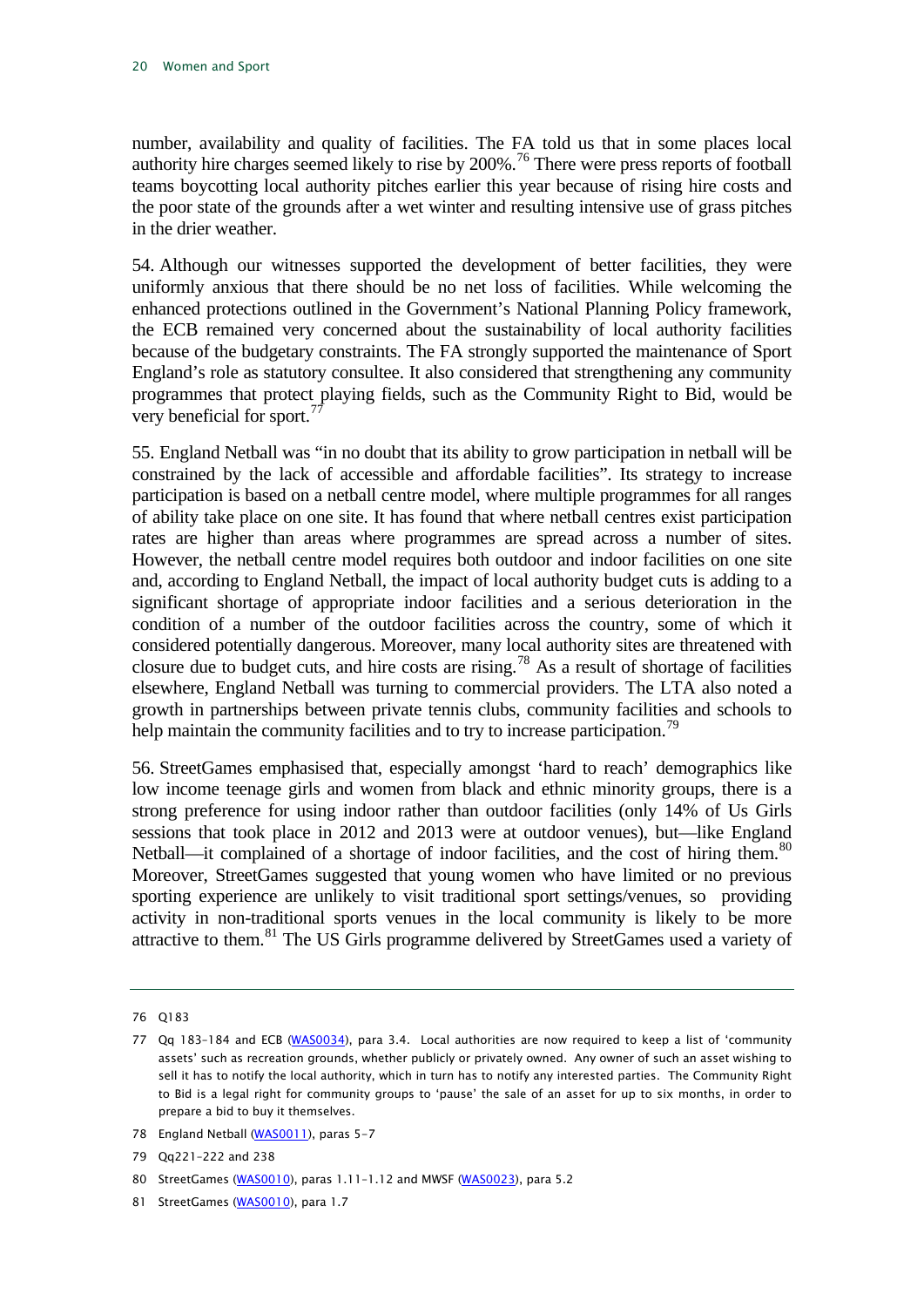number, availability and quality of facilities. The FA told us that in some places local authority hire charges seemed likely to rise by 200%.[76] There were press reports of football teams boycotting local authority pitches earlier this year because of rising hire costs and the poor state of the grounds after a wet winter and resulting intensive use of grass pitches in the drier weather.

54. Although our witnesses supported the development of better facilities, they were uniformly anxious that there should be no net loss of facilities. While welcoming the enhanced protections outlined in the Government's National Planning Policy framework, the ECB remained very concerned about the sustainability of local authority facilities because of the budgetary constraints. The FA strongly supported the maintenance of Sport England's role as statutory consultee. It also considered that strengthening any community programmes that protect playing fields, such as the Community Right to Bid, would be very beneficial for sport.[77]

55. England Netball was "in no doubt that its ability to grow participation in netball will be constrained by the lack of accessible and affordable facilities". Its strategy to increase participation is based on a netball centre model, where multiple programmes for all ranges of ability take place on one site. It has found that where netball centres exist participation rates are higher than areas where programmes are spread across a number of sites. However, the netball centre model requires both outdoor and indoor facilities on one site and, according to England Netball, the impact of local authority budget cuts is adding to a significant shortage of appropriate indoor facilities and a serious deterioration in the condition of a number of the outdoor facilities across the country, some of which it considered potentially dangerous. Moreover, many local authority sites are threatened with closure due to budget cuts, and hire costs are rising.[78] As a result of shortage of facilities elsewhere, England Netball was turning to commercial providers. The LTA also noted a growth in partnerships between private tennis clubs, community facilities and schools to help maintain the community facilities and to try to increase participation.[79]

56. StreetGames emphasised that, especially amongst 'hard to reach' demographics like low income teenage girls and women from black and ethnic minority groups, there is a strong preference for using indoor rather than outdoor facilities (only 14% of Us Girls sessions that took place in 2012 and 2013 were at outdoor venues), but—like England Netball—it complained of a shortage of indoor facilities, and the cost of hiring them.[80] Moreover, StreetGames suggested that young women who have limited or no previous sporting experience are unlikely to visit traditional sport settings/venues, so providing activity in non-traditional sports venues in the local community is likely to be more attractive to them.[81] The US Girls programme delivered by StreetGames used a variety of

---

76 Q183

77 Qq 183–184 and ECB (WAS0034), para 3.4. Local authorities are now required to keep a list of 'community assets' such as recreation grounds, whether publicly or privately owned. Any owner of such an asset wishing to sell it has to notify the local authority, which in turn has to notify any interested parties. The Community Right to Bid is a legal right for community groups to 'pause' the sale of an asset for up to six months, in order to prepare a bid to buy it themselves.

78 England Netball (WAS0011), paras 5–7

79 Qq221–222 and 238

80 StreetGames (WAS0010), paras 1.11–1.12 and MWSF (WAS0023), para 5.2

81 StreetGames (WAS0010), para 1.7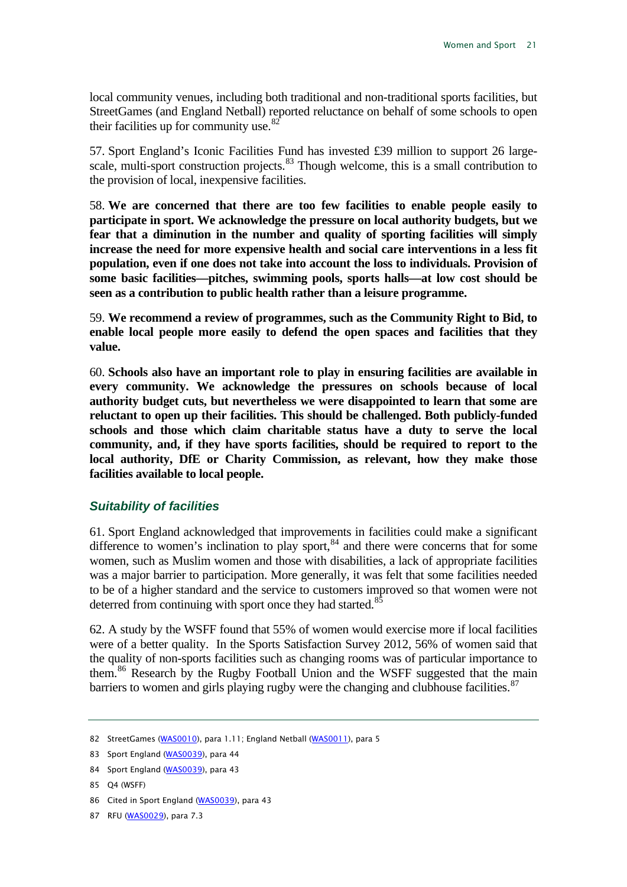local community venues, including both traditional and non-traditional sports facilities, but StreetGames (and England Netball) reported reluctance on behalf of some schools to open their facilities up for community use.[82]

57. Sport England's Iconic Facilities Fund has invested £39 million to support 26 large-scale, multi-sport construction projects.[83] Though welcome, this is a small contribution to the provision of local, inexpensive facilities.

58. **We are concerned that there are too few facilities to enable people easily to participate in sport. We acknowledge the pressure on local authority budgets, but we fear that a diminution in the number and quality of sporting facilities will simply increase the need for more expensive health and social care interventions in a less fit population, even if one does not take into account the loss to individuals. Provision of some basic facilities—pitches, swimming pools, sports halls—at low cost should be seen as a contribution to public health rather than a leisure programme.**

59. **We recommend a review of programmes, such as the Community Right to Bid, to enable local people more easily to defend the open spaces and facilities that they value.**

60. **Schools also have an important role to play in ensuring facilities are available in every community. We acknowledge the pressures on schools because of local authority budget cuts, but nevertheless we were disappointed to learn that some are reluctant to open up their facilities. This should be challenged. Both publicly-funded schools and those which claim charitable status have a duty to serve the local community, and, if they have sports facilities, should be required to report to the local authority, DfE or Charity Commission, as relevant, how they make those facilities available to local people.**

### *Suitability of facilities*

61. Sport England acknowledged that improvements in facilities could make a significant difference to women's inclination to play sport,[84] and there were concerns that for some women, such as Muslim women and those with disabilities, a lack of appropriate facilities was a major barrier to participation. More generally, it was felt that some facilities needed to be of a higher standard and the service to customers improved so that women were not deterred from continuing with sport once they had started.[85]

62. A study by the WSFF found that 55% of women would exercise more if local facilities were of a better quality. In the Sports Satisfaction Survey 2012, 56% of women said that the quality of non-sports facilities such as changing rooms was of particular importance to them.[86] Research by the Rugby Football Union and the WSFF suggested that the main barriers to women and girls playing rugby were the changing and clubhouse facilities.[87]

---

82 StreetGames (WAS0010), para 1.11; England Netball (WAS0011), para 5

83 Sport England (WAS0039), para 44

84 Sport England (WAS0039), para 43

85 Q4 (WSFF)

86 Cited in Sport England (WAS0039), para 43

87 RFU (WAS0029), para 7.3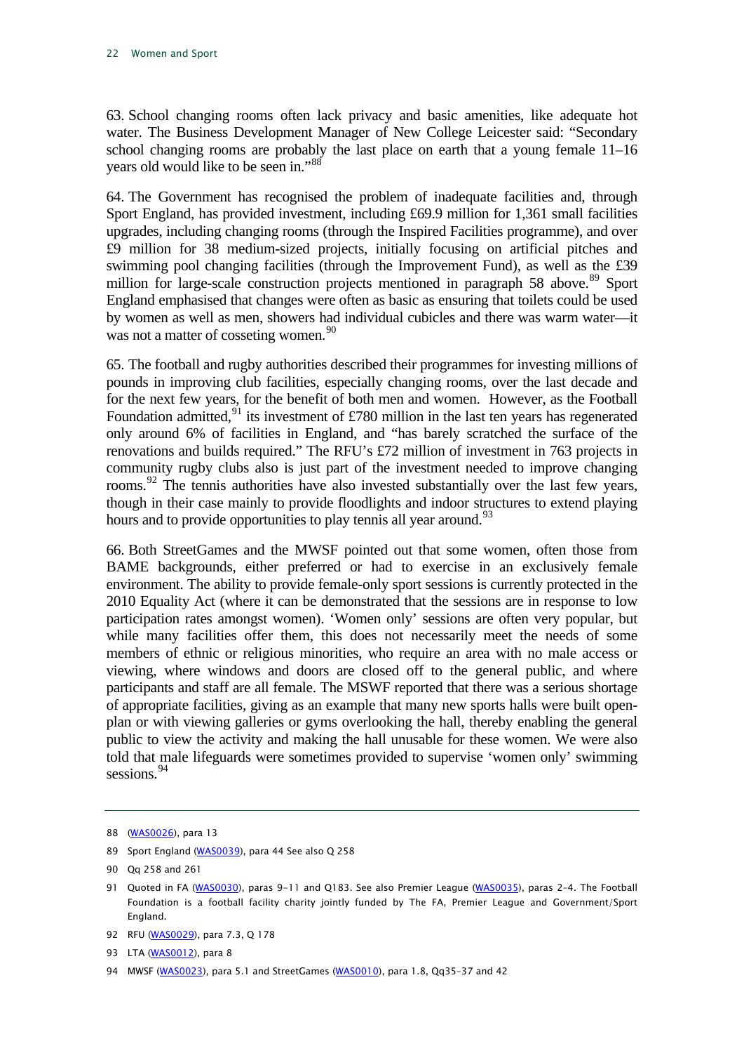63. School changing rooms often lack privacy and basic amenities, like adequate hot water. The Business Development Manager of New College Leicester said: "Secondary school changing rooms are probably the last place on earth that a young female 11–16 years old would like to be seen in."[88]

64. The Government has recognised the problem of inadequate facilities and, through Sport England, has provided investment, including £69.9 million for 1,361 small facilities upgrades, including changing rooms (through the Inspired Facilities programme), and over £9 million for 38 medium-sized projects, initially focusing on artificial pitches and swimming pool changing facilities (through the Improvement Fund), as well as the £39 million for large-scale construction projects mentioned in paragraph 58 above.[89] Sport England emphasised that changes were often as basic as ensuring that toilets could be used by women as well as men, showers had individual cubicles and there was warm water—it was not a matter of cosseting women.[90]

65. The football and rugby authorities described their programmes for investing millions of pounds in improving club facilities, especially changing rooms, over the last decade and for the next few years, for the benefit of both men and women. However, as the Football Foundation admitted,[91] its investment of £780 million in the last ten years has regenerated only around 6% of facilities in England, and "has barely scratched the surface of the renovations and builds required." The RFU's £72 million of investment in 763 projects in community rugby clubs also is just part of the investment needed to improve changing rooms.[92] The tennis authorities have also invested substantially over the last few years, though in their case mainly to provide floodlights and indoor structures to extend playing hours and to provide opportunities to play tennis all year around.[93]

66. Both StreetGames and the MWSF pointed out that some women, often those from BAME backgrounds, either preferred or had to exercise in an exclusively female environment. The ability to provide female-only sport sessions is currently protected in the 2010 Equality Act (where it can be demonstrated that the sessions are in response to low participation rates amongst women). 'Women only' sessions are often very popular, but while many facilities offer them, this does not necessarily meet the needs of some members of ethnic or religious minorities, who require an area with no male access or viewing, where windows and doors are closed off to the general public, and where participants and staff are all female. The MSWF reported that there was a serious shortage of appropriate facilities, giving as an example that many new sports halls were built open-plan or with viewing galleries or gyms overlooking the hall, thereby enabling the general public to view the activity and making the hall unusable for these women. We were also told that male lifeguards were sometimes provided to supervise 'women only' swimming sessions.[94]

---

88 (WAS0026), para 13

89 Sport England (WAS0039), para 44 See also Q 258

90 Qq 258 and 261

91 Quoted in FA (WAS0030), paras 9-11 and Q183. See also Premier League (WAS0035), paras 2-4. The Football Foundation is a football facility charity jointly funded by The FA, Premier League and Government/Sport England.

92 RFU (WAS0029), para 7.3, Q 178

93 LTA (WAS0012), para 8

94 MWSF (WAS0023), para 5.1 and StreetGames (WAS0010), para 1.8, Qq35-37 and 42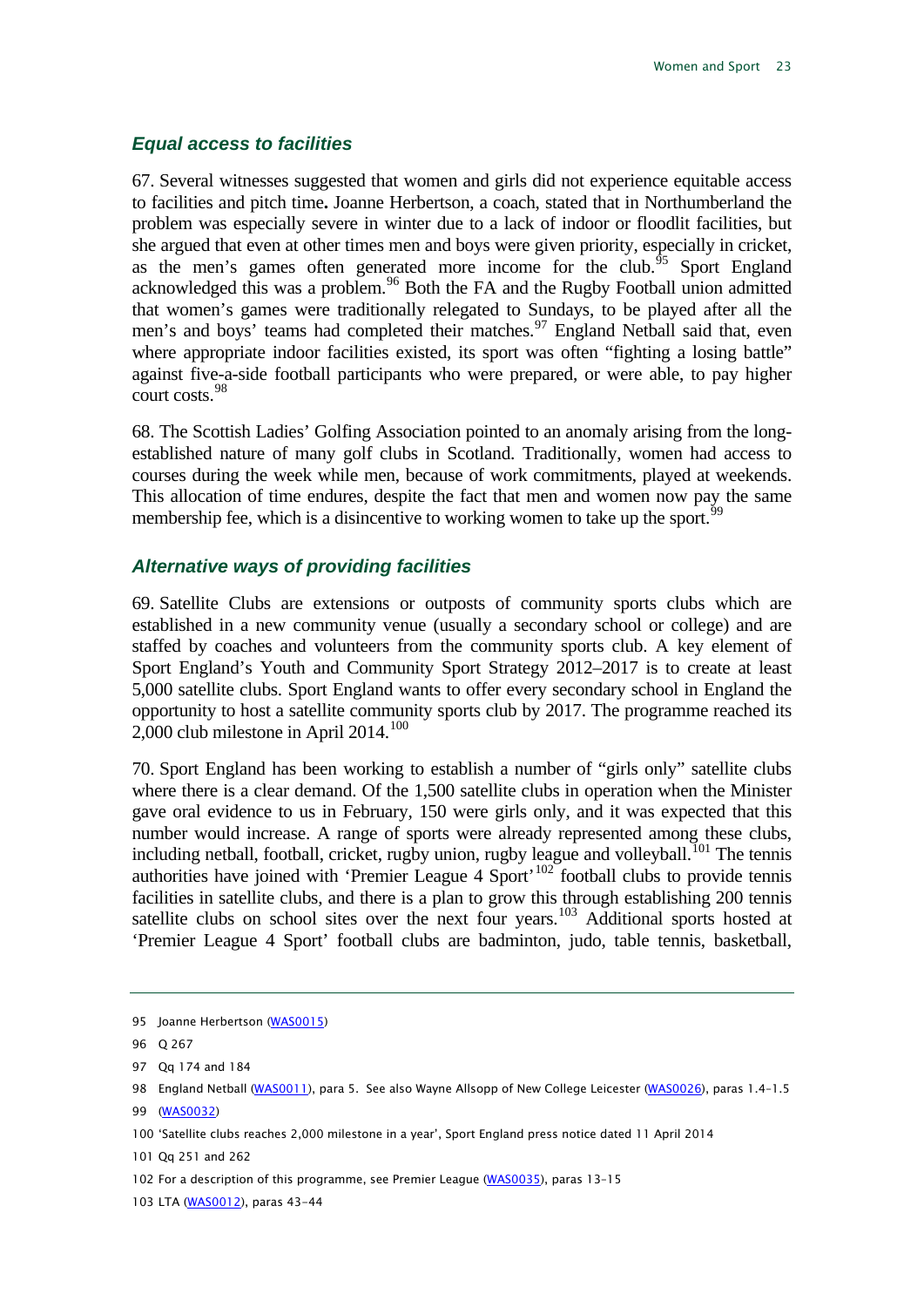### *Equal access to facilities*

67. Several witnesses suggested that women and girls did not experience equitable access to facilities and pitch time**.** Joanne Herbertson, a coach, stated that in Northumberland the problem was especially severe in winter due to a lack of indoor or floodlit facilities, but she argued that even at other times men and boys were given priority, especially in cricket, as the men's games often generated more income for the club.[95] Sport England acknowledged this was a problem.[96] Both the FA and the Rugby Football union admitted that women's games were traditionally relegated to Sundays, to be played after all the men's and boys' teams had completed their matches.[97] England Netball said that, even where appropriate indoor facilities existed, its sport was often "fighting a losing battle" against five-a-side football participants who were prepared, or were able, to pay higher court costs.[98]

68. The Scottish Ladies' Golfing Association pointed to an anomaly arising from the long-established nature of many golf clubs in Scotland. Traditionally, women had access to courses during the week while men, because of work commitments, played at weekends. This allocation of time endures, despite the fact that men and women now pay the same membership fee, which is a disincentive to working women to take up the sport.[99]

### *Alternative ways of providing facilities*

69. Satellite Clubs are extensions or outposts of community sports clubs which are established in a new community venue (usually a secondary school or college) and are staffed by coaches and volunteers from the community sports club. A key element of Sport England's Youth and Community Sport Strategy 2012–2017 is to create at least 5,000 satellite clubs. Sport England wants to offer every secondary school in England the opportunity to host a satellite community sports club by 2017. The programme reached its 2,000 club milestone in April 2014.[100]

70. Sport England has been working to establish a number of "girls only" satellite clubs where there is a clear demand. Of the 1,500 satellite clubs in operation when the Minister gave oral evidence to us in February, 150 were girls only, and it was expected that this number would increase. A range of sports were already represented among these clubs, including netball, football, cricket, rugby union, rugby league and volleyball.[101] The tennis authorities have joined with 'Premier League 4 Sport'[102] football clubs to provide tennis facilities in satellite clubs, and there is a plan to grow this through establishing 200 tennis satellite clubs on school sites over the next four years.[103] Additional sports hosted at 'Premier League 4 Sport' football clubs are badminton, judo, table tennis, basketball,

---

95 Joanne Herbertson (WAS0015)

96 Q 267

97 Qq 174 and 184

98 England Netball (WAS0011), para 5. See also Wayne Allsopp of New College Leicester (WAS0026), paras 1.4–1.5

99 (WAS0032)

100 'Satellite clubs reaches 2,000 milestone in a year', Sport England press notice dated 11 April 2014

101 Qq 251 and 262

102 For a description of this programme, see Premier League (WAS0035), paras 13–15

103 LTA (WAS0012), paras 43–44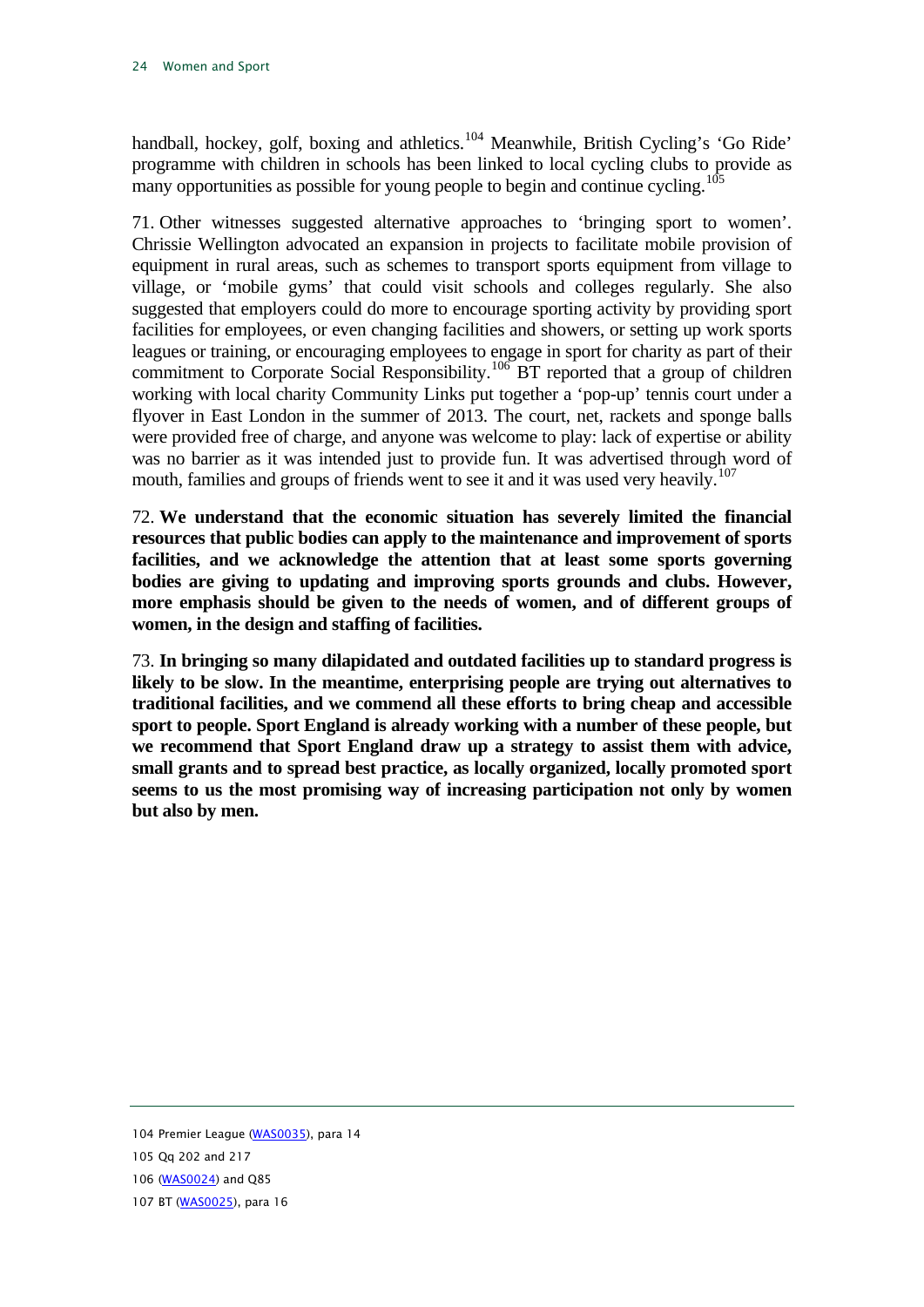handball, hockey, golf, boxing and athletics.[104] Meanwhile, British Cycling's 'Go Ride' programme with children in schools has been linked to local cycling clubs to provide as many opportunities as possible for young people to begin and continue cycling.[105]

71. Other witnesses suggested alternative approaches to 'bringing sport to women'. Chrissie Wellington advocated an expansion in projects to facilitate mobile provision of equipment in rural areas, such as schemes to transport sports equipment from village to village, or 'mobile gyms' that could visit schools and colleges regularly. She also suggested that employers could do more to encourage sporting activity by providing sport facilities for employees, or even changing facilities and showers, or setting up work sports leagues or training, or encouraging employees to engage in sport for charity as part of their commitment to Corporate Social Responsibility.[106] BT reported that a group of children working with local charity Community Links put together a 'pop-up' tennis court under a flyover in East London in the summer of 2013. The court, net, rackets and sponge balls were provided free of charge, and anyone was welcome to play: lack of expertise or ability was no barrier as it was intended just to provide fun. It was advertised through word of mouth, families and groups of friends went to see it and it was used very heavily.[107]

72. **We understand that the economic situation has severely limited the financial resources that public bodies can apply to the maintenance and improvement of sports facilities, and we acknowledge the attention that at least some sports governing bodies are giving to updating and improving sports grounds and clubs. However, more emphasis should be given to the needs of women, and of different groups of women, in the design and staffing of facilities.**

73. **In bringing so many dilapidated and outdated facilities up to standard progress is likely to be slow. In the meantime, enterprising people are trying out alternatives to traditional facilities, and we commend all these efforts to bring cheap and accessible sport to people. Sport England is already working with a number of these people, but we recommend that Sport England draw up a strategy to assist them with advice, small grants and to spread best practice, as locally organized, locally promoted sport seems to us the most promising way of increasing participation not only by women but also by men.**

---

104 Premier League (WAS0035), para 14

105 Qq 202 and 217

106 (WAS0024) and Q85

107 BT (WAS0025), para 16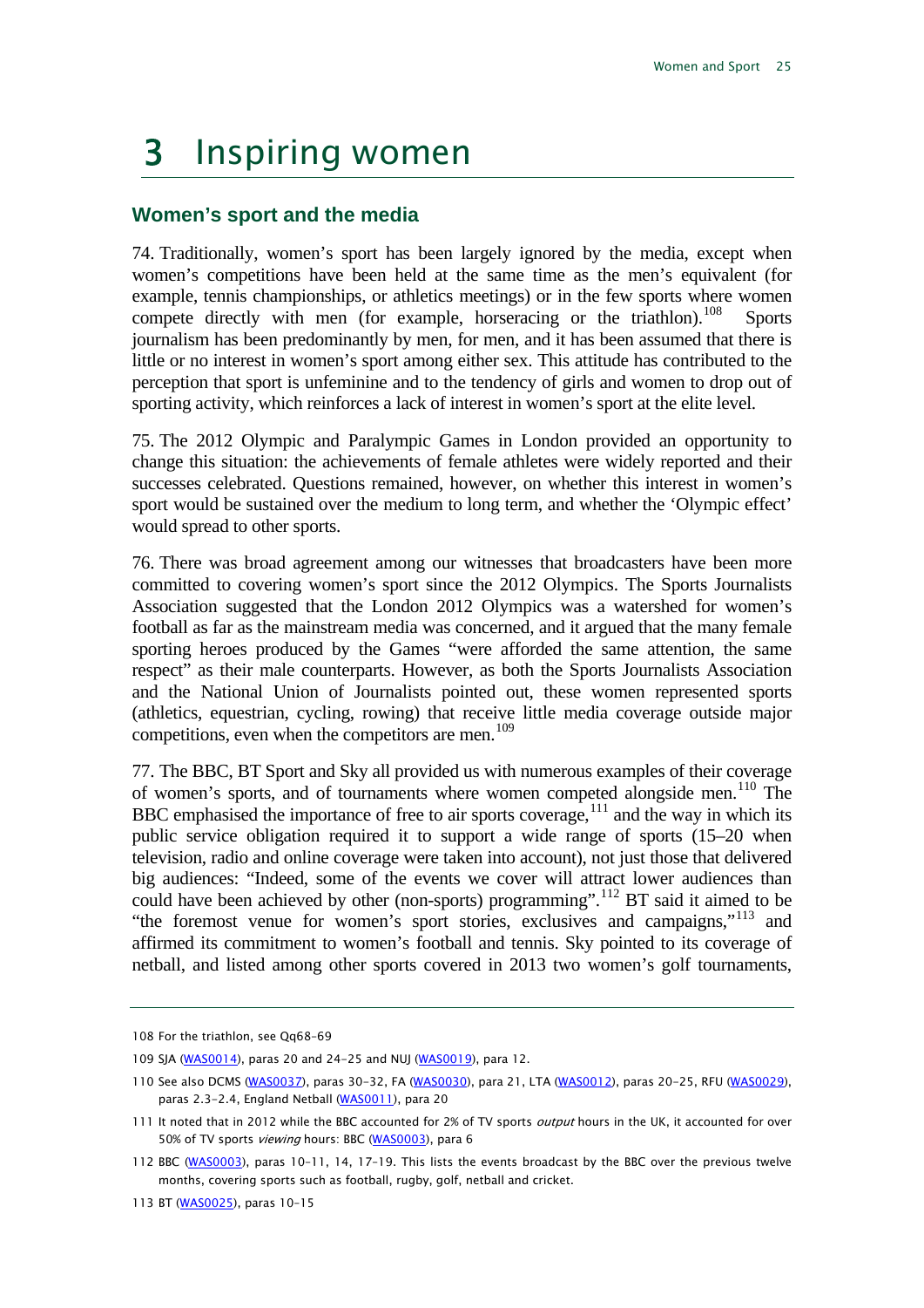# 3 Inspiring women

## Women's sport and the media

74. Traditionally, women's sport has been largely ignored by the media, except when women's competitions have been held at the same time as the men's equivalent (for example, tennis championships, or athletics meetings) or in the few sports where women compete directly with men (for example, horseracing or the triathlon).[108] Sports journalism has been predominantly by men, for men, and it has been assumed that there is little or no interest in women's sport among either sex. This attitude has contributed to the perception that sport is unfeminine and to the tendency of girls and women to drop out of sporting activity, which reinforces a lack of interest in women's sport at the elite level.

75. The 2012 Olympic and Paralympic Games in London provided an opportunity to change this situation: the achievements of female athletes were widely reported and their successes celebrated. Questions remained, however, on whether this interest in women's sport would be sustained over the medium to long term, and whether the 'Olympic effect' would spread to other sports.

76. There was broad agreement among our witnesses that broadcasters have been more committed to covering women's sport since the 2012 Olympics. The Sports Journalists Association suggested that the London 2012 Olympics was a watershed for women's football as far as the mainstream media was concerned, and it argued that the many female sporting heroes produced by the Games "were afforded the same attention, the same respect" as their male counterparts. However, as both the Sports Journalists Association and the National Union of Journalists pointed out, these women represented sports (athletics, equestrian, cycling, rowing) that receive little media coverage outside major competitions, even when the competitors are men.[109]

77. The BBC, BT Sport and Sky all provided us with numerous examples of their coverage of women's sports, and of tournaments where women competed alongside men.[110] The BBC emphasised the importance of free to air sports coverage,[111] and the way in which its public service obligation required it to support a wide range of sports (15–20 when television, radio and online coverage were taken into account), not just those that delivered big audiences: "Indeed, some of the events we cover will attract lower audiences than could have been achieved by other (non-sports) programming".[112] BT said it aimed to be "the foremost venue for women's sport stories, exclusives and campaigns,"[113] and affirmed its commitment to women's football and tennis. Sky pointed to its coverage of netball, and listed among other sports covered in 2013 two women's golf tournaments,

---

108 For the triathlon, see Qq68–69

109 SJA (WAS0014), paras 20 and 24–25 and NUJ (WAS0019), para 12.

110 See also DCMS (WAS0037), paras 30–32, FA (WAS0030), para 21, LTA (WAS0012), paras 20–25, RFU (WAS0029), paras 2.3–2.4, England Netball (WAS0011), para 20

111 It noted that in 2012 while the BBC accounted for 2% of TV sports *output* hours in the UK, it accounted for over 50% of TV sports *viewing* hours: BBC (WAS0003), para 6

112 BBC (WAS0003), paras 10–11, 14, 17–19. This lists the events broadcast by the BBC over the previous twelve months, covering sports such as football, rugby, golf, netball and cricket.

113 BT (WAS0025), paras 10–15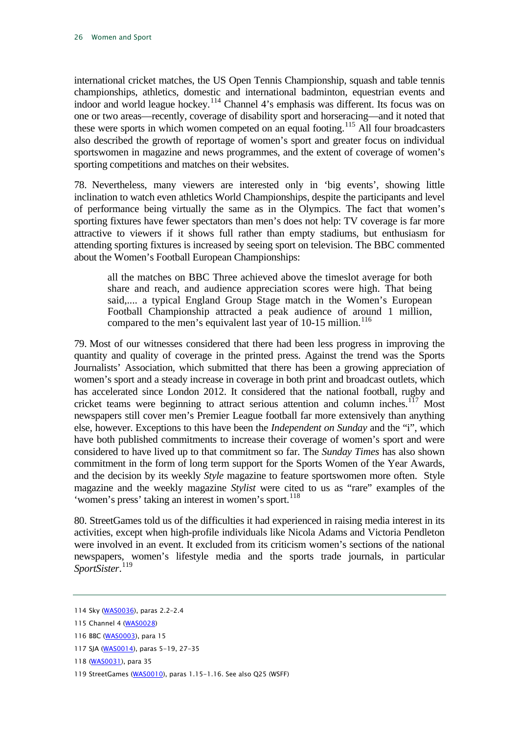international cricket matches, the US Open Tennis Championship, squash and table tennis championships, athletics, domestic and international badminton, equestrian events and indoor and world league hockey.[114] Channel 4's emphasis was different. Its focus was on one or two areas—recently, coverage of disability sport and horseracing—and it noted that these were sports in which women competed on an equal footing.[115] All four broadcasters also described the growth of reportage of women's sport and greater focus on individual sportswomen in magazine and news programmes, and the extent of coverage of women's sporting competitions and matches on their websites.

78. Nevertheless, many viewers are interested only in 'big events', showing little inclination to watch even athletics World Championships, despite the participants and level of performance being virtually the same as in the Olympics. The fact that women's sporting fixtures have fewer spectators than men's does not help: TV coverage is far more attractive to viewers if it shows full rather than empty stadiums, but enthusiasm for attending sporting fixtures is increased by seeing sport on television. The BBC commented about the Women's Football European Championships:

> all the matches on BBC Three achieved above the timeslot average for both share and reach, and audience appreciation scores were high. That being said,.... a typical England Group Stage match in the Women's European Football Championship attracted a peak audience of around 1 million, compared to the men's equivalent last year of 10-15 million.[116]

79. Most of our witnesses considered that there had been less progress in improving the quantity and quality of coverage in the printed press. Against the trend was the Sports Journalists' Association, which submitted that there has been a growing appreciation of women's sport and a steady increase in coverage in both print and broadcast outlets, which has accelerated since London 2012. It considered that the national football, rugby and cricket teams were beginning to attract serious attention and column inches.[117] Most newspapers still cover men's Premier League football far more extensively than anything else, however. Exceptions to this have been the *Independent on Sunday* and the "i", which have both published commitments to increase their coverage of women's sport and were considered to have lived up to that commitment so far. The *Sunday Times* has also shown commitment in the form of long term support for the Sports Women of the Year Awards, and the decision by its weekly *Style* magazine to feature sportswomen more often. Style magazine and the weekly magazine *Stylist* were cited to us as "rare" examples of the 'women's press' taking an interest in women's sport.[118]

80. StreetGames told us of the difficulties it had experienced in raising media interest in its activities, except when high-profile individuals like Nicola Adams and Victoria Pendleton were involved in an event. It excluded from its criticism women's sections of the national newspapers, women's lifestyle media and the sports trade journals, in particular *SportSister*.[119]

---

114 Sky (WAS0036), paras 2.2-2.4

115 Channel 4 (WAS0028)

116 BBC (WAS0003), para 15

117 SJA (WAS0014), paras 5-19, 27-35

118 (WAS0031), para 35

119 StreetGames (WAS0010), paras 1.15-1.16. See also Q25 (WSFF)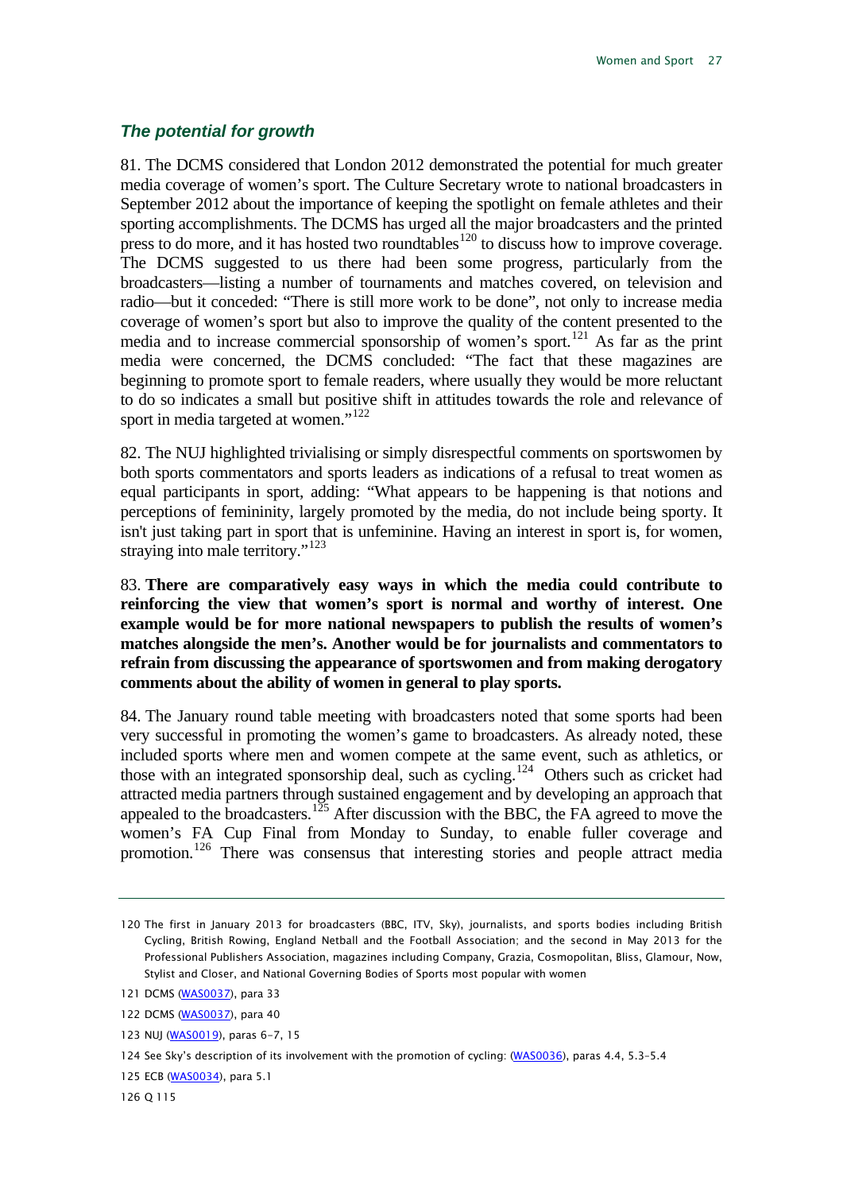### *The potential for growth*

81. The DCMS considered that London 2012 demonstrated the potential for much greater media coverage of women's sport. The Culture Secretary wrote to national broadcasters in September 2012 about the importance of keeping the spotlight on female athletes and their sporting accomplishments. The DCMS has urged all the major broadcasters and the printed press to do more, and it has hosted two roundtables[120] to discuss how to improve coverage. The DCMS suggested to us there had been some progress, particularly from the broadcasters—listing a number of tournaments and matches covered, on television and radio—but it conceded: "There is still more work to be done", not only to increase media coverage of women's sport but also to improve the quality of the content presented to the media and to increase commercial sponsorship of women's sport.[121] As far as the print media were concerned, the DCMS concluded: "The fact that these magazines are beginning to promote sport to female readers, where usually they would be more reluctant to do so indicates a small but positive shift in attitudes towards the role and relevance of sport in media targeted at women."[122]

82. The NUJ highlighted trivialising or simply disrespectful comments on sportswomen by both sports commentators and sports leaders as indications of a refusal to treat women as equal participants in sport, adding: "What appears to be happening is that notions and perceptions of femininity, largely promoted by the media, do not include being sporty. It isn't just taking part in sport that is unfeminine. Having an interest in sport is, for women, straying into male territory."[123]

83. **There are comparatively easy ways in which the media could contribute to reinforcing the view that women's sport is normal and worthy of interest. One example would be for more national newspapers to publish the results of women's matches alongside the men's. Another would be for journalists and commentators to refrain from discussing the appearance of sportswomen and from making derogatory comments about the ability of women in general to play sports.**

84. The January round table meeting with broadcasters noted that some sports had been very successful in promoting the women's game to broadcasters. As already noted, these included sports where men and women compete at the same event, such as athletics, or those with an integrated sponsorship deal, such as cycling.[124] Others such as cricket had attracted media partners through sustained engagement and by developing an approach that appealed to the broadcasters.[125] After discussion with the BBC, the FA agreed to move the women's FA Cup Final from Monday to Sunday, to enable fuller coverage and promotion.[126] There was consensus that interesting stories and people attract media

---

120 The first in January 2013 for broadcasters (BBC, ITV, Sky), journalists, and sports bodies including British Cycling, British Rowing, England Netball and the Football Association; and the second in May 2013 for the Professional Publishers Association, magazines including Company, Grazia, Cosmopolitan, Bliss, Glamour, Now, Stylist and Closer, and National Governing Bodies of Sports most popular with women

121 DCMS (WAS0037), para 33

122 DCMS (WAS0037), para 40

123 NUJ (WAS0019), paras 6-7, 15

124 See Sky's description of its involvement with the promotion of cycling: (WAS0036), paras 4.4, 5.3–5.4

125 ECB (WAS0034), para 5.1

126 Q 115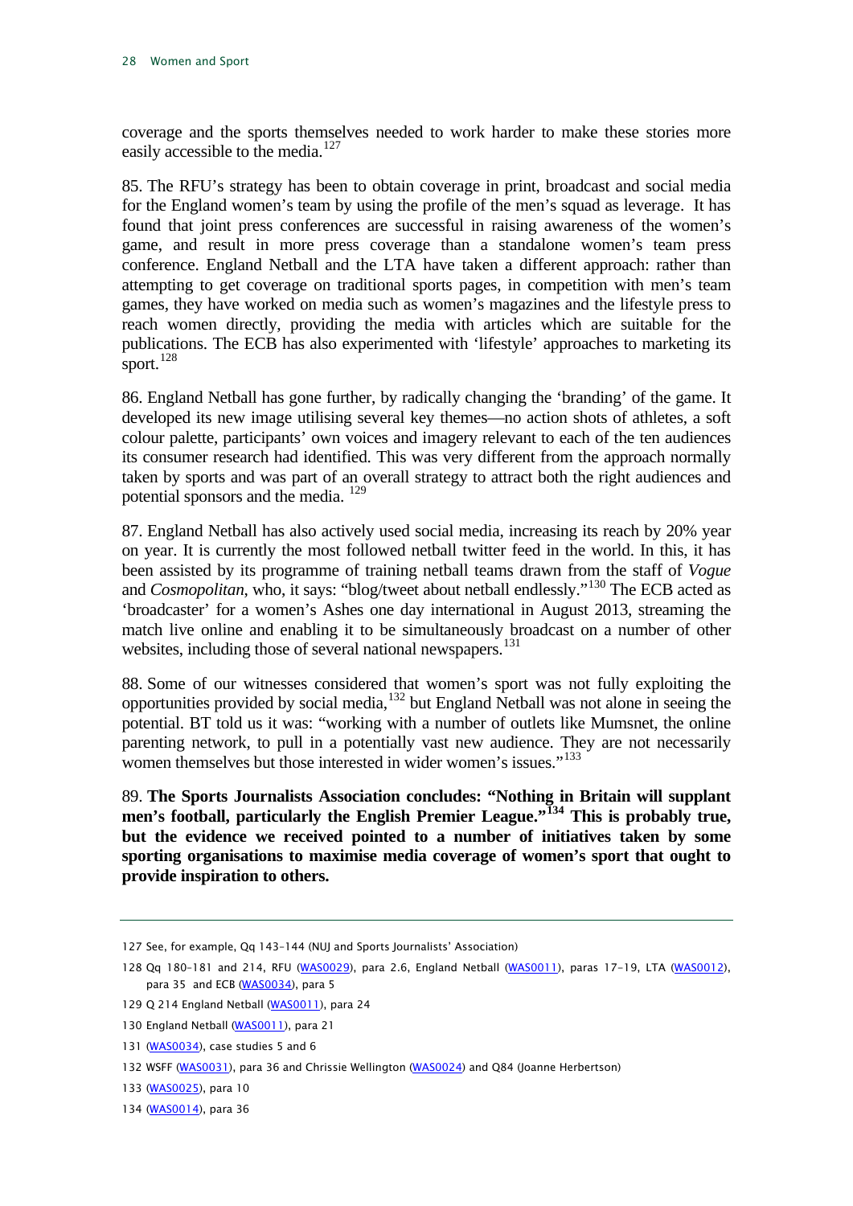coverage and the sports themselves needed to work harder to make these stories more easily accessible to the media.[127]

85. The RFU's strategy has been to obtain coverage in print, broadcast and social media for the England women's team by using the profile of the men's squad as leverage. It has found that joint press conferences are successful in raising awareness of the women's game, and result in more press coverage than a standalone women's team press conference. England Netball and the LTA have taken a different approach: rather than attempting to get coverage on traditional sports pages, in competition with men's team games, they have worked on media such as women's magazines and the lifestyle press to reach women directly, providing the media with articles which are suitable for the publications. The ECB has also experimented with 'lifestyle' approaches to marketing its sport.[128]

86. England Netball has gone further, by radically changing the 'branding' of the game. It developed its new image utilising several key themes—no action shots of athletes, a soft colour palette, participants' own voices and imagery relevant to each of the ten audiences its consumer research had identified. This was very different from the approach normally taken by sports and was part of an overall strategy to attract both the right audiences and potential sponsors and the media. [129]

87. England Netball has also actively used social media, increasing its reach by 20% year on year. It is currently the most followed netball twitter feed in the world. In this, it has been assisted by its programme of training netball teams drawn from the staff of *Vogue* and *Cosmopolitan*, who, it says: "blog/tweet about netball endlessly."[130] The ECB acted as 'broadcaster' for a women's Ashes one day international in August 2013, streaming the match live online and enabling it to be simultaneously broadcast on a number of other websites, including those of several national newspapers.[131]

88. Some of our witnesses considered that women's sport was not fully exploiting the opportunities provided by social media,[132] but England Netball was not alone in seeing the potential. BT told us it was: "working with a number of outlets like Mumsnet, the online parenting network, to pull in a potentially vast new audience. They are not necessarily women themselves but those interested in wider women's issues."[133]

89. **The Sports Journalists Association concludes: "Nothing in Britain will supplant men's football, particularly the English Premier League."[134] This is probably true, but the evidence we received pointed to a number of initiatives taken by some sporting organisations to maximise media coverage of women's sport that ought to provide inspiration to others.**

---

127 See, for example, Qq 143-144 (NUJ and Sports Journalists' Association)

128 Qq 180-181 and 214, RFU (WAS0029), para 2.6, England Netball (WAS0011), paras 17-19, LTA (WAS0012), para 35 and ECB (WAS0034), para 5

129 Q 214 England Netball (WAS0011), para 24

130 England Netball (WAS0011), para 21

131 (WAS0034), case studies 5 and 6

132 WSFF (WAS0031), para 36 and Chrissie Wellington (WAS0024) and Q84 (Joanne Herbertson)

133 (WAS0025), para 10

134 (WAS0014), para 36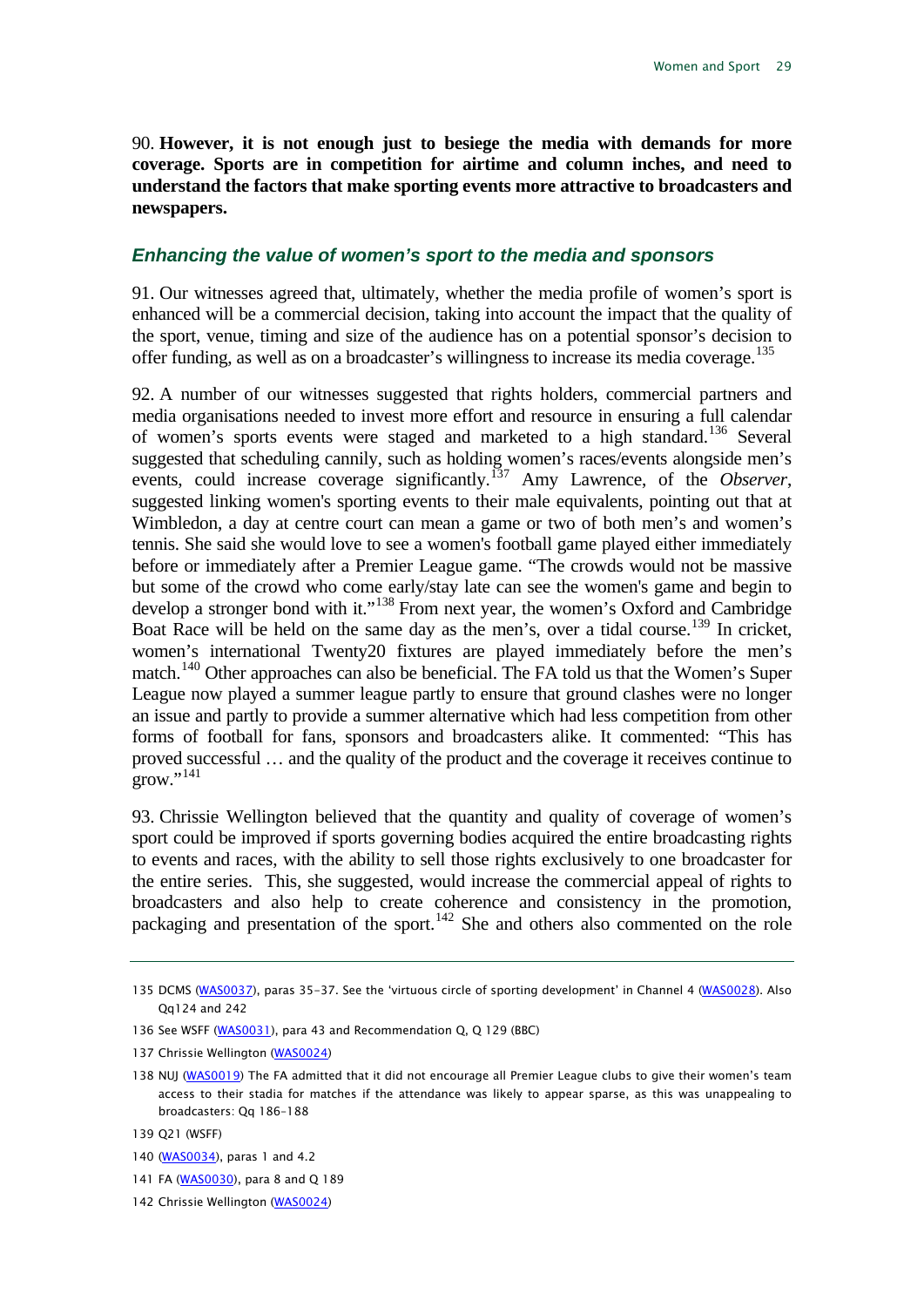90. **However, it is not enough just to besiege the media with demands for more coverage. Sports are in competition for airtime and column inches, and need to understand the factors that make sporting events more attractive to broadcasters and newspapers.**

### *Enhancing the value of women's sport to the media and sponsors*

91. Our witnesses agreed that, ultimately, whether the media profile of women's sport is enhanced will be a commercial decision, taking into account the impact that the quality of the sport, venue, timing and size of the audience has on a potential sponsor's decision to offer funding, as well as on a broadcaster's willingness to increase its media coverage.[135]

92. A number of our witnesses suggested that rights holders, commercial partners and media organisations needed to invest more effort and resource in ensuring a full calendar of women's sports events were staged and marketed to a high standard.[136] Several suggested that scheduling cannily, such as holding women's races/events alongside men's events, could increase coverage significantly.[137] Amy Lawrence, of the *Observer*, suggested linking women's sporting events to their male equivalents, pointing out that at Wimbledon, a day at centre court can mean a game or two of both men's and women's tennis. She said she would love to see a women's football game played either immediately before or immediately after a Premier League game. "The crowds would not be massive but some of the crowd who come early/stay late can see the women's game and begin to develop a stronger bond with it."[138] From next year, the women's Oxford and Cambridge Boat Race will be held on the same day as the men's, over a tidal course.[139] In cricket, women's international Twenty20 fixtures are played immediately before the men's match.[140] Other approaches can also be beneficial. The FA told us that the Women's Super League now played a summer league partly to ensure that ground clashes were no longer an issue and partly to provide a summer alternative which had less competition from other forms of football for fans, sponsors and broadcasters alike. It commented: "This has proved successful … and the quality of the product and the coverage it receives continue to grow."[141]

93. Chrissie Wellington believed that the quantity and quality of coverage of women's sport could be improved if sports governing bodies acquired the entire broadcasting rights to events and races, with the ability to sell those rights exclusively to one broadcaster for the entire series. This, she suggested, would increase the commercial appeal of rights to broadcasters and also help to create coherence and consistency in the promotion, packaging and presentation of the sport.[142] She and others also commented on the role

---

135 DCMS (WAS0037), paras 35-37. See the 'virtuous circle of sporting development' in Channel 4 (WAS0028). Also Qq124 and 242

136 See WSFF (WAS0031), para 43 and Recommendation Q, Q 129 (BBC)

137 Chrissie Wellington (WAS0024)

138 NUJ (WAS0019) The FA admitted that it did not encourage all Premier League clubs to give their women's team access to their stadia for matches if the attendance was likely to appear sparse, as this was unappealing to broadcasters: Qq 186-188

139 Q21 (WSFF)

140 (WAS0034), paras 1 and 4.2

141 FA (WAS0030), para 8 and Q 189

142 Chrissie Wellington (WAS0024)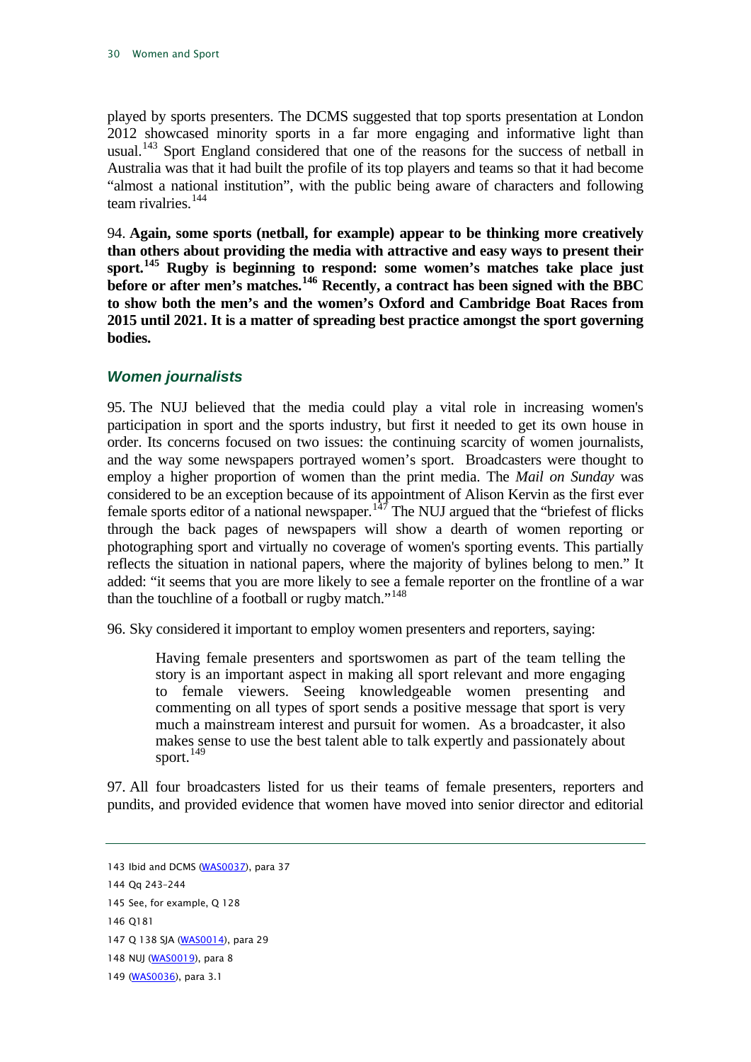played by sports presenters. The DCMS suggested that top sports presentation at London 2012 showcased minority sports in a far more engaging and informative light than usual.[143] Sport England considered that one of the reasons for the success of netball in Australia was that it had built the profile of its top players and teams so that it had become "almost a national institution", with the public being aware of characters and following team rivalries.[144]

94. **Again, some sports (netball, for example) appear to be thinking more creatively than others about providing the media with attractive and easy ways to present their sport.[145] Rugby is beginning to respond: some women's matches take place just before or after men's matches.[146] Recently, a contract has been signed with the BBC to show both the men's and the women's Oxford and Cambridge Boat Races from 2015 until 2021. It is a matter of spreading best practice amongst the sport governing bodies.**

### *Women journalists*

95. The NUJ believed that the media could play a vital role in increasing women's participation in sport and the sports industry, but first it needed to get its own house in order. Its concerns focused on two issues: the continuing scarcity of women journalists, and the way some newspapers portrayed women's sport. Broadcasters were thought to employ a higher proportion of women than the print media. The *Mail on Sunday* was considered to be an exception because of its appointment of Alison Kervin as the first ever female sports editor of a national newspaper.[147] The NUJ argued that the "briefest of flicks through the back pages of newspapers will show a dearth of women reporting or photographing sport and virtually no coverage of women's sporting events. This partially reflects the situation in national papers, where the majority of bylines belong to men." It added: "it seems that you are more likely to see a female reporter on the frontline of a war than the touchline of a football or rugby match."[148]

96. Sky considered it important to employ women presenters and reporters, saying:

> Having female presenters and sportswomen as part of the team telling the story is an important aspect in making all sport relevant and more engaging to female viewers. Seeing knowledgeable women presenting and commenting on all types of sport sends a positive message that sport is very much a mainstream interest and pursuit for women. As a broadcaster, it also makes sense to use the best talent able to talk expertly and passionately about sport.[149]

97. All four broadcasters listed for us their teams of female presenters, reporters and pundits, and provided evidence that women have moved into senior director and editorial

---

143 Ibid and DCMS (WAS0037), para 37

144 Qq 243–244

145 See, for example, Q 128

146 Q181

147 Q 138 SJA (WAS0014), para 29

148 NUJ (WAS0019), para 8

149 (WAS0036), para 3.1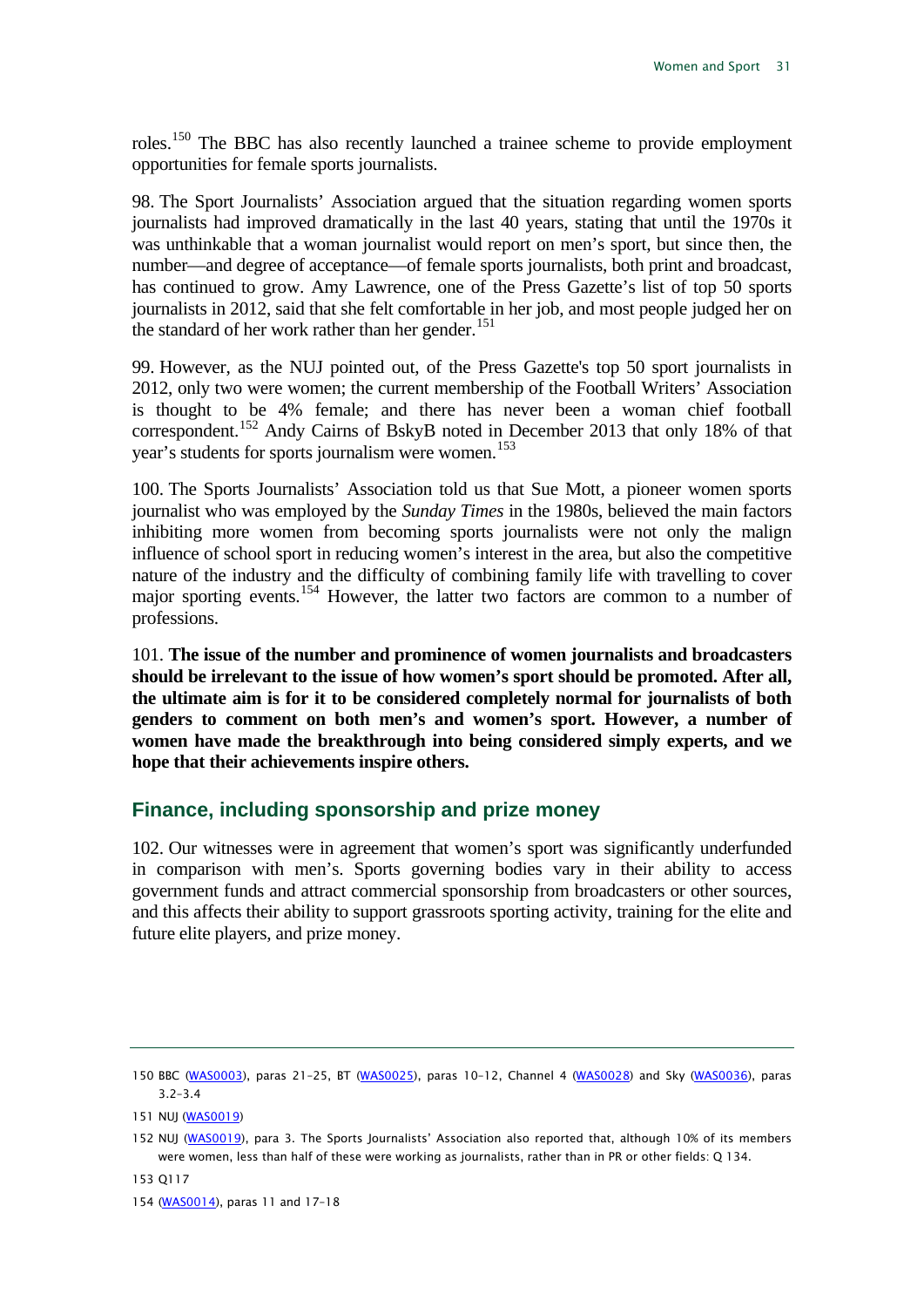roles.[150] The BBC has also recently launched a trainee scheme to provide employment opportunities for female sports journalists.

98. The Sport Journalists' Association argued that the situation regarding women sports journalists had improved dramatically in the last 40 years, stating that until the 1970s it was unthinkable that a woman journalist would report on men's sport, but since then, the number—and degree of acceptance—of female sports journalists, both print and broadcast, has continued to grow. Amy Lawrence, one of the Press Gazette's list of top 50 sports journalists in 2012, said that she felt comfortable in her job, and most people judged her on the standard of her work rather than her gender.[151]

99. However, as the NUJ pointed out, of the Press Gazette's top 50 sport journalists in 2012, only two were women; the current membership of the Football Writers' Association is thought to be 4% female; and there has never been a woman chief football correspondent.[152] Andy Cairns of BskyB noted in December 2013 that only 18% of that year's students for sports journalism were women.[153]

100. The Sports Journalists' Association told us that Sue Mott, a pioneer women sports journalist who was employed by the *Sunday Times* in the 1980s, believed the main factors inhibiting more women from becoming sports journalists were not only the malign influence of school sport in reducing women's interest in the area, but also the competitive nature of the industry and the difficulty of combining family life with travelling to cover major sporting events.[154] However, the latter two factors are common to a number of professions.

101. **The issue of the number and prominence of women journalists and broadcasters should be irrelevant to the issue of how women's sport should be promoted. After all, the ultimate aim is for it to be considered completely normal for journalists of both genders to comment on both men's and women's sport. However, a number of women have made the breakthrough into being considered simply experts, and we hope that their achievements inspire others.**

## Finance, including sponsorship and prize money

102. Our witnesses were in agreement that women's sport was significantly underfunded in comparison with men's. Sports governing bodies vary in their ability to access government funds and attract commercial sponsorship from broadcasters or other sources, and this affects their ability to support grassroots sporting activity, training for the elite and future elite players, and prize money.

---

150 BBC (WAS0003), paras 21–25, BT (WAS0025), paras 10–12, Channel 4 (WAS0028) and Sky (WAS0036), paras 3.2–3.4

151 NUJ (WAS0019)

152 NUJ (WAS0019), para 3. The Sports Journalists' Association also reported that, although 10% of its members were women, less than half of these were working as journalists, rather than in PR or other fields: Q 134.

153 Q117

154 (WAS0014), paras 11 and 17–18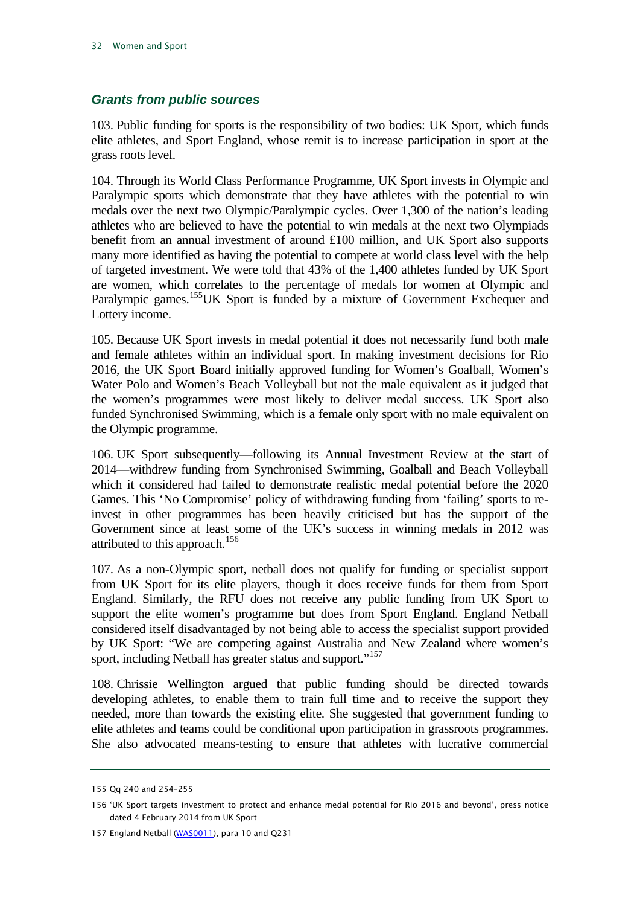### *Grants from public sources*

103. Public funding for sports is the responsibility of two bodies: UK Sport, which funds elite athletes, and Sport England, whose remit is to increase participation in sport at the grass roots level.

104. Through its World Class Performance Programme, UK Sport invests in Olympic and Paralympic sports which demonstrate that they have athletes with the potential to win medals over the next two Olympic/Paralympic cycles. Over 1,300 of the nation's leading athletes who are believed to have the potential to win medals at the next two Olympiads benefit from an annual investment of around £100 million, and UK Sport also supports many more identified as having the potential to compete at world class level with the help of targeted investment. We were told that 43% of the 1,400 athletes funded by UK Sport are women, which correlates to the percentage of medals for women at Olympic and Paralympic games.[155] UK Sport is funded by a mixture of Government Exchequer and Lottery income.

105. Because UK Sport invests in medal potential it does not necessarily fund both male and female athletes within an individual sport. In making investment decisions for Rio 2016, the UK Sport Board initially approved funding for Women's Goalball, Women's Water Polo and Women's Beach Volleyball but not the male equivalent as it judged that the women's programmes were most likely to deliver medal success. UK Sport also funded Synchronised Swimming, which is a female only sport with no male equivalent on the Olympic programme.

106. UK Sport subsequently—following its Annual Investment Review at the start of 2014—withdrew funding from Synchronised Swimming, Goalball and Beach Volleyball which it considered had failed to demonstrate realistic medal potential before the 2020 Games. This 'No Compromise' policy of withdrawing funding from 'failing' sports to re-invest in other programmes has been heavily criticised but has the support of the Government since at least some of the UK's success in winning medals in 2012 was attributed to this approach.[156]

107. As a non-Olympic sport, netball does not qualify for funding or specialist support from UK Sport for its elite players, though it does receive funds for them from Sport England. Similarly, the RFU does not receive any public funding from UK Sport to support the elite women's programme but does from Sport England. England Netball considered itself disadvantaged by not being able to access the specialist support provided by UK Sport: "We are competing against Australia and New Zealand where women's sport, including Netball has greater status and support."[157]

108. Chrissie Wellington argued that public funding should be directed towards developing athletes, to enable them to train full time and to receive the support they needed, more than towards the existing elite. She suggested that government funding to elite athletes and teams could be conditional upon participation in grassroots programmes. She also advocated means-testing to ensure that athletes with lucrative commercial

---

155 Qq 240 and 254-255

156 'UK Sport targets investment to protect and enhance medal potential for Rio 2016 and beyond', press notice dated 4 February 2014 from UK Sport

157 England Netball (WAS0011), para 10 and Q231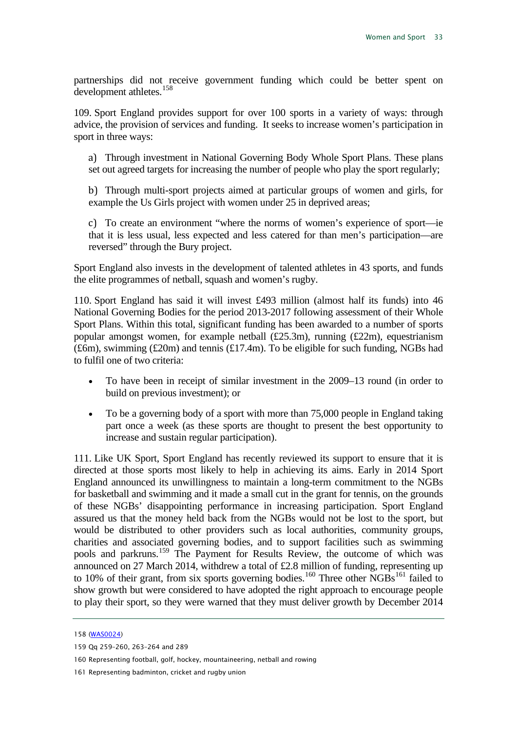partnerships did not receive government funding which could be better spent on development athletes.[158]

109. Sport England provides support for over 100 sports in a variety of ways: through advice, the provision of services and funding. It seeks to increase women's participation in sport in three ways:

a) Through investment in National Governing Body Whole Sport Plans. These plans set out agreed targets for increasing the number of people who play the sport regularly;

b) Through multi-sport projects aimed at particular groups of women and girls, for example the Us Girls project with women under 25 in deprived areas;

c) To create an environment "where the norms of women's experience of sport—ie that it is less usual, less expected and less catered for than men's participation—are reversed" through the Bury project.

Sport England also invests in the development of talented athletes in 43 sports, and funds the elite programmes of netball, squash and women's rugby.

110. Sport England has said it will invest £493 million (almost half its funds) into 46 National Governing Bodies for the period 2013-2017 following assessment of their Whole Sport Plans. Within this total, significant funding has been awarded to a number of sports popular amongst women, for example netball (£25.3m), running (£22m), equestrianism (£6m), swimming (£20m) and tennis (£17.4m). To be eligible for such funding, NGBs had to fulfil one of two criteria:

- To have been in receipt of similar investment in the 2009–13 round (in order to build on previous investment); or
- To be a governing body of a sport with more than 75,000 people in England taking part once a week (as these sports are thought to present the best opportunity to increase and sustain regular participation).

111. Like UK Sport, Sport England has recently reviewed its support to ensure that it is directed at those sports most likely to help in achieving its aims. Early in 2014 Sport England announced its unwillingness to maintain a long-term commitment to the NGBs for basketball and swimming and it made a small cut in the grant for tennis, on the grounds of these NGBs' disappointing performance in increasing participation. Sport England assured us that the money held back from the NGBs would not be lost to the sport, but would be distributed to other providers such as local authorities, community groups, charities and associated governing bodies, and to support facilities such as swimming pools and parkruns.[159] The Payment for Results Review, the outcome of which was announced on 27 March 2014, withdrew a total of £2.8 million of funding, representing up to 10% of their grant, from six sports governing bodies.[160] Three other NGBs[161] failed to show growth but were considered to have adopted the right approach to encourage people to play their sport, so they were warned that they must deliver growth by December 2014

158 (WAS0024)

159 Qq 259–260, 263–264 and 289

160 Representing football, golf, hockey, mountaineering, netball and rowing

161 Representing badminton, cricket and rugby union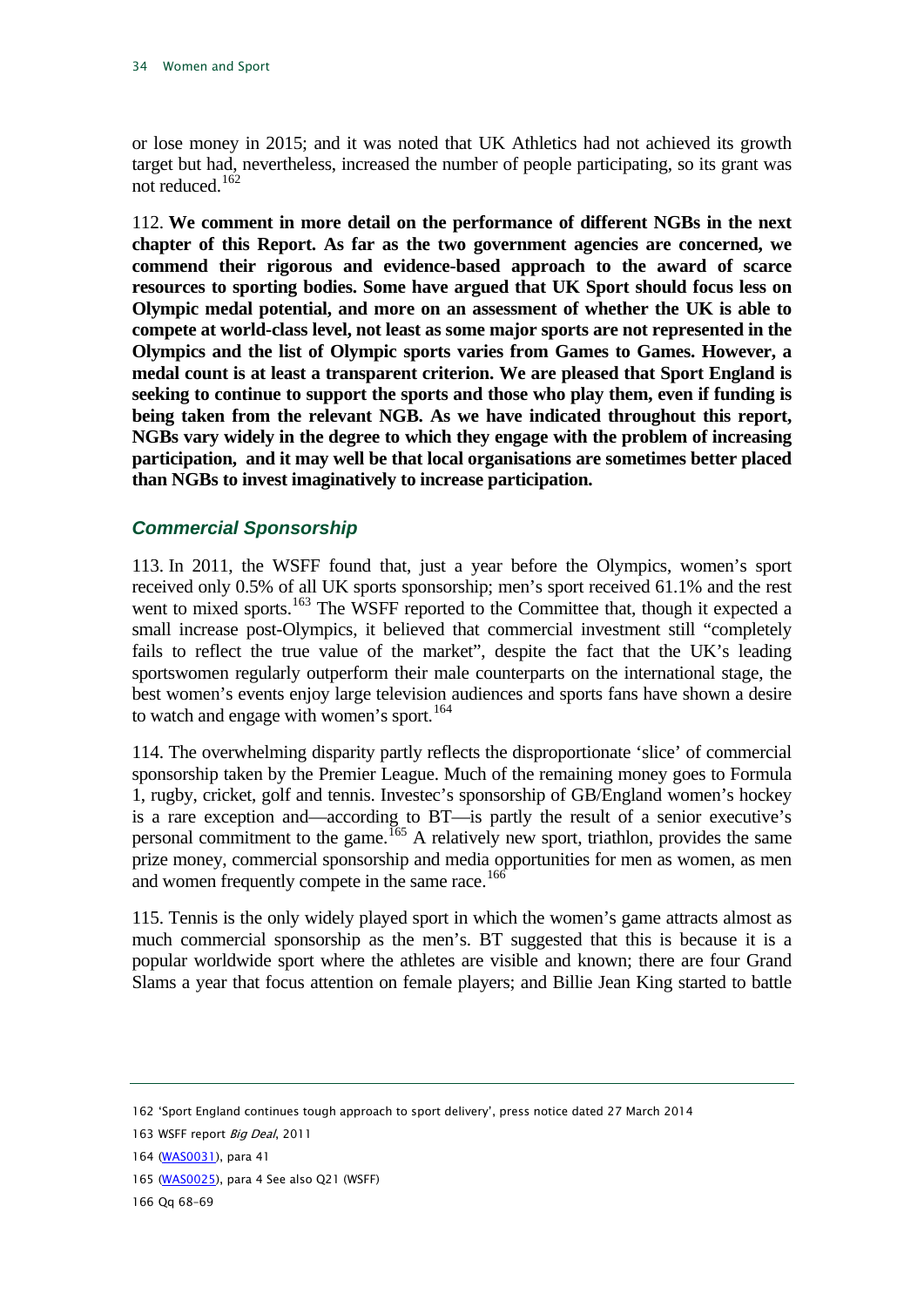or lose money in 2015; and it was noted that UK Athletics had not achieved its growth target but had, nevertheless, increased the number of people participating, so its grant was not reduced.[162]

112. **We comment in more detail on the performance of different NGBs in the next chapter of this Report. As far as the two government agencies are concerned, we commend their rigorous and evidence-based approach to the award of scarce resources to sporting bodies. Some have argued that UK Sport should focus less on Olympic medal potential, and more on an assessment of whether the UK is able to compete at world-class level, not least as some major sports are not represented in the Olympics and the list of Olympic sports varies from Games to Games. However, a medal count is at least a transparent criterion. We are pleased that Sport England is seeking to continue to support the sports and those who play them, even if funding is being taken from the relevant NGB. As we have indicated throughout this report, NGBs vary widely in the degree to which they engage with the problem of increasing participation, and it may well be that local organisations are sometimes better placed than NGBs to invest imaginatively to increase participation.**

### *Commercial Sponsorship*

113. In 2011, the WSFF found that, just a year before the Olympics, women's sport received only 0.5% of all UK sports sponsorship; men's sport received 61.1% and the rest went to mixed sports.[163] The WSFF reported to the Committee that, though it expected a small increase post-Olympics, it believed that commercial investment still "completely fails to reflect the true value of the market", despite the fact that the UK's leading sportswomen regularly outperform their male counterparts on the international stage, the best women's events enjoy large television audiences and sports fans have shown a desire to watch and engage with women's sport.[164]

114. The overwhelming disparity partly reflects the disproportionate 'slice' of commercial sponsorship taken by the Premier League. Much of the remaining money goes to Formula 1, rugby, cricket, golf and tennis. Investec's sponsorship of GB/England women's hockey is a rare exception and—according to BT—is partly the result of a senior executive's personal commitment to the game.[165] A relatively new sport, triathlon, provides the same prize money, commercial sponsorship and media opportunities for men as women, as men and women frequently compete in the same race.[166]

115. Tennis is the only widely played sport in which the women's game attracts almost as much commercial sponsorship as the men's. BT suggested that this is because it is a popular worldwide sport where the athletes are visible and known; there are four Grand Slams a year that focus attention on female players; and Billie Jean King started to battle

---

162 'Sport England continues tough approach to sport delivery', press notice dated 27 March 2014

163 WSFF report *Big Deal*, 2011

164 (WAS0031), para 41

165 (WAS0025), para 4 See also Q21 (WSFF)

166 Qq 68-69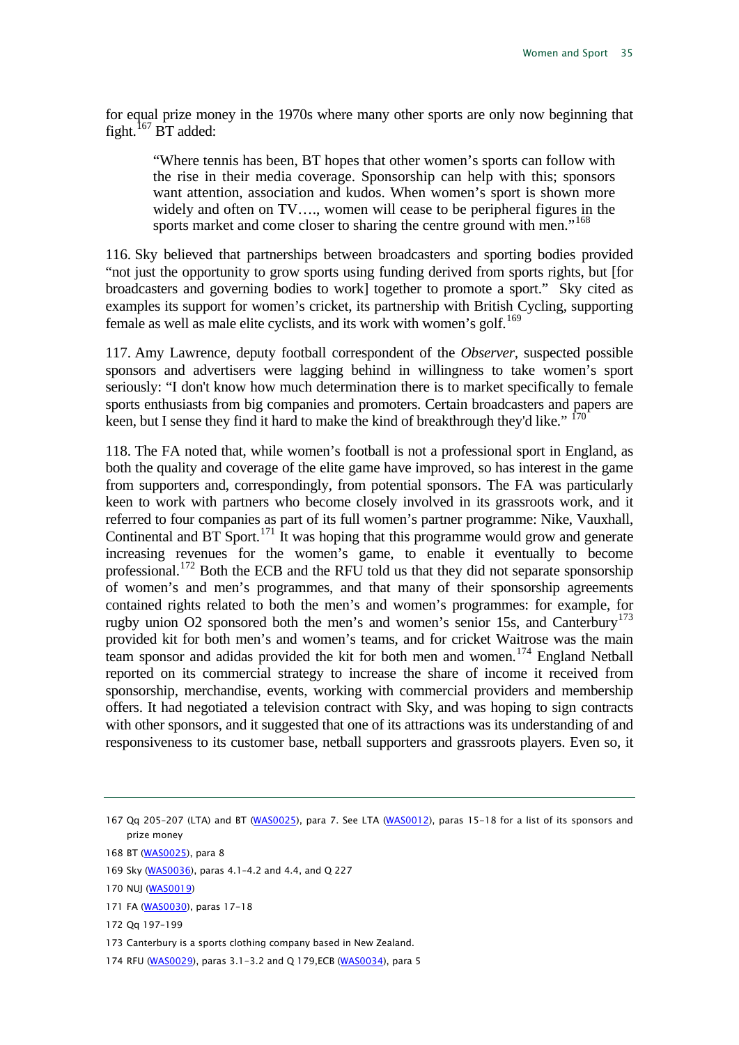for equal prize money in the 1970s where many other sports are only now beginning that fight.[167] BT added:

> "Where tennis has been, BT hopes that other women's sports can follow with the rise in their media coverage. Sponsorship can help with this; sponsors want attention, association and kudos. When women's sport is shown more widely and often on TV…., women will cease to be peripheral figures in the sports market and come closer to sharing the centre ground with men."[168]

116. Sky believed that partnerships between broadcasters and sporting bodies provided "not just the opportunity to grow sports using funding derived from sports rights, but [for broadcasters and governing bodies to work] together to promote a sport." Sky cited as examples its support for women's cricket, its partnership with British Cycling, supporting female as well as male elite cyclists, and its work with women's golf.[169]

117. Amy Lawrence, deputy football correspondent of the *Observer*, suspected possible sponsors and advertisers were lagging behind in willingness to take women's sport seriously: "I don't know how much determination there is to market specifically to female sports enthusiasts from big companies and promoters. Certain broadcasters and papers are keen, but I sense they find it hard to make the kind of breakthrough they'd like." [170]

118. The FA noted that, while women's football is not a professional sport in England, as both the quality and coverage of the elite game have improved, so has interest in the game from supporters and, correspondingly, from potential sponsors. The FA was particularly keen to work with partners who become closely involved in its grassroots work, and it referred to four companies as part of its full women's partner programme: Nike, Vauxhall, Continental and BT Sport.[171] It was hoping that this programme would grow and generate increasing revenues for the women's game, to enable it eventually to become professional.[172] Both the ECB and the RFU told us that they did not separate sponsorship of women's and men's programmes, and that many of their sponsorship agreements contained rights related to both the men's and women's programmes: for example, for rugby union O2 sponsored both the men's and women's senior 15s, and Canterbury[173] provided kit for both men's and women's teams, and for cricket Waitrose was the main team sponsor and adidas provided the kit for both men and women.[174] England Netball reported on its commercial strategy to increase the share of income it received from sponsorship, merchandise, events, working with commercial providers and membership offers. It had negotiated a television contract with Sky, and was hoping to sign contracts with other sponsors, and it suggested that one of its attractions was its understanding of and responsiveness to its customer base, netball supporters and grassroots players. Even so, it

---

167 Qq 205-207 (LTA) and BT (WAS0025), para 7. See LTA (WAS0012), paras 15-18 for a list of its sponsors and prize money

168 BT (WAS0025), para 8

169 Sky (WAS0036), paras 4.1-4.2 and 4.4, and Q 227

170 NUJ (WAS0019)

171 FA (WAS0030), paras 17-18

172 Qq 197-199

173 Canterbury is a sports clothing company based in New Zealand.

174 RFU (WAS0029), paras 3.1-3.2 and Q 179,ECB (WAS0034), para 5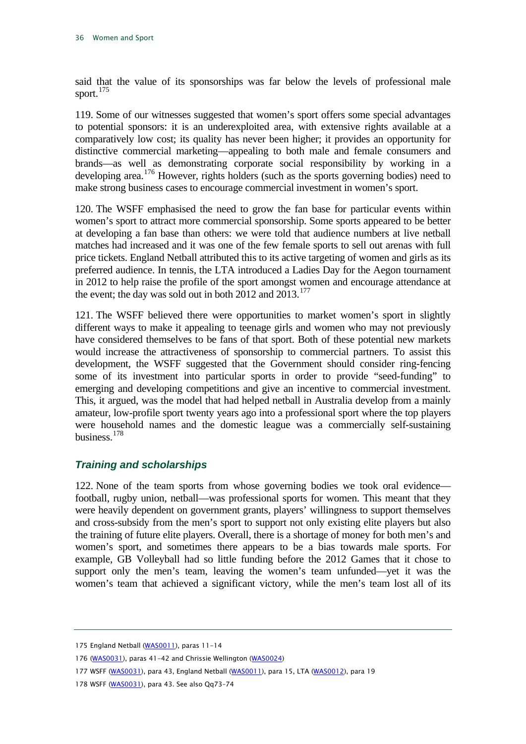said that the value of its sponsorships was far below the levels of professional male sport.[175]

119. Some of our witnesses suggested that women's sport offers some special advantages to potential sponsors: it is an underexploited area, with extensive rights available at a comparatively low cost; its quality has never been higher; it provides an opportunity for distinctive commercial marketing—appealing to both male and female consumers and brands—as well as demonstrating corporate social responsibility by working in a developing area.[176] However, rights holders (such as the sports governing bodies) need to make strong business cases to encourage commercial investment in women's sport.

120. The WSFF emphasised the need to grow the fan base for particular events within women's sport to attract more commercial sponsorship. Some sports appeared to be better at developing a fan base than others: we were told that audience numbers at live netball matches had increased and it was one of the few female sports to sell out arenas with full price tickets. England Netball attributed this to its active targeting of women and girls as its preferred audience. In tennis, the LTA introduced a Ladies Day for the Aegon tournament in 2012 to help raise the profile of the sport amongst women and encourage attendance at the event; the day was sold out in both 2012 and 2013.[177]

121. The WSFF believed there were opportunities to market women's sport in slightly different ways to make it appealing to teenage girls and women who may not previously have considered themselves to be fans of that sport. Both of these potential new markets would increase the attractiveness of sponsorship to commercial partners. To assist this development, the WSFF suggested that the Government should consider ring-fencing some of its investment into particular sports in order to provide "seed-funding" to emerging and developing competitions and give an incentive to commercial investment. This, it argued, was the model that had helped netball in Australia develop from a mainly amateur, low-profile sport twenty years ago into a professional sport where the top players were household names and the domestic league was a commercially self-sustaining business.[178]

### *Training and scholarships*

122. None of the team sports from whose governing bodies we took oral evidence—football, rugby union, netball—was professional sports for women. This meant that they were heavily dependent on government grants, players' willingness to support themselves and cross-subsidy from the men's sport to support not only existing elite players but also the training of future elite players. Overall, there is a shortage of money for both men's and women's sport, and sometimes there appears to be a bias towards male sports. For example, GB Volleyball had so little funding before the 2012 Games that it chose to support only the men's team, leaving the women's team unfunded—yet it was the women's team that achieved a significant victory, while the men's team lost all of its

---

175 England Netball (WAS0011), paras 11-14

176 (WAS0031), paras 41-42 and Chrissie Wellington (WAS0024)

177 WSFF (WAS0031), para 43, England Netball (WAS0011), para 15, LTA (WAS0012), para 19

178 WSFF (WAS0031), para 43. See also Qq73-74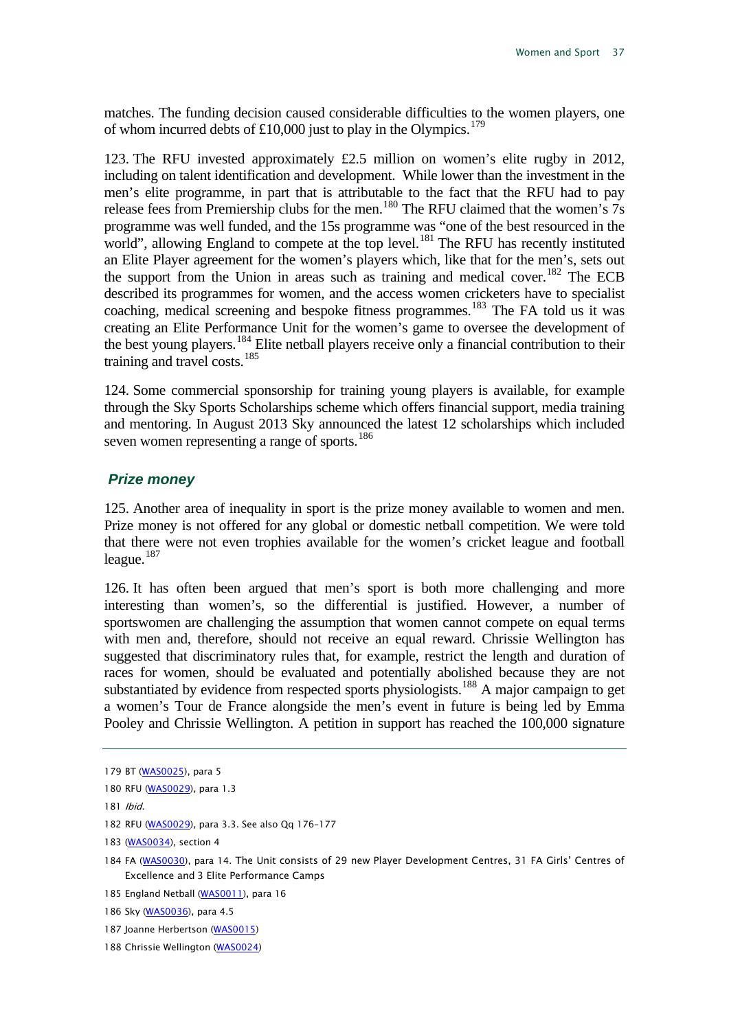matches. The funding decision caused considerable difficulties to the women players, one of whom incurred debts of £10,000 just to play in the Olympics.[179]

123. The RFU invested approximately £2.5 million on women's elite rugby in 2012, including on talent identification and development. While lower than the investment in the men's elite programme, in part that is attributable to the fact that the RFU had to pay release fees from Premiership clubs for the men.[180] The RFU claimed that the women's 7s programme was well funded, and the 15s programme was "one of the best resourced in the world", allowing England to compete at the top level.[181] The RFU has recently instituted an Elite Player agreement for the women's players which, like that for the men's, sets out the support from the Union in areas such as training and medical cover.[182] The ECB described its programmes for women, and the access women cricketers have to specialist coaching, medical screening and bespoke fitness programmes.[183] The FA told us it was creating an Elite Performance Unit for the women's game to oversee the development of the best young players.[184] Elite netball players receive only a financial contribution to their training and travel costs.[185]

124. Some commercial sponsorship for training young players is available, for example through the Sky Sports Scholarships scheme which offers financial support, media training and mentoring. In August 2013 Sky announced the latest 12 scholarships which included seven women representing a range of sports.[186]

### *Prize money*

125. Another area of inequality in sport is the prize money available to women and men. Prize money is not offered for any global or domestic netball competition. We were told that there were not even trophies available for the women's cricket league and football league.[187]

126. It has often been argued that men's sport is both more challenging and more interesting than women's, so the differential is justified. However, a number of sportswomen are challenging the assumption that women cannot compete on equal terms with men and, therefore, should not receive an equal reward. Chrissie Wellington has suggested that discriminatory rules that, for example, restrict the length and duration of races for women, should be evaluated and potentially abolished because they are not substantiated by evidence from respected sports physiologists.[188] A major campaign to get a women's Tour de France alongside the men's event in future is being led by Emma Pooley and Chrissie Wellington. A petition in support has reached the 100,000 signature

---

179 BT (WAS0025), para 5

180 RFU (WAS0029), para 1.3

181 *Ibid.*

182 RFU (WAS0029), para 3.3. See also Qq 176-177

183 (WAS0034), section 4

184 FA (WAS0030), para 14. The Unit consists of 29 new Player Development Centres, 31 FA Girls' Centres of Excellence and 3 Elite Performance Camps

185 England Netball (WAS0011), para 16

186 Sky (WAS0036), para 4.5

187 Joanne Herbertson (WAS0015)

188 Chrissie Wellington (WAS0024)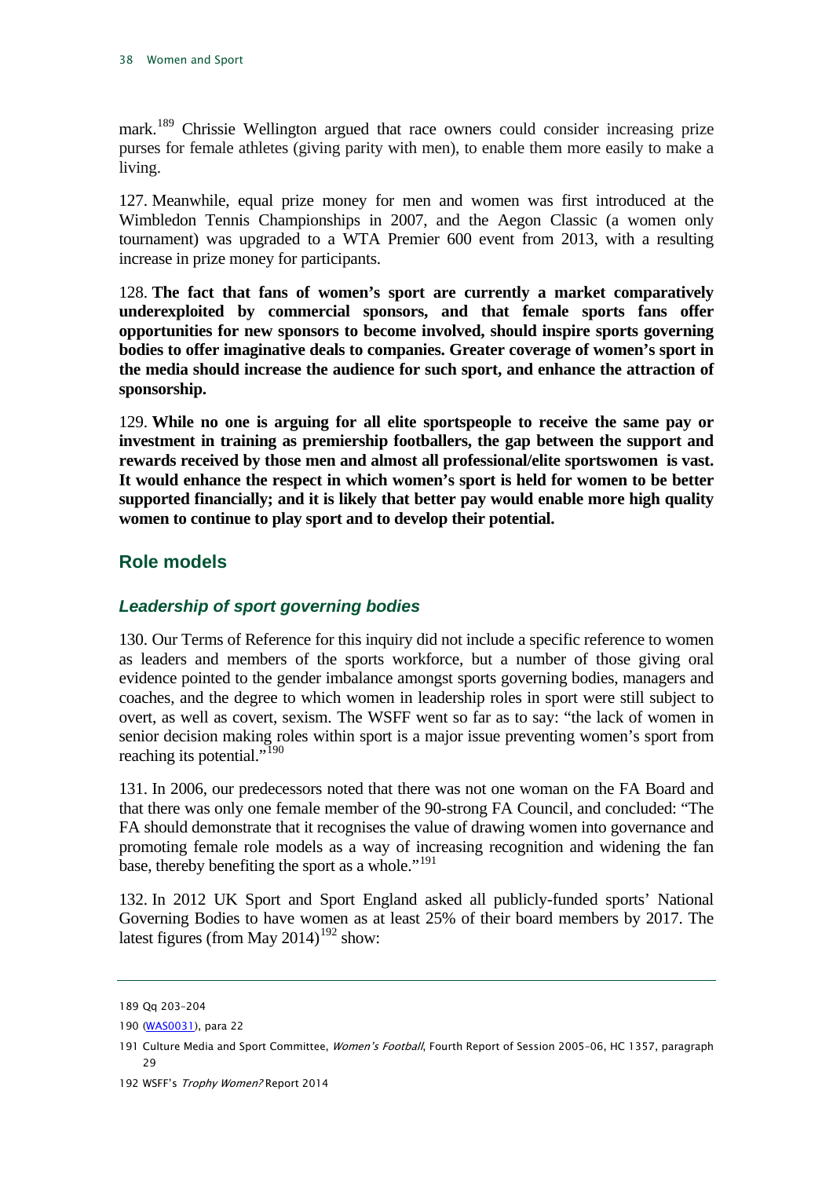mark.[189] Chrissie Wellington argued that race owners could consider increasing prize purses for female athletes (giving parity with men), to enable them more easily to make a living.

127. Meanwhile, equal prize money for men and women was first introduced at the Wimbledon Tennis Championships in 2007, and the Aegon Classic (a women only tournament) was upgraded to a WTA Premier 600 event from 2013, with a resulting increase in prize money for participants.

128. **The fact that fans of women's sport are currently a market comparatively underexploited by commercial sponsors, and that female sports fans offer opportunities for new sponsors to become involved, should inspire sports governing bodies to offer imaginative deals to companies. Greater coverage of women's sport in the media should increase the audience for such sport, and enhance the attraction of sponsorship.**

129. **While no one is arguing for all elite sportspeople to receive the same pay or investment in training as premiership footballers, the gap between the support and rewards received by those men and almost all professional/elite sportswomen is vast. It would enhance the respect in which women's sport is held for women to be better supported financially; and it is likely that better pay would enable more high quality women to continue to play sport and to develop their potential.**

## Role models

### *Leadership of sport governing bodies*

130. Our Terms of Reference for this inquiry did not include a specific reference to women as leaders and members of the sports workforce, but a number of those giving oral evidence pointed to the gender imbalance amongst sports governing bodies, managers and coaches, and the degree to which women in leadership roles in sport were still subject to overt, as well as covert, sexism. The WSFF went so far as to say: "the lack of women in senior decision making roles within sport is a major issue preventing women's sport from reaching its potential."[190]

131. In 2006, our predecessors noted that there was not one woman on the FA Board and that there was only one female member of the 90-strong FA Council, and concluded: "The FA should demonstrate that it recognises the value of drawing women into governance and promoting female role models as a way of increasing recognition and widening the fan base, thereby benefiting the sport as a whole."[191]

132. In 2012 UK Sport and Sport England asked all publicly-funded sports' National Governing Bodies to have women as at least 25% of their board members by 2017. The latest figures (from May 2014)[192] show:

---

189 Qq 203–204

190 (WAS0031), para 22

191 Culture Media and Sport Committee, *Women's Football*, Fourth Report of Session 2005–06, HC 1357, paragraph 29

192 WSFF's *Trophy Women?* Report 2014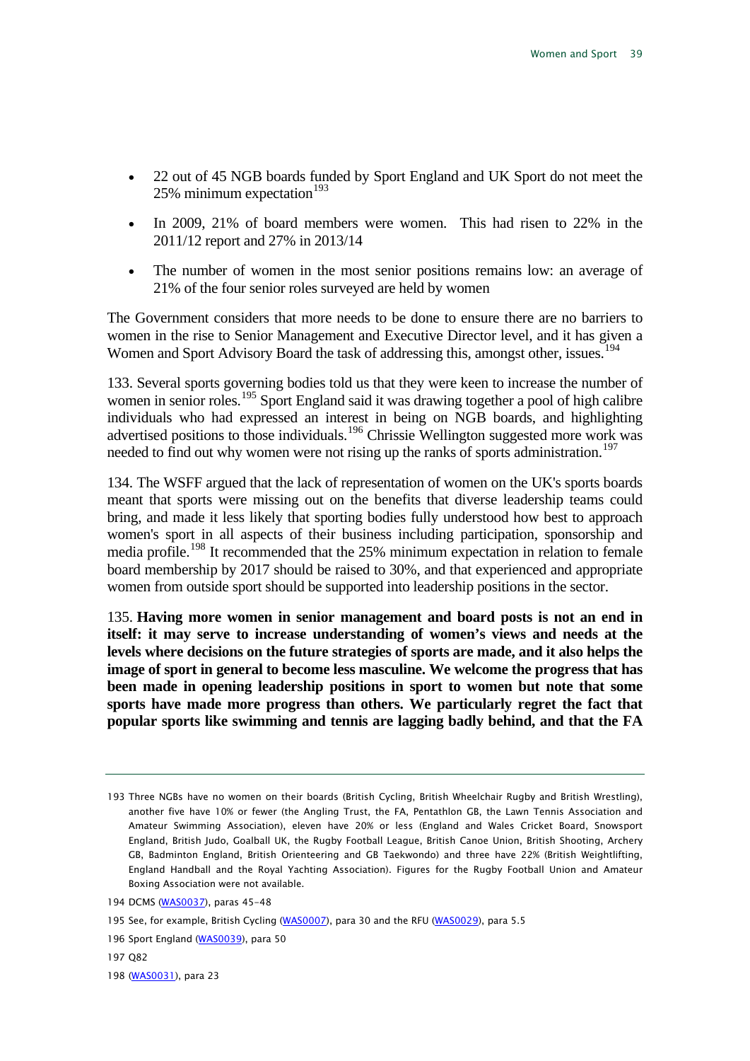- 22 out of 45 NGB boards funded by Sport England and UK Sport do not meet the 25% minimum expectation[193]
- In 2009, 21% of board members were women. This had risen to 22% in the 2011/12 report and 27% in 2013/14
- The number of women in the most senior positions remains low: an average of 21% of the four senior roles surveyed are held by women

The Government considers that more needs to be done to ensure there are no barriers to women in the rise to Senior Management and Executive Director level, and it has given a Women and Sport Advisory Board the task of addressing this, amongst other, issues.[194]

133. Several sports governing bodies told us that they were keen to increase the number of women in senior roles.[195] Sport England said it was drawing together a pool of high calibre individuals who had expressed an interest in being on NGB boards, and highlighting advertised positions to those individuals.[196] Chrissie Wellington suggested more work was needed to find out why women were not rising up the ranks of sports administration.[197]

134. The WSFF argued that the lack of representation of women on the UK's sports boards meant that sports were missing out on the benefits that diverse leadership teams could bring, and made it less likely that sporting bodies fully understood how best to approach women's sport in all aspects of their business including participation, sponsorship and media profile.[198] It recommended that the 25% minimum expectation in relation to female board membership by 2017 should be raised to 30%, and that experienced and appropriate women from outside sport should be supported into leadership positions in the sector.

135. **Having more women in senior management and board posts is not an end in itself: it may serve to increase understanding of women's views and needs at the levels where decisions on the future strategies of sports are made, and it also helps the image of sport in general to become less masculine. We welcome the progress that has been made in opening leadership positions in sport to women but note that some sports have made more progress than others. We particularly regret the fact that popular sports like swimming and tennis are lagging badly behind, and that the FA**

---

193 Three NGBs have no women on their boards (British Cycling, British Wheelchair Rugby and British Wrestling), another five have 10% or fewer (the Angling Trust, the FA, Pentathlon GB, the Lawn Tennis Association and Amateur Swimming Association), eleven have 20% or less (England and Wales Cricket Board, Snowsport England, British Judo, Goalball UK, the Rugby Football League, British Canoe Union, British Shooting, Archery GB, Badminton England, British Orienteering and GB Taekwondo) and three have 22% (British Weightlifting, England Handball and the Royal Yachting Association). Figures for the Rugby Football Union and Amateur Boxing Association were not available.

194 DCMS (WAS0037), paras 45-48

195 See, for example, British Cycling (WAS0007), para 30 and the RFU (WAS0029), para 5.5

196 Sport England (WAS0039), para 50

197 Q82

198 (WAS0031), para 23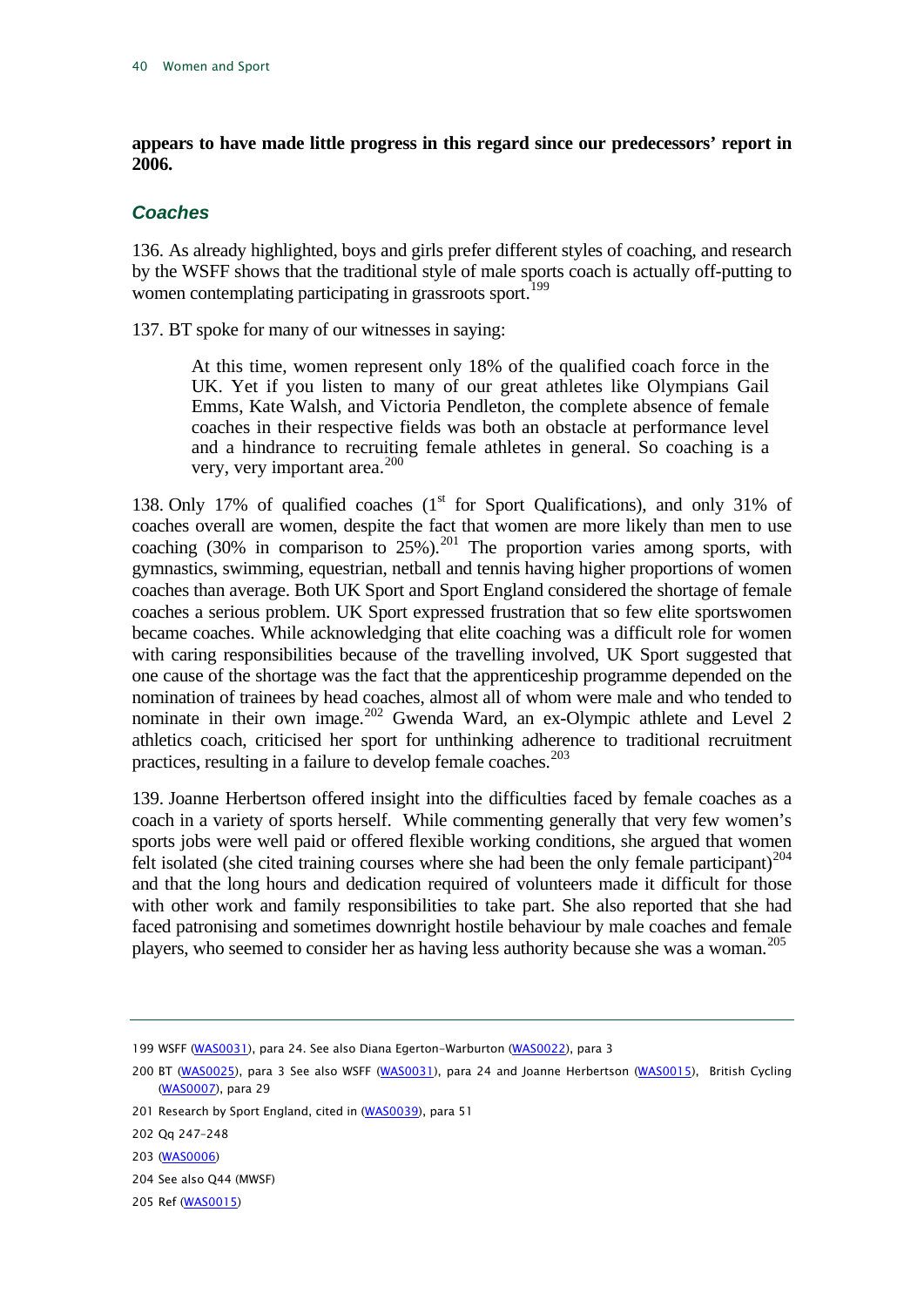**appears to have made little progress in this regard since our predecessors' report in 2006.**

### *Coaches*

136. As already highlighted, boys and girls prefer different styles of coaching, and research by the WSFF shows that the traditional style of male sports coach is actually off-putting to women contemplating participating in grassroots sport.[199]

137. BT spoke for many of our witnesses in saying:

> At this time, women represent only 18% of the qualified coach force in the UK. Yet if you listen to many of our great athletes like Olympians Gail Emms, Kate Walsh, and Victoria Pendleton, the complete absence of female coaches in their respective fields was both an obstacle at performance level and a hindrance to recruiting female athletes in general. So coaching is a very, very important area.[200]

138. Only 17% of qualified coaches (1st for Sport Qualifications), and only 31% of coaches overall are women, despite the fact that women are more likely than men to use coaching (30% in comparison to 25%).[201] The proportion varies among sports, with gymnastics, swimming, equestrian, netball and tennis having higher proportions of women coaches than average. Both UK Sport and Sport England considered the shortage of female coaches a serious problem. UK Sport expressed frustration that so few elite sportswomen became coaches. While acknowledging that elite coaching was a difficult role for women with caring responsibilities because of the travelling involved, UK Sport suggested that one cause of the shortage was the fact that the apprenticeship programme depended on the nomination of trainees by head coaches, almost all of whom were male and who tended to nominate in their own image.[202] Gwenda Ward, an ex-Olympic athlete and Level 2 athletics coach, criticised her sport for unthinking adherence to traditional recruitment practices, resulting in a failure to develop female coaches.[203]

139. Joanne Herbertson offered insight into the difficulties faced by female coaches as a coach in a variety of sports herself. While commenting generally that very few women's sports jobs were well paid or offered flexible working conditions, she argued that women felt isolated (she cited training courses where she had been the only female participant)[204] and that the long hours and dedication required of volunteers made it difficult for those with other work and family responsibilities to take part. She also reported that she had faced patronising and sometimes downright hostile behaviour by male coaches and female players, who seemed to consider her as having less authority because she was a woman.[205]

---

199 WSFF (WAS0031), para 24. See also Diana Egerton-Warburton (WAS0022), para 3

200 BT (WAS0025), para 3 See also WSFF (WAS0031), para 24 and Joanne Herbertson (WAS0015), British Cycling (WAS0007), para 29

201 Research by Sport England, cited in (WAS0039), para 51

202 Qq 247-248

203 (WAS0006)

204 See also Q44 (MWSF)

205 Ref (WAS0015)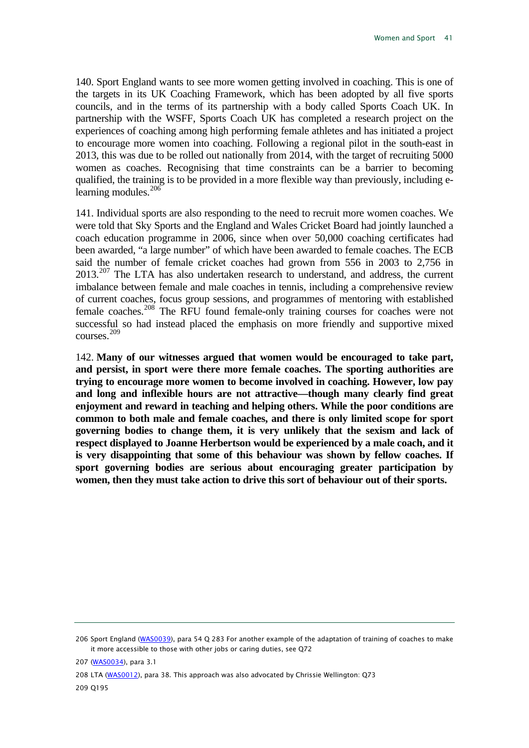140. Sport England wants to see more women getting involved in coaching. This is one of the targets in its UK Coaching Framework, which has been adopted by all five sports councils, and in the terms of its partnership with a body called Sports Coach UK. In partnership with the WSFF, Sports Coach UK has completed a research project on the experiences of coaching among high performing female athletes and has initiated a project to encourage more women into coaching. Following a regional pilot in the south-east in 2013, this was due to be rolled out nationally from 2014, with the target of recruiting 5000 women as coaches. Recognising that time constraints can be a barrier to becoming qualified, the training is to be provided in a more flexible way than previously, including e-learning modules.[206]

141. Individual sports are also responding to the need to recruit more women coaches. We were told that Sky Sports and the England and Wales Cricket Board had jointly launched a coach education programme in 2006, since when over 50,000 coaching certificates had been awarded, "a large number" of which have been awarded to female coaches. The ECB said the number of female cricket coaches had grown from 556 in 2003 to 2,756 in 2013.[207] The LTA has also undertaken research to understand, and address, the current imbalance between female and male coaches in tennis, including a comprehensive review of current coaches, focus group sessions, and programmes of mentoring with established female coaches.[208] The RFU found female-only training courses for coaches were not successful so had instead placed the emphasis on more friendly and supportive mixed courses.[209]

142. **Many of our witnesses argued that women would be encouraged to take part, and persist, in sport were there more female coaches. The sporting authorities are trying to encourage more women to become involved in coaching. However, low pay and long and inflexible hours are not attractive—though many clearly find great enjoyment and reward in teaching and helping others. While the poor conditions are common to both male and female coaches, and there is only limited scope for sport governing bodies to change them, it is very unlikely that the sexism and lack of respect displayed to Joanne Herbertson would be experienced by a male coach, and it is very disappointing that some of this behaviour was shown by fellow coaches. If sport governing bodies are serious about encouraging greater participation by women, then they must take action to drive this sort of behaviour out of their sports.**

---

206 Sport England (WAS0039), para 54 Q 283 For another example of the adaptation of training of coaches to make it more accessible to those with other jobs or caring duties, see Q72

207 (WAS0034), para 3.1

208 LTA (WAS0012), para 38. This approach was also advocated by Chrissie Wellington: Q73

209 Q195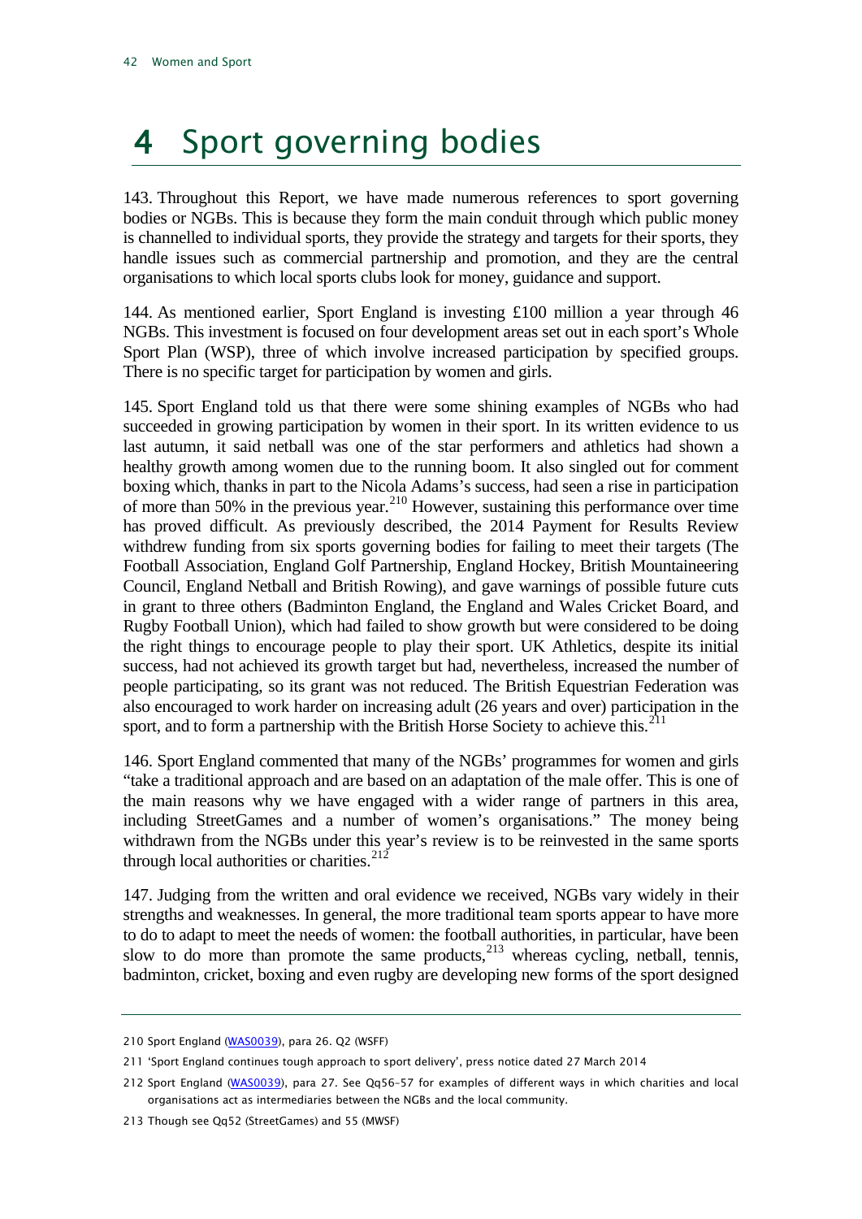# 4 Sport governing bodies

143. Throughout this Report, we have made numerous references to sport governing bodies or NGBs. This is because they form the main conduit through which public money is channelled to individual sports, they provide the strategy and targets for their sports, they handle issues such as commercial partnership and promotion, and they are the central organisations to which local sports clubs look for money, guidance and support.

144. As mentioned earlier, Sport England is investing £100 million a year through 46 NGBs. This investment is focused on four development areas set out in each sport's Whole Sport Plan (WSP), three of which involve increased participation by specified groups. There is no specific target for participation by women and girls.

145. Sport England told us that there were some shining examples of NGBs who had succeeded in growing participation by women in their sport. In its written evidence to us last autumn, it said netball was one of the star performers and athletics had shown a healthy growth among women due to the running boom. It also singled out for comment boxing which, thanks in part to the Nicola Adams's success, had seen a rise in participation of more than 50% in the previous year.[210] However, sustaining this performance over time has proved difficult. As previously described, the 2014 Payment for Results Review withdrew funding from six sports governing bodies for failing to meet their targets (The Football Association, England Golf Partnership, England Hockey, British Mountaineering Council, England Netball and British Rowing), and gave warnings of possible future cuts in grant to three others (Badminton England, the England and Wales Cricket Board, and Rugby Football Union), which had failed to show growth but were considered to be doing the right things to encourage people to play their sport. UK Athletics, despite its initial success, had not achieved its growth target but had, nevertheless, increased the number of people participating, so its grant was not reduced. The British Equestrian Federation was also encouraged to work harder on increasing adult (26 years and over) participation in the sport, and to form a partnership with the British Horse Society to achieve this.[211]

146. Sport England commented that many of the NGBs' programmes for women and girls "take a traditional approach and are based on an adaptation of the male offer. This is one of the main reasons why we have engaged with a wider range of partners in this area, including StreetGames and a number of women's organisations." The money being withdrawn from the NGBs under this year's review is to be reinvested in the same sports through local authorities or charities.[212]

147. Judging from the written and oral evidence we received, NGBs vary widely in their strengths and weaknesses. In general, the more traditional team sports appear to have more to do to adapt to meet the needs of women: the football authorities, in particular, have been slow to do more than promote the same products,[213] whereas cycling, netball, tennis, badminton, cricket, boxing and even rugby are developing new forms of the sport designed

---

210 Sport England (WAS0039), para 26. Q2 (WSFF)

211 'Sport England continues tough approach to sport delivery', press notice dated 27 March 2014

212 Sport England (WAS0039), para 27. See Qq56-57 for examples of different ways in which charities and local organisations act as intermediaries between the NGBs and the local community.

213 Though see Qq52 (StreetGames) and 55 (MWSF)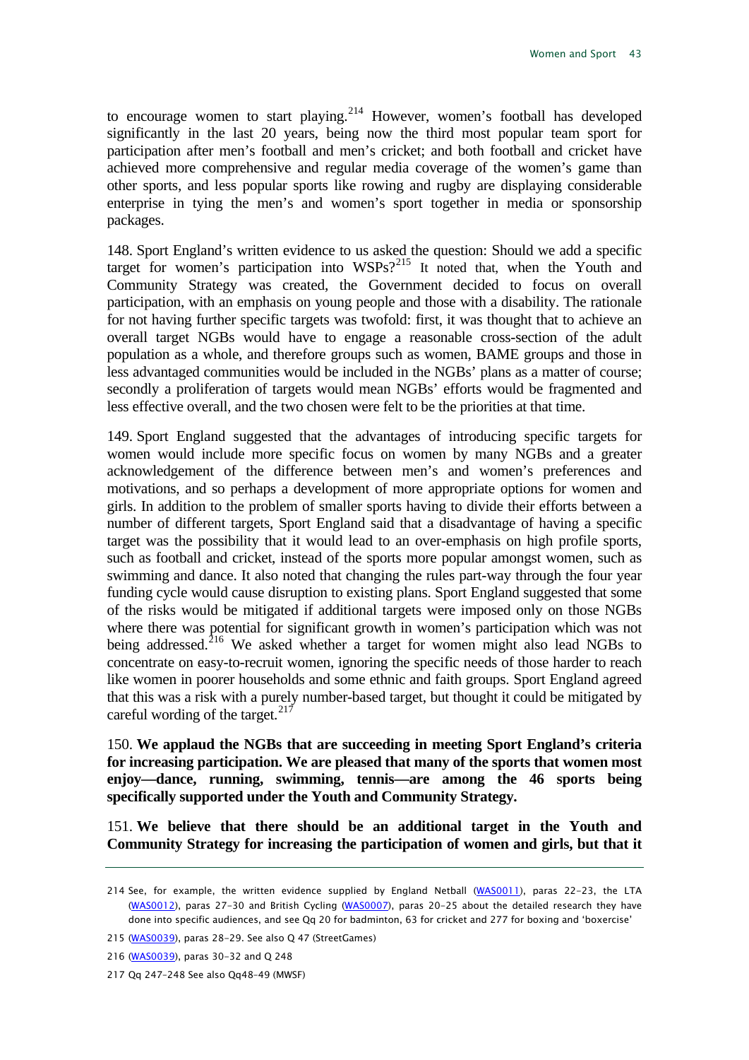to encourage women to start playing.[214] However, women's football has developed significantly in the last 20 years, being now the third most popular team sport for participation after men's football and men's cricket; and both football and cricket have achieved more comprehensive and regular media coverage of the women's game than other sports, and less popular sports like rowing and rugby are displaying considerable enterprise in tying the men's and women's sport together in media or sponsorship packages.

148. Sport England's written evidence to us asked the question: Should we add a specific target for women's participation into WSPs?[215] It noted that, when the Youth and Community Strategy was created, the Government decided to focus on overall participation, with an emphasis on young people and those with a disability. The rationale for not having further specific targets was twofold: first, it was thought that to achieve an overall target NGBs would have to engage a reasonable cross-section of the adult population as a whole, and therefore groups such as women, BAME groups and those in less advantaged communities would be included in the NGBs' plans as a matter of course; secondly a proliferation of targets would mean NGBs' efforts would be fragmented and less effective overall, and the two chosen were felt to be the priorities at that time.

149. Sport England suggested that the advantages of introducing specific targets for women would include more specific focus on women by many NGBs and a greater acknowledgement of the difference between men's and women's preferences and motivations, and so perhaps a development of more appropriate options for women and girls. In addition to the problem of smaller sports having to divide their efforts between a number of different targets, Sport England said that a disadvantage of having a specific target was the possibility that it would lead to an over-emphasis on high profile sports, such as football and cricket, instead of the sports more popular amongst women, such as swimming and dance. It also noted that changing the rules part-way through the four year funding cycle would cause disruption to existing plans. Sport England suggested that some of the risks would be mitigated if additional targets were imposed only on those NGBs where there was potential for significant growth in women's participation which was not being addressed.[216] We asked whether a target for women might also lead NGBs to concentrate on easy-to-recruit women, ignoring the specific needs of those harder to reach like women in poorer households and some ethnic and faith groups. Sport England agreed that this was a risk with a purely number-based target, but thought it could be mitigated by careful wording of the target.[217]

150. **We applaud the NGBs that are succeeding in meeting Sport England's criteria for increasing participation. We are pleased that many of the sports that women most enjoy—dance, running, swimming, tennis—are among the 46 sports being specifically supported under the Youth and Community Strategy.**

151. **We believe that there should be an additional target in the Youth and Community Strategy for increasing the participation of women and girls, but that it**

---

214 See, for example, the written evidence supplied by England Netball (WAS0011), paras 22-23, the LTA (WAS0012), paras 27-30 and British Cycling (WAS0007), paras 20-25 about the detailed research they have done into specific audiences, and see Qq 20 for badminton, 63 for cricket and 277 for boxing and 'boxercise'

215 (WAS0039), paras 28-29. See also Q 47 (StreetGames)

216 (WAS0039), paras 30-32 and Q 248

217 Qq 247-248 See also Qq48-49 (MWSF)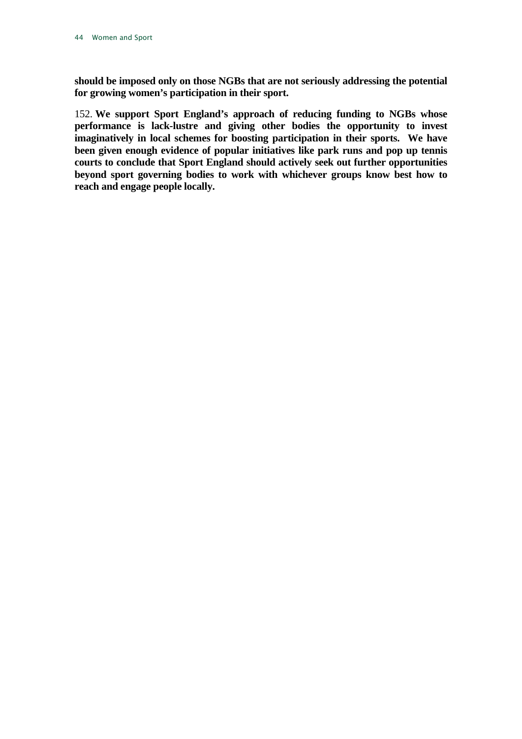**should be imposed only on those NGBs that are not seriously addressing the potential for growing women's participation in their sport.**

152. **We support Sport England's approach of reducing funding to NGBs whose performance is lack-lustre and giving other bodies the opportunity to invest imaginatively in local schemes for boosting participation in their sports. We have been given enough evidence of popular initiatives like park runs and pop up tennis courts to conclude that Sport England should actively seek out further opportunities beyond sport governing bodies to work with whichever groups know best how to reach and engage people locally.**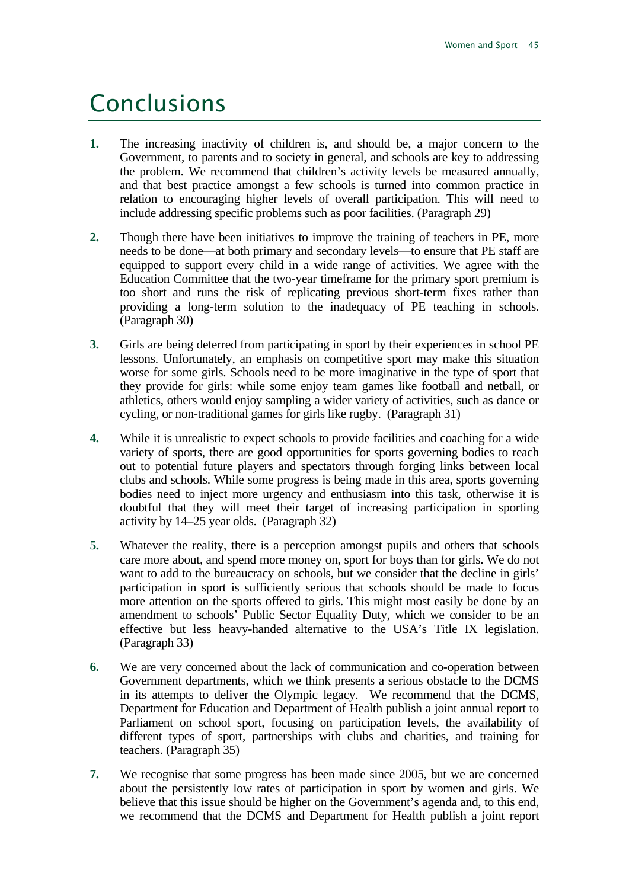# Conclusions

1. The increasing inactivity of children is, and should be, a major concern to the Government, to parents and to society in general, and schools are key to addressing the problem. We recommend that children's activity levels be measured annually, and that best practice amongst a few schools is turned into common practice in relation to encouraging higher levels of overall participation. This will need to include addressing specific problems such as poor facilities. (Paragraph 29)

2. Though there have been initiatives to improve the training of teachers in PE, more needs to be done—at both primary and secondary levels—to ensure that PE staff are equipped to support every child in a wide range of activities. We agree with the Education Committee that the two-year timeframe for the primary sport premium is too short and runs the risk of replicating previous short-term fixes rather than providing a long-term solution to the inadequacy of PE teaching in schools. (Paragraph 30)

3. Girls are being deterred from participating in sport by their experiences in school PE lessons. Unfortunately, an emphasis on competitive sport may make this situation worse for some girls. Schools need to be more imaginative in the type of sport that they provide for girls: while some enjoy team games like football and netball, or athletics, others would enjoy sampling a wider variety of activities, such as dance or cycling, or non-traditional games for girls like rugby. (Paragraph 31)

4. While it is unrealistic to expect schools to provide facilities and coaching for a wide variety of sports, there are good opportunities for sports governing bodies to reach out to potential future players and spectators through forging links between local clubs and schools. While some progress is being made in this area, sports governing bodies need to inject more urgency and enthusiasm into this task, otherwise it is doubtful that they will meet their target of increasing participation in sporting activity by 14–25 year olds. (Paragraph 32)

5. Whatever the reality, there is a perception amongst pupils and others that schools care more about, and spend more money on, sport for boys than for girls. We do not want to add to the bureaucracy on schools, but we consider that the decline in girls' participation in sport is sufficiently serious that schools should be made to focus more attention on the sports offered to girls. This might most easily be done by an amendment to schools' Public Sector Equality Duty, which we consider to be an effective but less heavy-handed alternative to the USA's Title IX legislation. (Paragraph 33)

6. We are very concerned about the lack of communication and co-operation between Government departments, which we think presents a serious obstacle to the DCMS in its attempts to deliver the Olympic legacy. We recommend that the DCMS, Department for Education and Department of Health publish a joint annual report to Parliament on school sport, focusing on participation levels, the availability of different types of sport, partnerships with clubs and charities, and training for teachers. (Paragraph 35)

7. We recognise that some progress has been made since 2005, but we are concerned about the persistently low rates of participation in sport by women and girls. We believe that this issue should be higher on the Government's agenda and, to this end, we recommend that the DCMS and Department for Health publish a joint report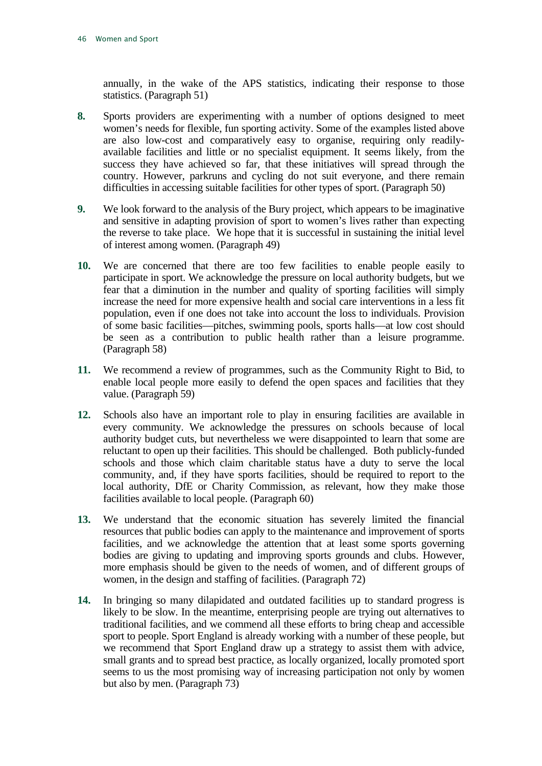annually, in the wake of the APS statistics, indicating their response to those statistics. (Paragraph 51)

**8.** Sports providers are experimenting with a number of options designed to meet women's needs for flexible, fun sporting activity. Some of the examples listed above are also low-cost and comparatively easy to organise, requiring only readily-available facilities and little or no specialist equipment. It seems likely, from the success they have achieved so far, that these initiatives will spread through the country. However, parkruns and cycling do not suit everyone, and there remain difficulties in accessing suitable facilities for other types of sport. (Paragraph 50)

**9.** We look forward to the analysis of the Bury project, which appears to be imaginative and sensitive in adapting provision of sport to women's lives rather than expecting the reverse to take place. We hope that it is successful in sustaining the initial level of interest among women. (Paragraph 49)

**10.** We are concerned that there are too few facilities to enable people easily to participate in sport. We acknowledge the pressure on local authority budgets, but we fear that a diminution in the number and quality of sporting facilities will simply increase the need for more expensive health and social care interventions in a less fit population, even if one does not take into account the loss to individuals. Provision of some basic facilities—pitches, swimming pools, sports halls—at low cost should be seen as a contribution to public health rather than a leisure programme. (Paragraph 58)

**11.** We recommend a review of programmes, such as the Community Right to Bid, to enable local people more easily to defend the open spaces and facilities that they value. (Paragraph 59)

**12.** Schools also have an important role to play in ensuring facilities are available in every community. We acknowledge the pressures on schools because of local authority budget cuts, but nevertheless we were disappointed to learn that some are reluctant to open up their facilities. This should be challenged. Both publicly-funded schools and those which claim charitable status have a duty to serve the local community, and, if they have sports facilities, should be required to report to the local authority, DfE or Charity Commission, as relevant, how they make those facilities available to local people. (Paragraph 60)

**13.** We understand that the economic situation has severely limited the financial resources that public bodies can apply to the maintenance and improvement of sports facilities, and we acknowledge the attention that at least some sports governing bodies are giving to updating and improving sports grounds and clubs. However, more emphasis should be given to the needs of women, and of different groups of women, in the design and staffing of facilities. (Paragraph 72)

**14.** In bringing so many dilapidated and outdated facilities up to standard progress is likely to be slow. In the meantime, enterprising people are trying out alternatives to traditional facilities, and we commend all these efforts to bring cheap and accessible sport to people. Sport England is already working with a number of these people, but we recommend that Sport England draw up a strategy to assist them with advice, small grants and to spread best practice, as locally organized, locally promoted sport seems to us the most promising way of increasing participation not only by women but also by men. (Paragraph 73)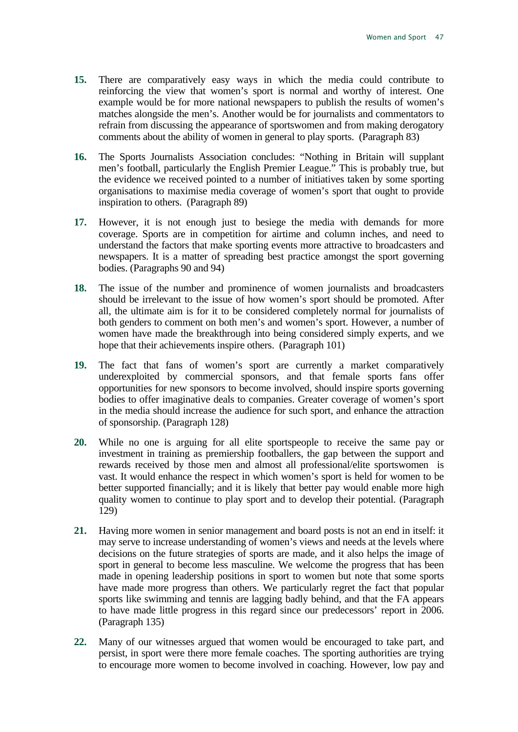**15.** There are comparatively easy ways in which the media could contribute to reinforcing the view that women's sport is normal and worthy of interest. One example would be for more national newspapers to publish the results of women's matches alongside the men's. Another would be for journalists and commentators to refrain from discussing the appearance of sportswomen and from making derogatory comments about the ability of women in general to play sports. (Paragraph 83)

**16.** The Sports Journalists Association concludes: "Nothing in Britain will supplant men's football, particularly the English Premier League." This is probably true, but the evidence we received pointed to a number of initiatives taken by some sporting organisations to maximise media coverage of women's sport that ought to provide inspiration to others. (Paragraph 89)

**17.** However, it is not enough just to besiege the media with demands for more coverage. Sports are in competition for airtime and column inches, and need to understand the factors that make sporting events more attractive to broadcasters and newspapers. It is a matter of spreading best practice amongst the sport governing bodies. (Paragraphs 90 and 94)

**18.** The issue of the number and prominence of women journalists and broadcasters should be irrelevant to the issue of how women's sport should be promoted. After all, the ultimate aim is for it to be considered completely normal for journalists of both genders to comment on both men's and women's sport. However, a number of women have made the breakthrough into being considered simply experts, and we hope that their achievements inspire others. (Paragraph 101)

**19.** The fact that fans of women's sport are currently a market comparatively underexploited by commercial sponsors, and that female sports fans offer opportunities for new sponsors to become involved, should inspire sports governing bodies to offer imaginative deals to companies. Greater coverage of women's sport in the media should increase the audience for such sport, and enhance the attraction of sponsorship. (Paragraph 128)

**20.** While no one is arguing for all elite sportspeople to receive the same pay or investment in training as premiership footballers, the gap between the support and rewards received by those men and almost all professional/elite sportswomen is vast. It would enhance the respect in which women's sport is held for women to be better supported financially; and it is likely that better pay would enable more high quality women to continue to play sport and to develop their potential. (Paragraph 129)

**21.** Having more women in senior management and board posts is not an end in itself: it may serve to increase understanding of women's views and needs at the levels where decisions on the future strategies of sports are made, and it also helps the image of sport in general to become less masculine. We welcome the progress that has been made in opening leadership positions in sport to women but note that some sports have made more progress than others. We particularly regret the fact that popular sports like swimming and tennis are lagging badly behind, and that the FA appears to have made little progress in this regard since our predecessors' report in 2006. (Paragraph 135)

**22.** Many of our witnesses argued that women would be encouraged to take part, and persist, in sport were there more female coaches. The sporting authorities are trying to encourage more women to become involved in coaching. However, low pay and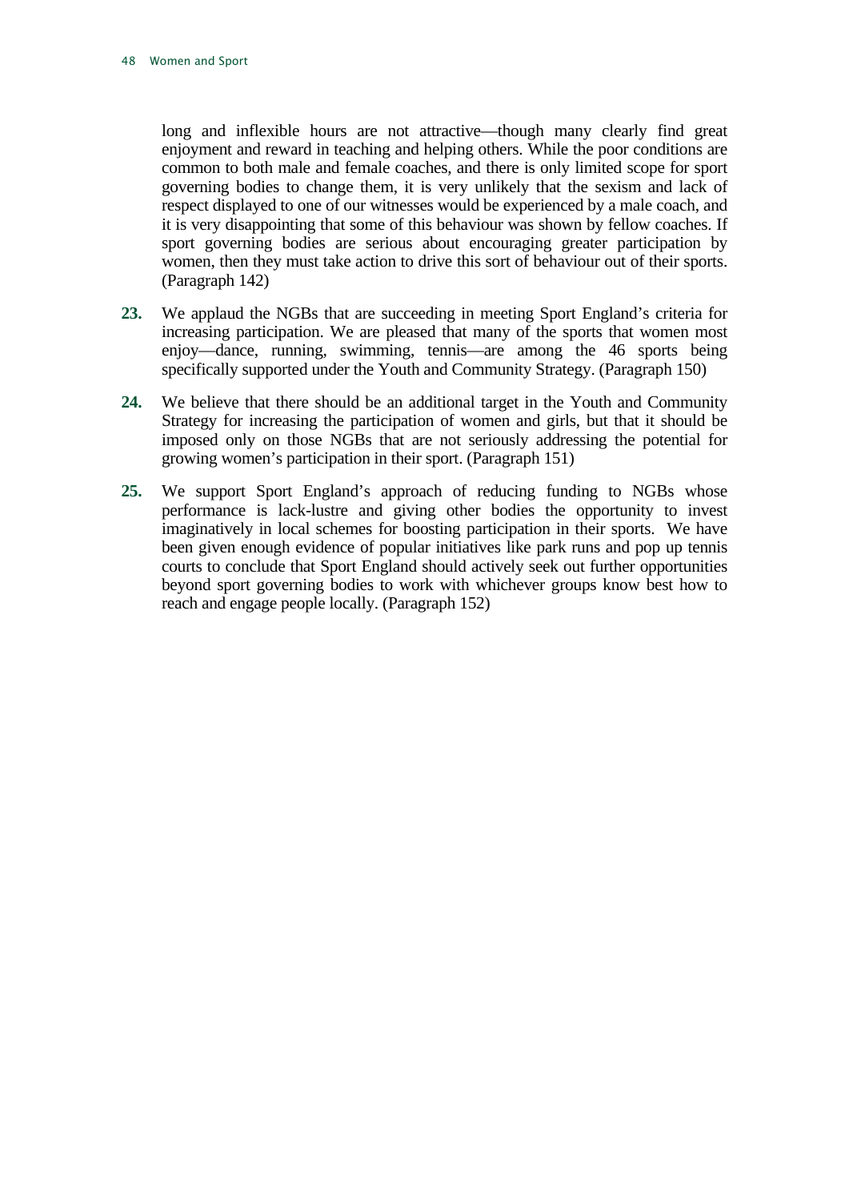long and inflexible hours are not attractive—though many clearly find great enjoyment and reward in teaching and helping others. While the poor conditions are common to both male and female coaches, and there is only limited scope for sport governing bodies to change them, it is very unlikely that the sexism and lack of respect displayed to one of our witnesses would be experienced by a male coach, and it is very disappointing that some of this behaviour was shown by fellow coaches. If sport governing bodies are serious about encouraging greater participation by women, then they must take action to drive this sort of behaviour out of their sports. (Paragraph 142)

**23.** We applaud the NGBs that are succeeding in meeting Sport England's criteria for increasing participation. We are pleased that many of the sports that women most enjoy—dance, running, swimming, tennis—are among the 46 sports being specifically supported under the Youth and Community Strategy. (Paragraph 150)

**24.** We believe that there should be an additional target in the Youth and Community Strategy for increasing the participation of women and girls, but that it should be imposed only on those NGBs that are not seriously addressing the potential for growing women's participation in their sport. (Paragraph 151)

**25.** We support Sport England's approach of reducing funding to NGBs whose performance is lack-lustre and giving other bodies the opportunity to invest imaginatively in local schemes for boosting participation in their sports. We have been given enough evidence of popular initiatives like park runs and pop up tennis courts to conclude that Sport England should actively seek out further opportunities beyond sport governing bodies to work with whichever groups know best how to reach and engage people locally. (Paragraph 152)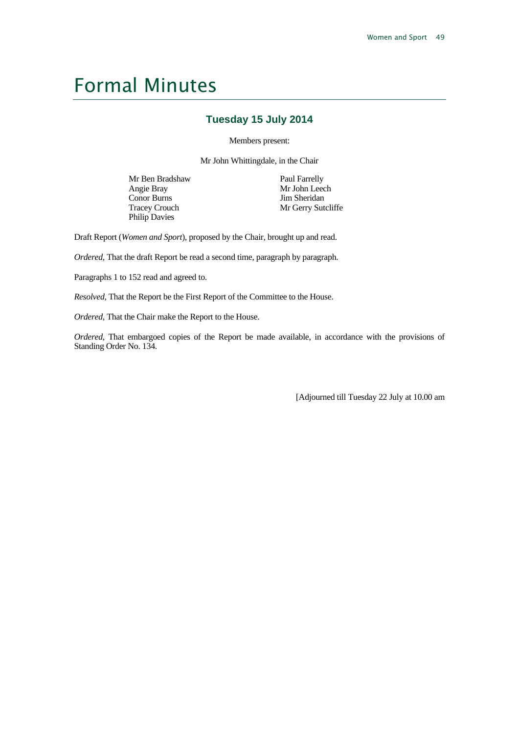# Formal Minutes

## Tuesday 15 July 2014

Members present:

Mr John Whittingdale, in the Chair

Mr Ben Bradshaw
Angie Bray
Conor Burns
Tracey Crouch
Philip Davies
Paul Farrelly
Mr John Leech
Jim Sheridan
Mr Gerry Sutcliffe

Draft Report (*Women and Sport*), proposed by the Chair, brought up and read.

*Ordered*, That the draft Report be read a second time, paragraph by paragraph.

Paragraphs 1 to 152 read and agreed to.

*Resolved*, That the Report be the First Report of the Committee to the House.

*Ordered*, That the Chair make the Report to the House.

*Ordered*, That embargoed copies of the Report be made available, in accordance with the provisions of Standing Order No. 134.

[Adjourned till Tuesday 22 July at 10.00 am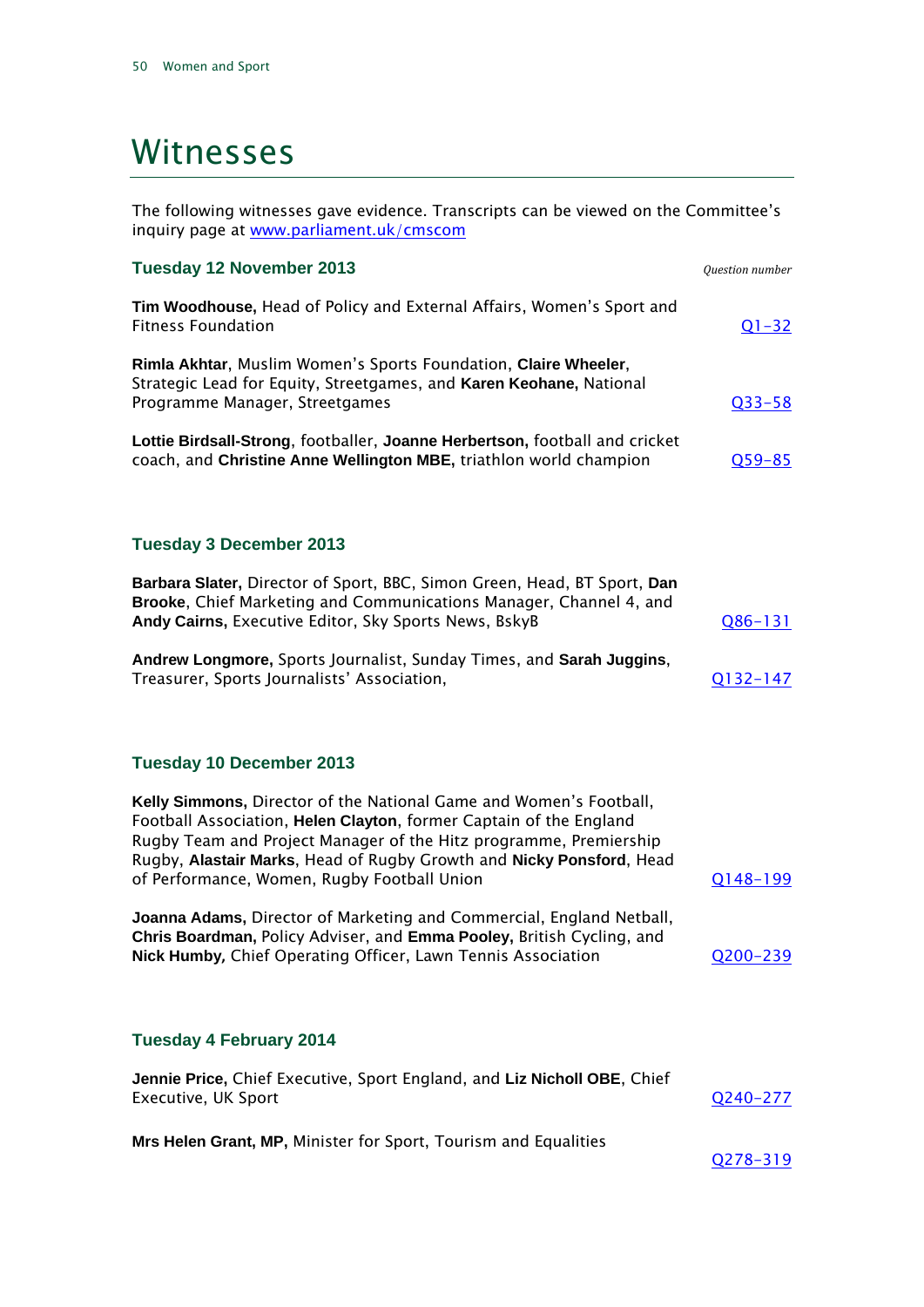# Witnesses

The following witnesses gave evidence. Transcripts can be viewed on the Committee's inquiry page at [www.parliament.uk/cmscom](www.parliament.uk/cmscom)

## Tuesday 12 November 2013

*Question number*

**Tim Woodhouse,** Head of Policy and External Affairs, Women's Sport and Fitness Foundation — Q1–32

**Rimla Akhtar**, Muslim Women's Sports Foundation, **Claire Wheeler**, Strategic Lead for Equity, Streetgames, and **Karen Keohane,** National Programme Manager, Streetgames — Q33–58

**Lottie Birdsall-Strong**, footballer, **Joanne Herbertson,** football and cricket coach, and **Christine Anne Wellington MBE,** triathlon world champion — Q59–85

## Tuesday 3 December 2013

**Barbara Slater,** Director of Sport, BBC, Simon Green, Head, BT Sport, **Dan Brooke**, Chief Marketing and Communications Manager, Channel 4, and **Andy Cairns,** Executive Editor, Sky Sports News, BskyB — Q86–131

**Andrew Longmore,** Sports Journalist, Sunday Times, and **Sarah Juggins**, Treasurer, Sports Journalists' Association, — Q132–147

## Tuesday 10 December 2013

**Kelly Simmons,** Director of the National Game and Women's Football, Football Association, **Helen Clayton**, former Captain of the England Rugby Team and Project Manager of the Hitz programme, Premiership Rugby, **Alastair Marks**, Head of Rugby Growth and **Nicky Ponsford**, Head of Performance, Women, Rugby Football Union — Q148–199

**Joanna Adams,** Director of Marketing and Commercial, England Netball, **Chris Boardman,** Policy Adviser, and **Emma Pooley,** British Cycling, and **Nick Humby***,* Chief Operating Officer, Lawn Tennis Association — Q200–239

## Tuesday 4 February 2014

**Jennie Price,** Chief Executive, Sport England, and **Liz Nicholl OBE**, Chief Executive, UK Sport — Q240–277

**Mrs Helen Grant, MP,** Minister for Sport, Tourism and Equalities — Q278–319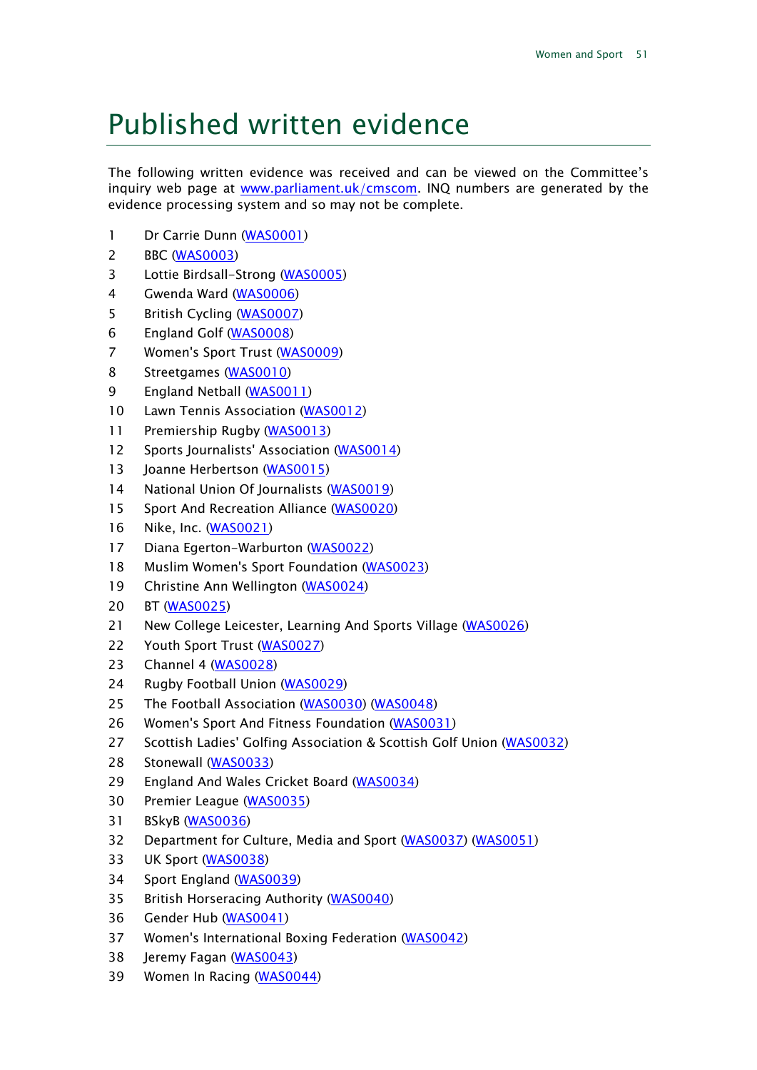# Published written evidence

The following written evidence was received and can be viewed on the Committee's inquiry web page at www.parliament.uk/cmscom. INQ numbers are generated by the evidence processing system and so may not be complete.

1 Dr Carrie Dunn (WAS0001)
2 BBC (WAS0003)
3 Lottie Birdsall-Strong (WAS0005)
4 Gwenda Ward (WAS0006)
5 British Cycling (WAS0007)
6 England Golf (WAS0008)
7 Women's Sport Trust (WAS0009)
8 Streetgames (WAS0010)
9 England Netball (WAS0011)
10 Lawn Tennis Association (WAS0012)
11 Premiership Rugby (WAS0013)
12 Sports Journalists' Association (WAS0014)
13 Joanne Herbertson (WAS0015)
14 National Union Of Journalists (WAS0019)
15 Sport And Recreation Alliance (WAS0020)
16 Nike, Inc. (WAS0021)
17 Diana Egerton-Warburton (WAS0022)
18 Muslim Women's Sport Foundation (WAS0023)
19 Christine Ann Wellington (WAS0024)
20 BT (WAS0025)
21 New College Leicester, Learning And Sports Village (WAS0026)
22 Youth Sport Trust (WAS0027)
23 Channel 4 (WAS0028)
24 Rugby Football Union (WAS0029)
25 The Football Association (WAS0030) (WAS0048)
26 Women's Sport And Fitness Foundation (WAS0031)
27 Scottish Ladies' Golfing Association & Scottish Golf Union (WAS0032)
28 Stonewall (WAS0033)
29 England And Wales Cricket Board (WAS0034)
30 Premier League (WAS0035)
31 BSkyB (WAS0036)
32 Department for Culture, Media and Sport (WAS0037) (WAS0051)
33 UK Sport (WAS0038)
34 Sport England (WAS0039)
35 British Horseracing Authority (WAS0040)
36 Gender Hub (WAS0041)
37 Women's International Boxing Federation (WAS0042)
38 Jeremy Fagan (WAS0043)
39 Women In Racing (WAS0044)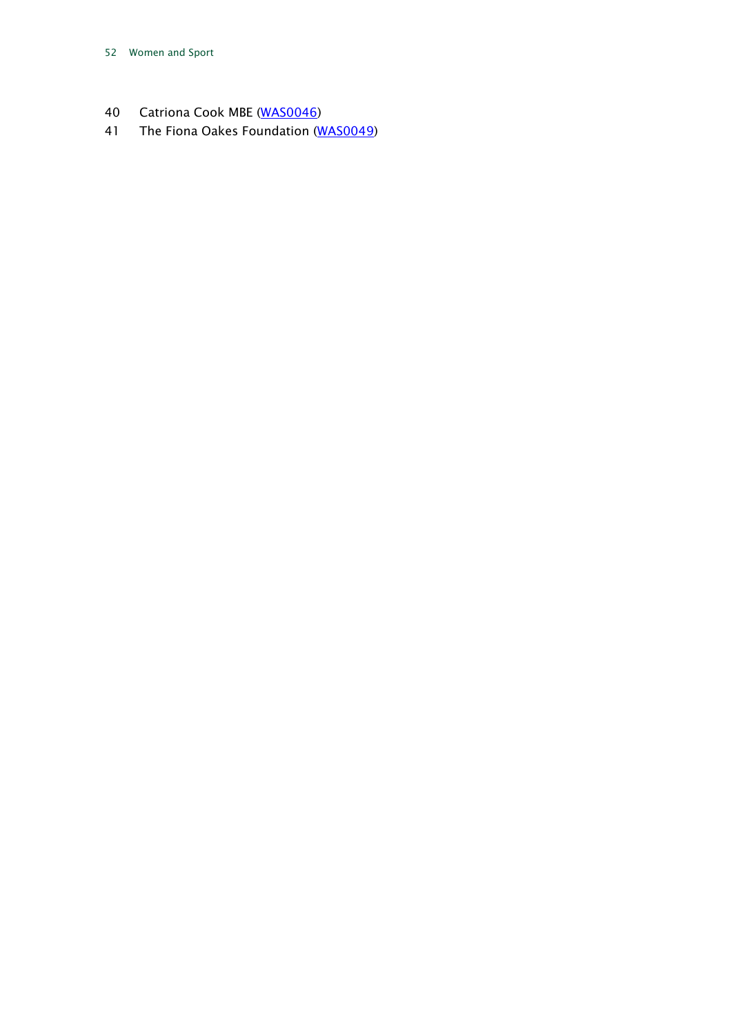40 Catriona Cook MBE (WAS0046)
41 The Fiona Oakes Foundation (WAS0049)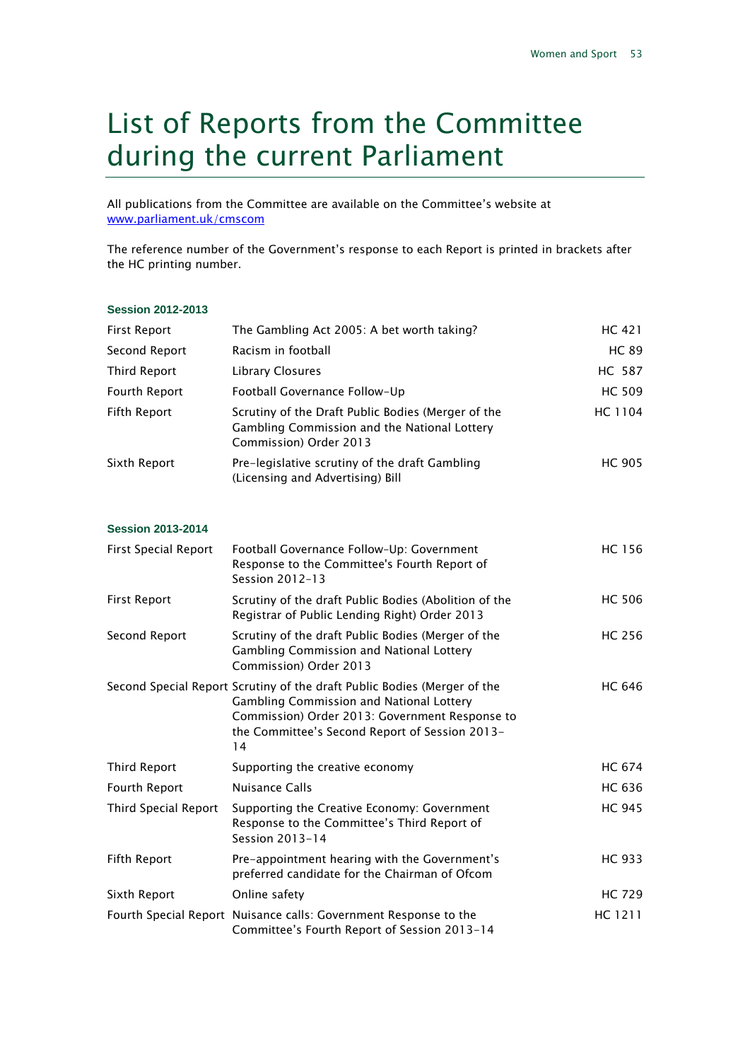# List of Reports from the Committee during the current Parliament

All publications from the Committee are available on the Committee's website at www.parliament.uk/cmscom

The reference number of the Government's response to each Report is printed in brackets after the HC printing number.

### Session 2012-2013

| | | |
|---|---|---|
| First Report | The Gambling Act 2005: A bet worth taking? | HC 421 |
| Second Report | Racism in football | HC 89 |
| Third Report | Library Closures | HC 587 |
| Fourth Report | Football Governance Follow-Up | HC 509 |
| Fifth Report | Scrutiny of the Draft Public Bodies (Merger of the Gambling Commission and the National Lottery Commission) Order 2013 | HC 1104 |
| Sixth Report | Pre-legislative scrutiny of the draft Gambling (Licensing and Advertising) Bill | HC 905 |

### Session 2013-2014

| | | |
|---|---|---|
| First Special Report | Football Governance Follow-Up: Government Response to the Committee's Fourth Report of Session 2012-13 | HC 156 |
| First Report | Scrutiny of the draft Public Bodies (Abolition of the Registrar of Public Lending Right) Order 2013 | HC 506 |
| Second Report | Scrutiny of the draft Public Bodies (Merger of the Gambling Commission and National Lottery Commission) Order 2013 | HC 256 |
| Second Special Report | Scrutiny of the draft Public Bodies (Merger of the Gambling Commission and National Lottery Commission) Order 2013: Government Response to the Committee's Second Report of Session 2013-14 | HC 646 |
| Third Report | Supporting the creative economy | HC 674 |
| Fourth Report | Nuisance Calls | HC 636 |
| Third Special Report | Supporting the Creative Economy: Government Response to the Committee's Third Report of Session 2013-14 | HC 945 |
| Fifth Report | Pre-appointment hearing with the Government's preferred candidate for the Chairman of Ofcom | HC 933 |
| Sixth Report | Online safety | HC 729 |
| Fourth Special Report | Nuisance calls: Government Response to the Committee's Fourth Report of Session 2013-14 | HC 1211 |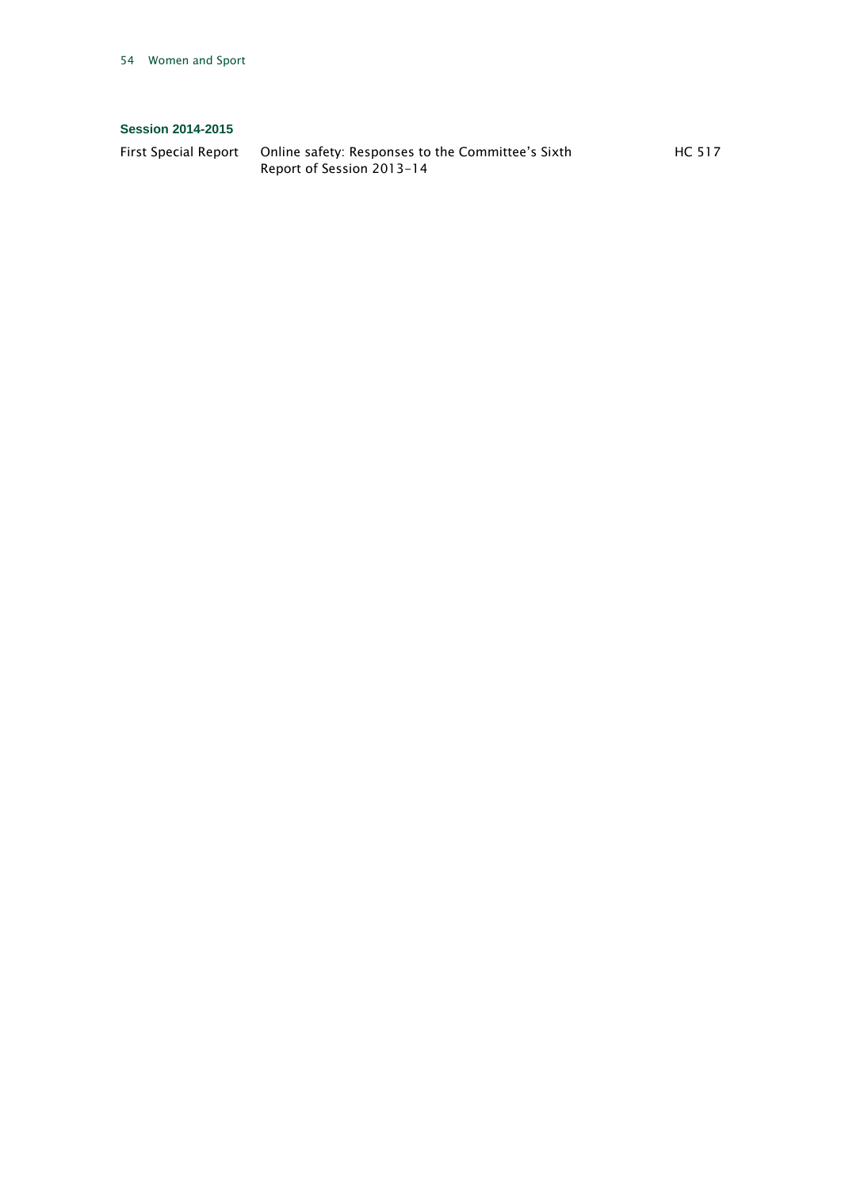**Session 2014-2015**

| | | |
|---|---|---|
| First Special Report | Online safety: Responses to the Committee's Sixth Report of Session 2013–14 | HC 517 |